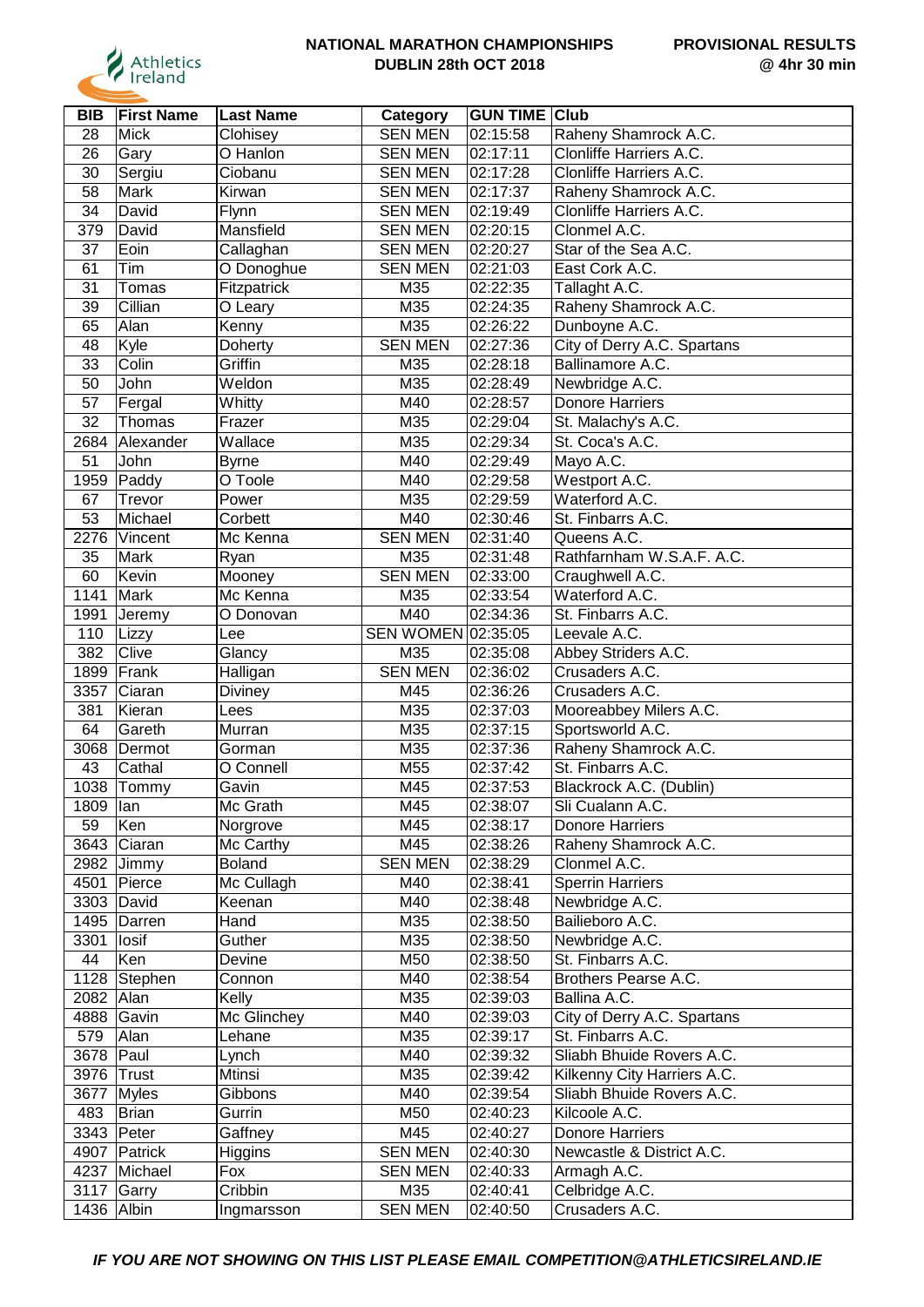**NATIONAL MARATHON CHAMPIONSHIPS**
**DUBLIN 28th OCT 2018**

**PROVISIONAL RESULTS**
**@ 4hr 30 min**

| BIB | First Name | Last Name | Category | GUN TIME | Club |
|---|---|---|---|---|---|
| 28 | Mick | Clohisey | SEN MEN | 02:15:58 | Raheny Shamrock A.C. |
| 26 | Gary | O Hanlon | SEN MEN | 02:17:11 | Clonliffe Harriers A.C. |
| 30 | Sergiu | Ciobanu | SEN MEN | 02:17:28 | Clonliffe Harriers A.C. |
| 58 | Mark | Kirwan | SEN MEN | 02:17:37 | Raheny Shamrock A.C. |
| 34 | David | Flynn | SEN MEN | 02:19:49 | Clonliffe Harriers A.C. |
| 379 | David | Mansfield | SEN MEN | 02:20:15 | Clonmel A.C. |
| 37 | Eoin | Callaghan | SEN MEN | 02:20:27 | Star of the Sea A.C. |
| 61 | Tim | O Donoghue | SEN MEN | 02:21:03 | East Cork A.C. |
| 31 | Tomas | Fitzpatrick | M35 | 02:22:35 | Tallaght A.C. |
| 39 | Cillian | O Leary | M35 | 02:24:35 | Raheny Shamrock A.C. |
| 65 | Alan | Kenny | M35 | 02:26:22 | Dunboyne A.C. |
| 48 | Kyle | Doherty | SEN MEN | 02:27:36 | City of Derry A.C. Spartans |
| 33 | Colin | Griffin | M35 | 02:28:18 | Ballinamore A.C. |
| 50 | John | Weldon | M35 | 02:28:49 | Newbridge A.C. |
| 57 | Fergal | Whitty | M40 | 02:28:57 | Donore Harriers |
| 32 | Thomas | Frazer | M35 | 02:29:04 | St. Malachy's A.C. |
| 2684 | Alexander | Wallace | M35 | 02:29:34 | St. Coca's A.C. |
| 51 | John | Byrne | M40 | 02:29:49 | Mayo A.C. |
| 1959 | Paddy | O Toole | M40 | 02:29:58 | Westport A.C. |
| 67 | Trevor | Power | M35 | 02:29:59 | Waterford A.C. |
| 53 | Michael | Corbett | M40 | 02:30:46 | St. Finbarrs A.C. |
| 2276 | Vincent | Mc Kenna | SEN MEN | 02:31:40 | Queens A.C. |
| 35 | Mark | Ryan | M35 | 02:31:48 | Rathfarnham W.S.A.F. A.C. |
| 60 | Kevin | Mooney | SEN MEN | 02:33:00 | Craughwell A.C. |
| 1141 | Mark | Mc Kenna | M35 | 02:33:54 | Waterford A.C. |
| 1991 | Jeremy | O Donovan | M40 | 02:34:36 | St. Finbarrs A.C. |
| 110 | Lizzy | Lee | SEN WOMEN | 02:35:05 | Leevale A.C. |
| 382 | Clive | Glancy | M35 | 02:35:08 | Abbey Striders A.C. |
| 1899 | Frank | Halligan | SEN MEN | 02:36:02 | Crusaders A.C. |
| 3357 | Ciaran | Diviney | M45 | 02:36:26 | Crusaders A.C. |
| 381 | Kieran | Lees | M35 | 02:37:03 | Mooreabbey Milers A.C. |
| 64 | Gareth | Murran | M35 | 02:37:15 | Sportsworld A.C. |
| 3068 | Dermot | Gorman | M35 | 02:37:36 | Raheny Shamrock A.C. |
| 43 | Cathal | O Connell | M55 | 02:37:42 | St. Finbarrs A.C. |
| 1038 | Tommy | Gavin | M45 | 02:37:53 | Blackrock A.C. (Dublin) |
| 1809 | Ian | Mc Grath | M45 | 02:38:07 | Sli Cualann A.C. |
| 59 | Ken | Norgrove | M45 | 02:38:17 | Donore Harriers |
| 3643 | Ciaran | Mc Carthy | M45 | 02:38:26 | Raheny Shamrock A.C. |
| 2982 | Jimmy | Boland | SEN MEN | 02:38:29 | Clonmel A.C. |
| 4501 | Pierce | Mc Cullagh | M40 | 02:38:41 | Sperrin Harriers |
| 3303 | David | Keenan | M40 | 02:38:48 | Newbridge A.C. |
| 1495 | Darren | Hand | M35 | 02:38:50 | Bailieboro A.C. |
| 3301 | Iosif | Guther | M35 | 02:38:50 | Newbridge A.C. |
| 44 | Ken | Devine | M50 | 02:38:50 | St. Finbarrs A.C. |
| 1128 | Stephen | Connon | M40 | 02:38:54 | Brothers Pearse A.C. |
| 2082 | Alan | Kelly | M35 | 02:39:03 | Ballina A.C. |
| 4888 | Gavin | Mc Glinchey | M40 | 02:39:03 | City of Derry A.C. Spartans |
| 579 | Alan | Lehane | M35 | 02:39:17 | St. Finbarrs A.C. |
| 3678 | Paul | Lynch | M40 | 02:39:32 | Sliabh Bhuide Rovers A.C. |
| 3976 | Trust | Mtinsi | M35 | 02:39:42 | Kilkenny City Harriers A.C. |
| 3677 | Myles | Gibbons | M40 | 02:39:54 | Sliabh Bhuide Rovers A.C. |
| 483 | Brian | Gurrin | M50 | 02:40:23 | Kilcoole A.C. |
| 3343 | Peter | Gaffney | M45 | 02:40:27 | Donore Harriers |
| 4907 | Patrick | Higgins | SEN MEN | 02:40:30 | Newcastle & District A.C. |
| 4237 | Michael | Fox | SEN MEN | 02:40:33 | Armagh A.C. |
| 3117 | Garry | Cribbin | M35 | 02:40:41 | Celbridge A.C. |
| 1436 | Albin | Ingmarsson | SEN MEN | 02:40:50 | Crusaders A.C. |

***IF YOU ARE NOT SHOWING ON THIS LIST PLEASE EMAIL COMPETITION@ATHLETICSIRELAND.IE***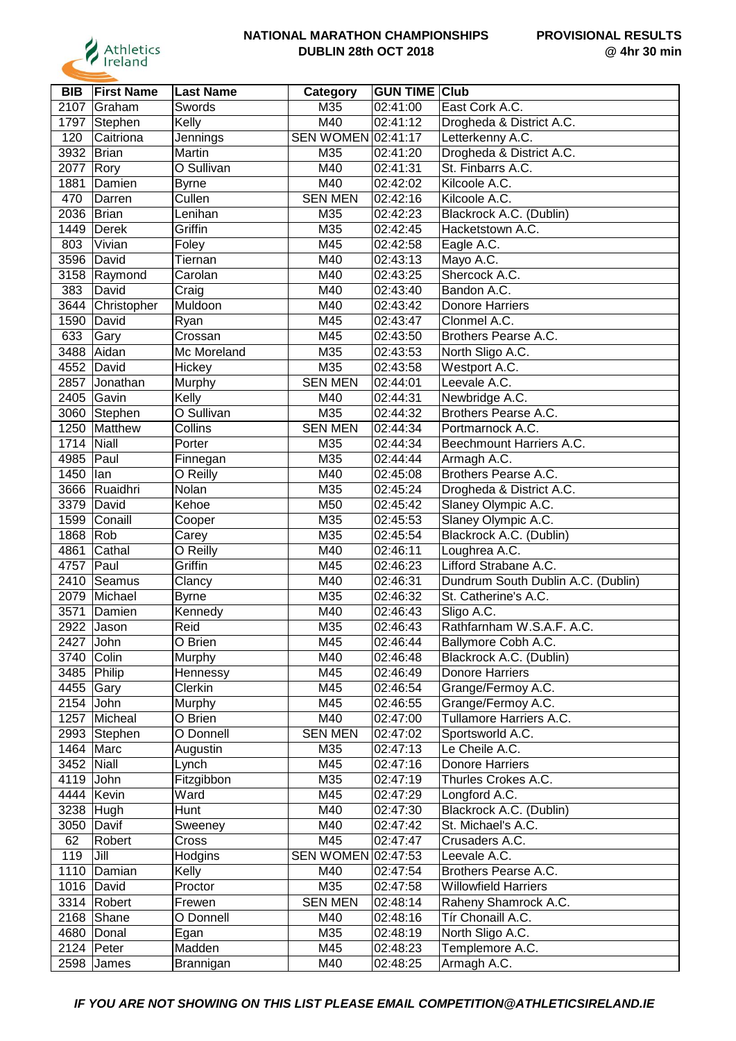**NATIONAL MARATHON CHAMPIONSHIPS**
**DUBLIN 28th OCT 2018**

**PROVISIONAL RESULTS**
**@ 4hr 30 min**

| BIB | First Name | Last Name | Category | GUN TIME | Club |
|---|---|---|---|---|---|
| 2107 | Graham | Swords | M35 | 02:41:00 | East Cork A.C. |
| 1797 | Stephen | Kelly | M40 | 02:41:12 | Drogheda & District A.C. |
| 120 | Caitriona | Jennings | SEN WOMEN | 02:41:17 | Letterkenny A.C. |
| 3932 | Brian | Martin | M35 | 02:41:20 | Drogheda & District A.C. |
| 2077 | Rory | O Sullivan | M40 | 02:41:31 | St. Finbarrs A.C. |
| 1881 | Damien | Byrne | M40 | 02:42:02 | Kilcoole A.C. |
| 470 | Darren | Cullen | SEN MEN | 02:42:16 | Kilcoole A.C. |
| 2036 | Brian | Lenihan | M35 | 02:42:23 | Blackrock A.C. (Dublin) |
| 1449 | Derek | Griffin | M35 | 02:42:45 | Hacketstown A.C. |
| 803 | Vivian | Foley | M45 | 02:42:58 | Eagle A.C. |
| 3596 | David | Tiernan | M40 | 02:43:13 | Mayo A.C. |
| 3158 | Raymond | Carolan | M40 | 02:43:25 | Shercock A.C. |
| 383 | David | Craig | M40 | 02:43:40 | Bandon A.C. |
| 3644 | Christopher | Muldoon | M40 | 02:43:42 | Donore Harriers |
| 1590 | David | Ryan | M45 | 02:43:47 | Clonmel A.C. |
| 633 | Gary | Crossan | M45 | 02:43:50 | Brothers Pearse A.C. |
| 3488 | Aidan | Mc Moreland | M35 | 02:43:53 | North Sligo A.C. |
| 4552 | David | Hickey | M35 | 02:43:58 | Westport A.C. |
| 2857 | Jonathan | Murphy | SEN MEN | 02:44:01 | Leevale A.C. |
| 2405 | Gavin | Kelly | M40 | 02:44:31 | Newbridge A.C. |
| 3060 | Stephen | O Sullivan | M35 | 02:44:32 | Brothers Pearse A.C. |
| 1250 | Matthew | Collins | SEN MEN | 02:44:34 | Portmarnock A.C. |
| 1714 | Niall | Porter | M35 | 02:44:34 | Beechmount Harriers A.C. |
| 4985 | Paul | Finnegan | M35 | 02:44:44 | Armagh A.C. |
| 1450 | Ian | O Reilly | M40 | 02:45:08 | Brothers Pearse A.C. |
| 3666 | Ruaidhri | Nolan | M35 | 02:45:24 | Drogheda & District A.C. |
| 3379 | David | Kehoe | M50 | 02:45:42 | Slaney Olympic A.C. |
| 1599 | Conaill | Cooper | M35 | 02:45:53 | Slaney Olympic A.C. |
| 1868 | Rob | Carey | M35 | 02:45:54 | Blackrock A.C. (Dublin) |
| 4861 | Cathal | O Reilly | M40 | 02:46:11 | Loughrea A.C. |
| 4757 | Paul | Griffin | M45 | 02:46:23 | Lifford Strabane A.C. |
| 2410 | Seamus | Clancy | M40 | 02:46:31 | Dundrum South Dublin A.C. (Dublin) |
| 2079 | Michael | Byrne | M35 | 02:46:32 | St. Catherine's A.C. |
| 3571 | Damien | Kennedy | M40 | 02:46:43 | Sligo A.C. |
| 2922 | Jason | Reid | M35 | 02:46:43 | Rathfarnham W.S.A.F. A.C. |
| 2427 | John | O Brien | M45 | 02:46:44 | Ballymore Cobh A.C. |
| 3740 | Colin | Murphy | M40 | 02:46:48 | Blackrock A.C. (Dublin) |
| 3485 | Philip | Hennessy | M45 | 02:46:49 | Donore Harriers |
| 4455 | Gary | Clerkin | M45 | 02:46:54 | Grange/Fermoy A.C. |
| 2154 | John | Murphy | M45 | 02:46:55 | Grange/Fermoy A.C. |
| 1257 | Micheal | O Brien | M40 | 02:47:00 | Tullamore Harriers A.C. |
| 2993 | Stephen | O Donnell | SEN MEN | 02:47:02 | Sportsworld A.C. |
| 1464 | Marc | Augustin | M35 | 02:47:13 | Le Cheile A.C. |
| 3452 | Niall | Lynch | M45 | 02:47:16 | Donore Harriers |
| 4119 | John | Fitzgibbon | M35 | 02:47:19 | Thurles Crokes A.C. |
| 4444 | Kevin | Ward | M45 | 02:47:29 | Longford A.C. |
| 3238 | Hugh | Hunt | M40 | 02:47:30 | Blackrock A.C. (Dublin) |
| 3050 | Davif | Sweeney | M40 | 02:47:42 | St. Michael's A.C. |
| 62 | Robert | Cross | M45 | 02:47:47 | Crusaders A.C. |
| 119 | Jill | Hodgins | SEN WOMEN | 02:47:53 | Leevale A.C. |
| 1110 | Damian | Kelly | M40 | 02:47:54 | Brothers Pearse A.C. |
| 1016 | David | Proctor | M35 | 02:47:58 | Willowfield Harriers |
| 3314 | Robert | Frewen | SEN MEN | 02:48:14 | Raheny Shamrock A.C. |
| 2168 | Shane | O Donnell | M40 | 02:48:16 | Tír Chonaill A.C. |
| 4680 | Donal | Egan | M35 | 02:48:19 | North Sligo A.C. |
| 2124 | Peter | Madden | M45 | 02:48:23 | Templemore A.C. |
| 2598 | James | Brannigan | M40 | 02:48:25 | Armagh A.C. |

***IF YOU ARE NOT SHOWING ON THIS LIST PLEASE EMAIL COMPETITION@ATHLETICSIRELAND.IE***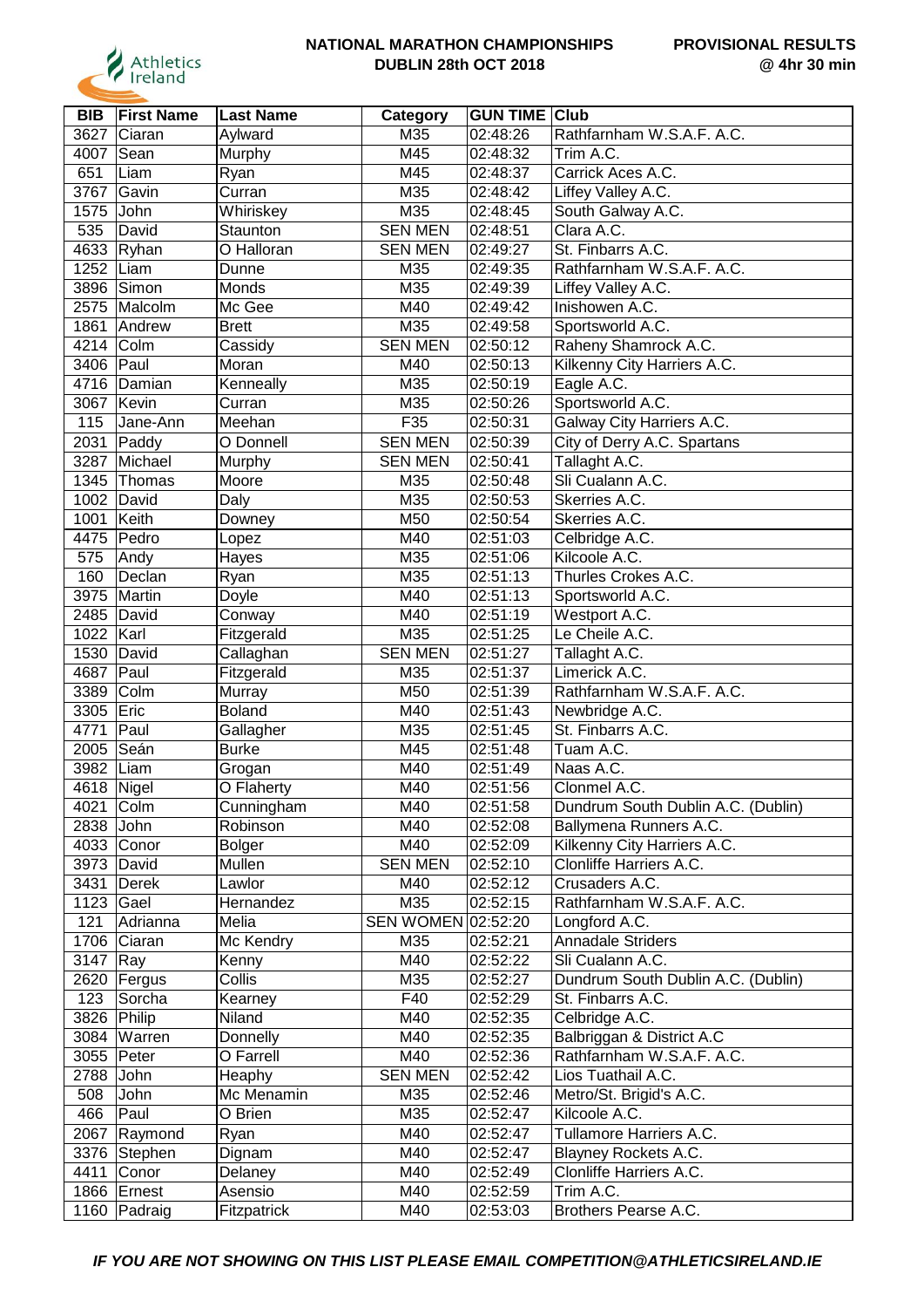**NATIONAL MARATHON CHAMPIONSHIPS**
**DUBLIN 28th OCT 2018**

**PROVISIONAL RESULTS**
**@ 4hr 30 min**

| BIB | First Name | Last Name | Category | GUN TIME | Club |
|---|---|---|---|---|---|
| 3627 | Ciaran | Aylward | M35 | 02:48:26 | Rathfarnham W.S.A.F. A.C. |
| 4007 | Sean | Murphy | M45 | 02:48:32 | Trim A.C. |
| 651 | Liam | Ryan | M45 | 02:48:37 | Carrick Aces A.C. |
| 3767 | Gavin | Curran | M35 | 02:48:42 | Liffey Valley A.C. |
| 1575 | John | Whiriskey | M35 | 02:48:45 | South Galway A.C. |
| 535 | David | Staunton | SEN MEN | 02:48:51 | Clara A.C. |
| 4633 | Ryhan | O Halloran | SEN MEN | 02:49:27 | St. Finbarrs A.C. |
| 1252 | Liam | Dunne | M35 | 02:49:35 | Rathfarnham W.S.A.F. A.C. |
| 3896 | Simon | Monds | M35 | 02:49:39 | Liffey Valley A.C. |
| 2575 | Malcolm | Mc Gee | M40 | 02:49:42 | Inishowen A.C. |
| 1861 | Andrew | Brett | M35 | 02:49:58 | Sportsworld A.C. |
| 4214 | Colm | Cassidy | SEN MEN | 02:50:12 | Raheny Shamrock A.C. |
| 3406 | Paul | Moran | M40 | 02:50:13 | Kilkenny City Harriers A.C. |
| 4716 | Damian | Kenneally | M35 | 02:50:19 | Eagle A.C. |
| 3067 | Kevin | Curran | M35 | 02:50:26 | Sportsworld A.C. |
| 115 | Jane-Ann | Meehan | F35 | 02:50:31 | Galway City Harriers A.C. |
| 2031 | Paddy | O Donnell | SEN MEN | 02:50:39 | City of Derry A.C. Spartans |
| 3287 | Michael | Murphy | SEN MEN | 02:50:41 | Tallaght A.C. |
| 1345 | Thomas | Moore | M35 | 02:50:48 | Sli Cualann A.C. |
| 1002 | David | Daly | M35 | 02:50:53 | Skerries A.C. |
| 1001 | Keith | Downey | M50 | 02:50:54 | Skerries A.C. |
| 4475 | Pedro | Lopez | M40 | 02:51:03 | Celbridge A.C. |
| 575 | Andy | Hayes | M35 | 02:51:06 | Kilcoole A.C. |
| 160 | Declan | Ryan | M35 | 02:51:13 | Thurles Crokes A.C. |
| 3975 | Martin | Doyle | M40 | 02:51:13 | Sportsworld A.C. |
| 2485 | David | Conway | M40 | 02:51:19 | Westport A.C. |
| 1022 | Karl | Fitzgerald | M35 | 02:51:25 | Le Cheile A.C. |
| 1530 | David | Callaghan | SEN MEN | 02:51:27 | Tallaght A.C. |
| 4687 | Paul | Fitzgerald | M35 | 02:51:37 | Limerick A.C. |
| 3389 | Colm | Murray | M50 | 02:51:39 | Rathfarnham W.S.A.F. A.C. |
| 3305 | Eric | Boland | M40 | 02:51:43 | Newbridge A.C. |
| 4771 | Paul | Gallagher | M35 | 02:51:45 | St. Finbarrs A.C. |
| 2005 | Seán | Burke | M45 | 02:51:48 | Tuam A.C. |
| 3982 | Liam | Grogan | M40 | 02:51:49 | Naas A.C. |
| 4618 | Nigel | O Flaherty | M40 | 02:51:56 | Clonmel A.C. |
| 4021 | Colm | Cunningham | M40 | 02:51:58 | Dundrum South Dublin A.C. (Dublin) |
| 2838 | John | Robinson | M40 | 02:52:08 | Ballymena Runners A.C. |
| 4033 | Conor | Bolger | M40 | 02:52:09 | Kilkenny City Harriers A.C. |
| 3973 | David | Mullen | SEN MEN | 02:52:10 | Clonliffe Harriers A.C. |
| 3431 | Derek | Lawlor | M40 | 02:52:12 | Crusaders A.C. |
| 1123 | Gael | Hernandez | M35 | 02:52:15 | Rathfarnham W.S.A.F. A.C. |
| 121 | Adrianna | Melia | SEN WOMEN | 02:52:20 | Longford A.C. |
| 1706 | Ciaran | Mc Kendry | M35 | 02:52:21 | Annadale Striders |
| 3147 | Ray | Kenny | M40 | 02:52:22 | Sli Cualann A.C. |
| 2620 | Fergus | Collis | M35 | 02:52:27 | Dundrum South Dublin A.C. (Dublin) |
| 123 | Sorcha | Kearney | F40 | 02:52:29 | St. Finbarrs A.C. |
| 3826 | Philip | Niland | M40 | 02:52:35 | Celbridge A.C. |
| 3084 | Warren | Donnelly | M40 | 02:52:35 | Balbriggan & District A.C |
| 3055 | Peter | O Farrell | M40 | 02:52:36 | Rathfarnham W.S.A.F. A.C. |
| 2788 | John | Heaphy | SEN MEN | 02:52:42 | Lios Tuathail A.C. |
| 508 | John | Mc Menamin | M35 | 02:52:46 | Metro/St. Brigid's A.C. |
| 466 | Paul | O Brien | M35 | 02:52:47 | Kilcoole A.C. |
| 2067 | Raymond | Ryan | M40 | 02:52:47 | Tullamore Harriers A.C. |
| 3376 | Stephen | Dignam | M40 | 02:52:47 | Blayney Rockets A.C. |
| 4411 | Conor | Delaney | M40 | 02:52:49 | Clonliffe Harriers A.C. |
| 1866 | Ernest | Asensio | M40 | 02:52:59 | Trim A.C. |
| 1160 | Padraig | Fitzpatrick | M40 | 02:53:03 | Brothers Pearse A.C. |

***IF YOU ARE NOT SHOWING ON THIS LIST PLEASE EMAIL COMPETITION@ATHLETICSIRELAND.IE***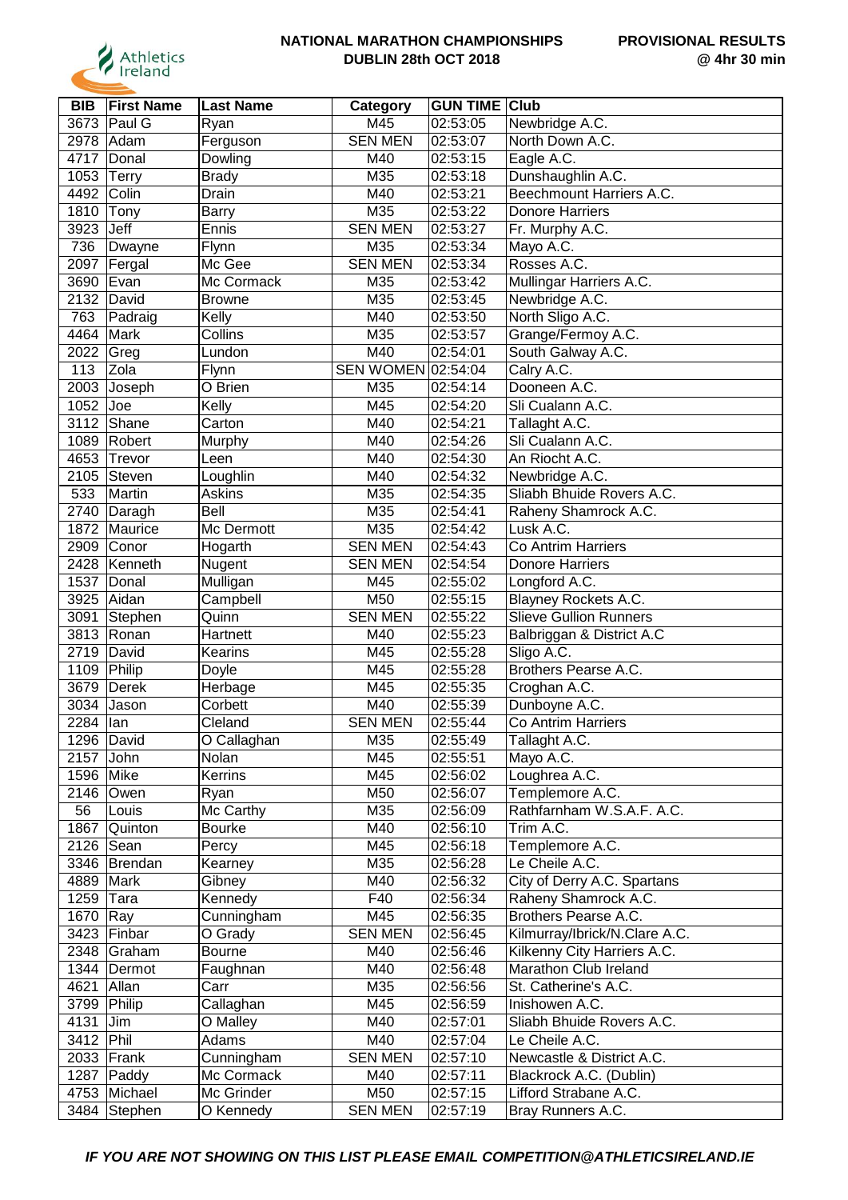**NATIONAL MARATHON CHAMPIONSHIPS**
**DUBLIN 28th OCT 2018**

**PROVISIONAL RESULTS**
**@ 4hr 30 min**

| BIB | First Name | Last Name | Category | GUN TIME | Club |
|---|---|---|---|---|---|
| 3673 | Paul G | Ryan | M45 | 02:53:05 | Newbridge A.C. |
| 2978 | Adam | Ferguson | SEN MEN | 02:53:07 | North Down A.C. |
| 4717 | Donal | Dowling | M40 | 02:53:15 | Eagle A.C. |
| 1053 | Terry | Brady | M35 | 02:53:18 | Dunshaughlin A.C. |
| 4492 | Colin | Drain | M40 | 02:53:21 | Beechmount Harriers A.C. |
| 1810 | Tony | Barry | M35 | 02:53:22 | Donore Harriers |
| 3923 | Jeff | Ennis | SEN MEN | 02:53:27 | Fr. Murphy A.C. |
| 736 | Dwayne | Flynn | M35 | 02:53:34 | Mayo A.C. |
| 2097 | Fergal | Mc Gee | SEN MEN | 02:53:34 | Rosses A.C. |
| 3690 | Evan | Mc Cormack | M35 | 02:53:42 | Mullingar Harriers A.C. |
| 2132 | David | Browne | M35 | 02:53:45 | Newbridge A.C. |
| 763 | Padraig | Kelly | M40 | 02:53:50 | North Sligo A.C. |
| 4464 | Mark | Collins | M35 | 02:53:57 | Grange/Fermoy A.C. |
| 2022 | Greg | Lundon | M40 | 02:54:01 | South Galway A.C. |
| 113 | Zola | Flynn | SEN WOMEN | 02:54:04 | Calry A.C. |
| 2003 | Joseph | O Brien | M35 | 02:54:14 | Dooneen A.C. |
| 1052 | Joe | Kelly | M45 | 02:54:20 | Sli Cualann A.C. |
| 3112 | Shane | Carton | M40 | 02:54:21 | Tallaght A.C. |
| 1089 | Robert | Murphy | M40 | 02:54:26 | Sli Cualann A.C. |
| 4653 | Trevor | Leen | M40 | 02:54:30 | An Riocht A.C. |
| 2105 | Steven | Loughlin | M40 | 02:54:32 | Newbridge A.C. |
| 533 | Martin | Askins | M35 | 02:54:35 | Sliabh Bhuide Rovers A.C. |
| 2740 | Daragh | Bell | M35 | 02:54:41 | Raheny Shamrock A.C. |
| 1872 | Maurice | Mc Dermott | M35 | 02:54:42 | Lusk A.C. |
| 2909 | Conor | Hogarth | SEN MEN | 02:54:43 | Co Antrim Harriers |
| 2428 | Kenneth | Nugent | SEN MEN | 02:54:54 | Donore Harriers |
| 1537 | Donal | Mulligan | M45 | 02:55:02 | Longford A.C. |
| 3925 | Aidan | Campbell | M50 | 02:55:15 | Blayney Rockets A.C. |
| 3091 | Stephen | Quinn | SEN MEN | 02:55:22 | Slieve Gullion Runners |
| 3813 | Ronan | Hartnett | M40 | 02:55:23 | Balbriggan & District A.C |
| 2719 | David | Kearins | M45 | 02:55:28 | Sligo A.C. |
| 1109 | Philip | Doyle | M45 | 02:55:28 | Brothers Pearse A.C. |
| 3679 | Derek | Herbage | M45 | 02:55:35 | Croghan A.C. |
| 3034 | Jason | Corbett | M40 | 02:55:39 | Dunboyne A.C. |
| 2284 | Ian | Cleland | SEN MEN | 02:55:44 | Co Antrim Harriers |
| 1296 | David | O Callaghan | M35 | 02:55:49 | Tallaght A.C. |
| 2157 | John | Nolan | M45 | 02:55:51 | Mayo A.C. |
| 1596 | Mike | Kerrins | M45 | 02:56:02 | Loughrea A.C. |
| 2146 | Owen | Ryan | M50 | 02:56:07 | Templemore A.C. |
| 56 | Louis | Mc Carthy | M35 | 02:56:09 | Rathfarnham W.S.A.F. A.C. |
| 1867 | Quinton | Bourke | M40 | 02:56:10 | Trim A.C. |
| 2126 | Sean | Percy | M45 | 02:56:18 | Templemore A.C. |
| 3346 | Brendan | Kearney | M35 | 02:56:28 | Le Cheile A.C. |
| 4889 | Mark | Gibney | M40 | 02:56:32 | City of Derry A.C. Spartans |
| 1259 | Tara | Kennedy | F40 | 02:56:34 | Raheny Shamrock A.C. |
| 1670 | Ray | Cunningham | M45 | 02:56:35 | Brothers Pearse A.C. |
| 3423 | Finbar | O Grady | SEN MEN | 02:56:45 | Kilmurray/Ibrick/N.Clare A.C. |
| 2348 | Graham | Bourne | M40 | 02:56:46 | Kilkenny City Harriers A.C. |
| 1344 | Dermot | Faughnan | M40 | 02:56:48 | Marathon Club Ireland |
| 4621 | Allan | Carr | M35 | 02:56:56 | St. Catherine's A.C. |
| 3799 | Philip | Callaghan | M45 | 02:56:59 | Inishowen A.C. |
| 4131 | Jim | O Malley | M40 | 02:57:01 | Sliabh Bhuide Rovers A.C. |
| 3412 | Phil | Adams | M40 | 02:57:04 | Le Cheile A.C. |
| 2033 | Frank | Cunningham | SEN MEN | 02:57:10 | Newcastle & District A.C. |
| 1287 | Paddy | Mc Cormack | M40 | 02:57:11 | Blackrock A.C. (Dublin) |
| 4753 | Michael | Mc Grinder | M50 | 02:57:15 | Lifford Strabane A.C. |
| 3484 | Stephen | O Kennedy | SEN MEN | 02:57:19 | Bray Runners A.C. |

*IF YOU ARE NOT SHOWING ON THIS LIST PLEASE EMAIL COMPETITION@ATHLETICSIRELAND.IE*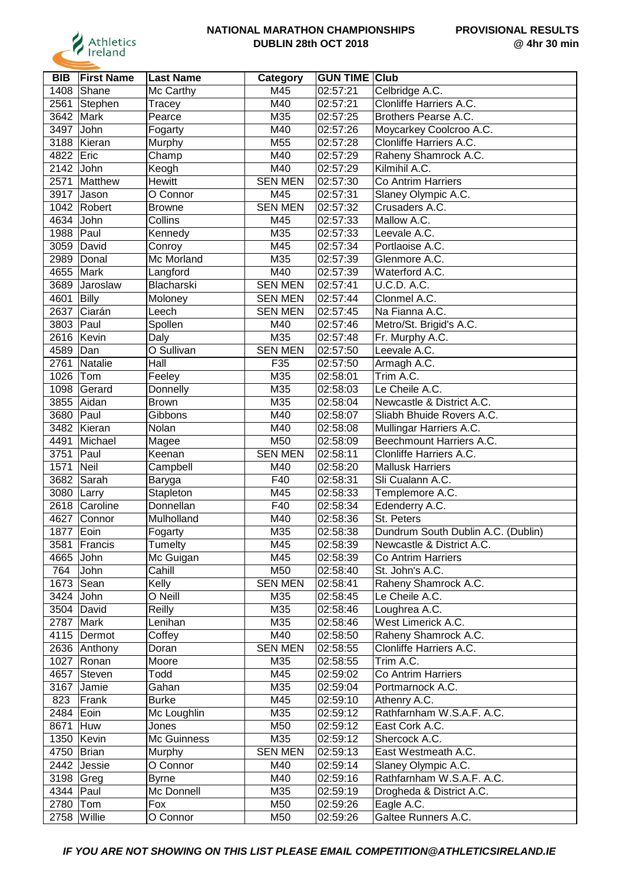NATIONAL MARATHON CHAMPIONSHIPS
DUBLIN 28th OCT 2018

PROVISIONAL RESULTS
@ 4hr 30 min

| BIB | First Name | Last Name | Category | GUN TIME | Club |
|---|---|---|---|---|---|
| 1408 | Shane | Mc Carthy | M45 | 02:57:21 | Celbridge A.C. |
| 2561 | Stephen | Tracey | M40 | 02:57:21 | Clonliffe Harriers A.C. |
| 3642 | Mark | Pearce | M35 | 02:57:25 | Brothers Pearse A.C. |
| 3497 | John | Fogarty | M40 | 02:57:26 | Moycarkey Coolcroo A.C. |
| 3188 | Kieran | Murphy | M55 | 02:57:28 | Clonliffe Harriers A.C. |
| 4822 | Eric | Champ | M40 | 02:57:29 | Raheny Shamrock A.C. |
| 2142 | John | Keogh | M40 | 02:57:29 | Kilmihil A.C. |
| 2571 | Matthew | Hewitt | SEN MEN | 02:57:30 | Co Antrim Harriers |
| 3917 | Jason | O Connor | M45 | 02:57:31 | Slaney Olympic A.C. |
| 1042 | Robert | Browne | SEN MEN | 02:57:32 | Crusaders A.C. |
| 4634 | John | Collins | M45 | 02:57:33 | Mallow A.C. |
| 1988 | Paul | Kennedy | M35 | 02:57:33 | Leevale A.C. |
| 3059 | David | Conroy | M45 | 02:57:34 | Portlaoise A.C. |
| 2989 | Donal | Mc Morland | M35 | 02:57:39 | Glenmore A.C. |
| 4655 | Mark | Langford | M40 | 02:57:39 | Waterford A.C. |
| 3689 | Jaroslaw | Blacharski | SEN MEN | 02:57:41 | U.C.D. A.C. |
| 4601 | Billy | Moloney | SEN MEN | 02:57:44 | Clonmel A.C. |
| 2637 | Ciarán | Leech | SEN MEN | 02:57:45 | Na Fianna A.C. |
| 3803 | Paul | Spollen | M40 | 02:57:46 | Metro/St. Brigid's A.C. |
| 2616 | Kevin | Daly | M35 | 02:57:48 | Fr. Murphy A.C. |
| 4589 | Dan | O Sullivan | SEN MEN | 02:57:50 | Leevale A.C. |
| 2761 | Natalie | Hall | F35 | 02:57:50 | Armagh A.C. |
| 1026 | Tom | Feeley | M35 | 02:58:01 | Trim A.C. |
| 1098 | Gerard | Donnelly | M35 | 02:58:03 | Le Cheile A.C. |
| 3855 | Aidan | Brown | M35 | 02:58:04 | Newcastle & District A.C. |
| 3680 | Paul | Gibbons | M40 | 02:58:07 | Sliabh Bhuide Rovers A.C. |
| 3482 | Kieran | Nolan | M40 | 02:58:08 | Mullingar Harriers A.C. |
| 4491 | Michael | Magee | M50 | 02:58:09 | Beechmount Harriers A.C. |
| 3751 | Paul | Keenan | SEN MEN | 02:58:11 | Clonliffe Harriers A.C. |
| 1571 | Neil | Campbell | M40 | 02:58:20 | Mallusk Harriers |
| 3682 | Sarah | Baryga | F40 | 02:58:31 | Sli Cualann A.C. |
| 3080 | Larry | Stapleton | M45 | 02:58:33 | Templemore A.C. |
| 2618 | Caroline | Donnellan | F40 | 02:58:34 | Edenderry A.C. |
| 4627 | Connor | Mulholland | M40 | 02:58:36 | St. Peters |
| 1877 | Eoin | Fogarty | M35 | 02:58:38 | Dundrum South Dublin A.C. (Dublin) |
| 3581 | Francis | Tumelty | M45 | 02:58:39 | Newcastle & District A.C. |
| 4665 | John | Mc Guigan | M45 | 02:58:39 | Co Antrim Harriers |
| 764 | John | Cahill | M50 | 02:58:40 | St. John's A.C. |
| 1673 | Sean | Kelly | SEN MEN | 02:58:41 | Raheny Shamrock A.C. |
| 3424 | John | O Neill | M35 | 02:58:45 | Le Cheile A.C. |
| 3504 | David | Reilly | M35 | 02:58:46 | Loughrea A.C. |
| 2787 | Mark | Lenihan | M35 | 02:58:46 | West Limerick A.C. |
| 4115 | Dermot | Coffey | M40 | 02:58:50 | Raheny Shamrock A.C. |
| 2636 | Anthony | Doran | SEN MEN | 02:58:55 | Clonliffe Harriers A.C. |
| 1027 | Ronan | Moore | M35 | 02:58:55 | Trim A.C. |
| 4657 | Steven | Todd | M45 | 02:59:02 | Co Antrim Harriers |
| 3167 | Jamie | Gahan | M35 | 02:59:04 | Portmarnock A.C. |
| 823 | Frank | Burke | M45 | 02:59:10 | Athenry A.C. |
| 2484 | Eoin | Mc Loughlin | M35 | 02:59:12 | Rathfarnham W.S.A.F. A.C. |
| 8671 | Huw | Jones | M50 | 02:59:12 | East Cork A.C. |
| 1350 | Kevin | Mc Guinness | M35 | 02:59:12 | Shercock A.C. |
| 4750 | Brian | Murphy | SEN MEN | 02:59:13 | East Westmeath A.C. |
| 2442 | Jessie | O Connor | M40 | 02:59:14 | Slaney Olympic A.C. |
| 3198 | Greg | Byrne | M40 | 02:59:16 | Rathfarnham W.S.A.F. A.C. |
| 4344 | Paul | Mc Donnell | M35 | 02:59:19 | Drogheda & District A.C. |
| 2780 | Tom | Fox | M50 | 02:59:26 | Eagle A.C. |
| 2758 | Willie | O Connor | M50 | 02:59:26 | Galtee Runners A.C. |

***IF YOU ARE NOT SHOWING ON THIS LIST PLEASE EMAIL COMPETITION@ATHLETICSIRELAND.IE***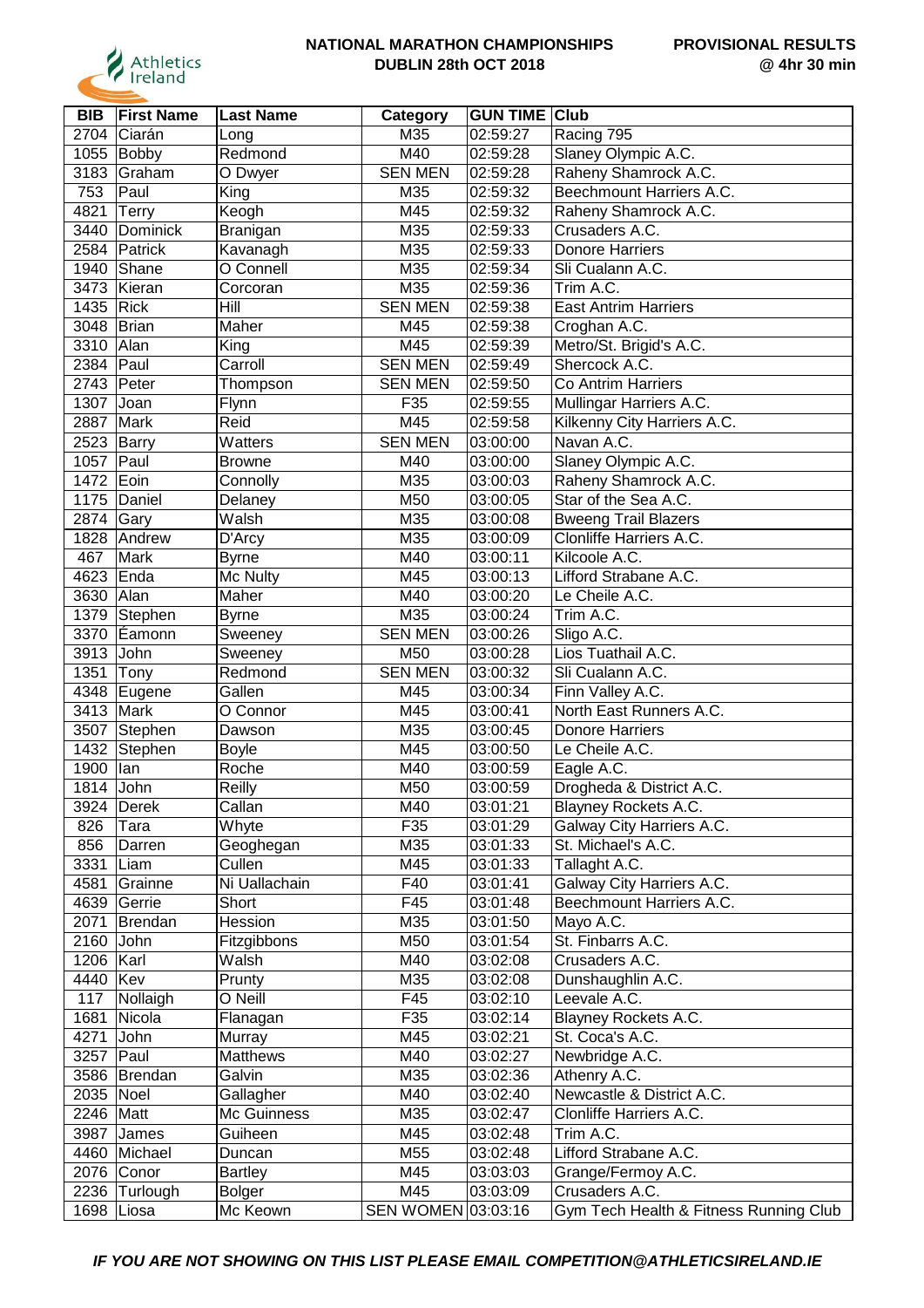**NATIONAL MARATHON CHAMPIONSHIPS**
**DUBLIN 28th OCT 2018**

**PROVISIONAL RESULTS**
**@ 4hr 30 min**

| BIB | First Name | Last Name | Category | GUN TIME | Club |
|---|---|---|---|---|---|
| 2704 | Ciarán | Long | M35 | 02:59:27 | Racing 795 |
| 1055 | Bobby | Redmond | M40 | 02:59:28 | Slaney Olympic A.C. |
| 3183 | Graham | O Dwyer | SEN MEN | 02:59:28 | Raheny Shamrock A.C. |
| 753 | Paul | King | M35 | 02:59:32 | Beechmount Harriers A.C. |
| 4821 | Terry | Keogh | M45 | 02:59:32 | Raheny Shamrock A.C. |
| 3440 | Dominick | Branigan | M35 | 02:59:33 | Crusaders A.C. |
| 2584 | Patrick | Kavanagh | M35 | 02:59:33 | Donore Harriers |
| 1940 | Shane | O Connell | M35 | 02:59:34 | Sli Cualann A.C. |
| 3473 | Kieran | Corcoran | M35 | 02:59:36 | Trim A.C. |
| 1435 | Rick | Hill | SEN MEN | 02:59:38 | East Antrim Harriers |
| 3048 | Brian | Maher | M45 | 02:59:38 | Croghan A.C. |
| 3310 | Alan | King | M45 | 02:59:39 | Metro/St. Brigid's A.C. |
| 2384 | Paul | Carroll | SEN MEN | 02:59:49 | Shercock A.C. |
| 2743 | Peter | Thompson | SEN MEN | 02:59:50 | Co Antrim Harriers |
| 1307 | Joan | Flynn | F35 | 02:59:55 | Mullingar Harriers A.C. |
| 2887 | Mark | Reid | M45 | 02:59:58 | Kilkenny City Harriers A.C. |
| 2523 | Barry | Watters | SEN MEN | 03:00:00 | Navan A.C. |
| 1057 | Paul | Browne | M40 | 03:00:00 | Slaney Olympic A.C. |
| 1472 | Eoin | Connolly | M35 | 03:00:03 | Raheny Shamrock A.C. |
| 1175 | Daniel | Delaney | M50 | 03:00:05 | Star of the Sea A.C. |
| 2874 | Gary | Walsh | M35 | 03:00:08 | Bweeng Trail Blazers |
| 1828 | Andrew | D'Arcy | M35 | 03:00:09 | Clonliffe Harriers A.C. |
| 467 | Mark | Byrne | M40 | 03:00:11 | Kilcoole A.C. |
| 4623 | Enda | Mc Nulty | M45 | 03:00:13 | Lifford Strabane A.C. |
| 3630 | Alan | Maher | M40 | 03:00:20 | Le Cheile A.C. |
| 1379 | Stephen | Byrne | M35 | 03:00:24 | Trim A.C. |
| 3370 | Éamonn | Sweeney | SEN MEN | 03:00:26 | Sligo A.C. |
| 3913 | John | Sweeney | M50 | 03:00:28 | Lios Tuathail A.C. |
| 1351 | Tony | Redmond | SEN MEN | 03:00:32 | Sli Cualann A.C. |
| 4348 | Eugene | Gallen | M45 | 03:00:34 | Finn Valley A.C. |
| 3413 | Mark | O Connor | M45 | 03:00:41 | North East Runners A.C. |
| 3507 | Stephen | Dawson | M35 | 03:00:45 | Donore Harriers |
| 1432 | Stephen | Boyle | M45 | 03:00:50 | Le Cheile A.C. |
| 1900 | Ian | Roche | M40 | 03:00:59 | Eagle A.C. |
| 1814 | John | Reilly | M50 | 03:00:59 | Drogheda & District A.C. |
| 3924 | Derek | Callan | M40 | 03:01:21 | Blayney Rockets A.C. |
| 826 | Tara | Whyte | F35 | 03:01:29 | Galway City Harriers A.C. |
| 856 | Darren | Geoghegan | M35 | 03:01:33 | St. Michael's A.C. |
| 3331 | Liam | Cullen | M45 | 03:01:33 | Tallaght A.C. |
| 4581 | Grainne | Ni Uallachain | F40 | 03:01:41 | Galway City Harriers A.C. |
| 4639 | Gerrie | Short | F45 | 03:01:48 | Beechmount Harriers A.C. |
| 2071 | Brendan | Hession | M35 | 03:01:50 | Mayo A.C. |
| 2160 | John | Fitzgibbons | M50 | 03:01:54 | St. Finbarrs A.C. |
| 1206 | Karl | Walsh | M40 | 03:02:08 | Crusaders A.C. |
| 4440 | Kev | Prunty | M35 | 03:02:08 | Dunshaughlin A.C. |
| 117 | Nollaigh | O Neill | F45 | 03:02:10 | Leevale A.C. |
| 1681 | Nicola | Flanagan | F35 | 03:02:14 | Blayney Rockets A.C. |
| 4271 | John | Murray | M45 | 03:02:21 | St. Coca's A.C. |
| 3257 | Paul | Matthews | M40 | 03:02:27 | Newbridge A.C. |
| 3586 | Brendan | Galvin | M35 | 03:02:36 | Athenry A.C. |
| 2035 | Noel | Gallagher | M40 | 03:02:40 | Newcastle & District A.C. |
| 2246 | Matt | Mc Guinness | M35 | 03:02:47 | Clonliffe Harriers A.C. |
| 3987 | James | Guiheen | M45 | 03:02:48 | Trim A.C. |
| 4460 | Michael | Duncan | M55 | 03:02:48 | Lifford Strabane A.C. |
| 2076 | Conor | Bartley | M45 | 03:03:03 | Grange/Fermoy A.C. |
| 2236 | Turlough | Bolger | M45 | 03:03:09 | Crusaders A.C. |
| 1698 | Liosa | Mc Keown | SEN WOMEN | 03:03:16 | Gym Tech Health & Fitness Running Club |

***IF YOU ARE NOT SHOWING ON THIS LIST PLEASE EMAIL COMPETITION@ATHLETICSIRELAND.IE***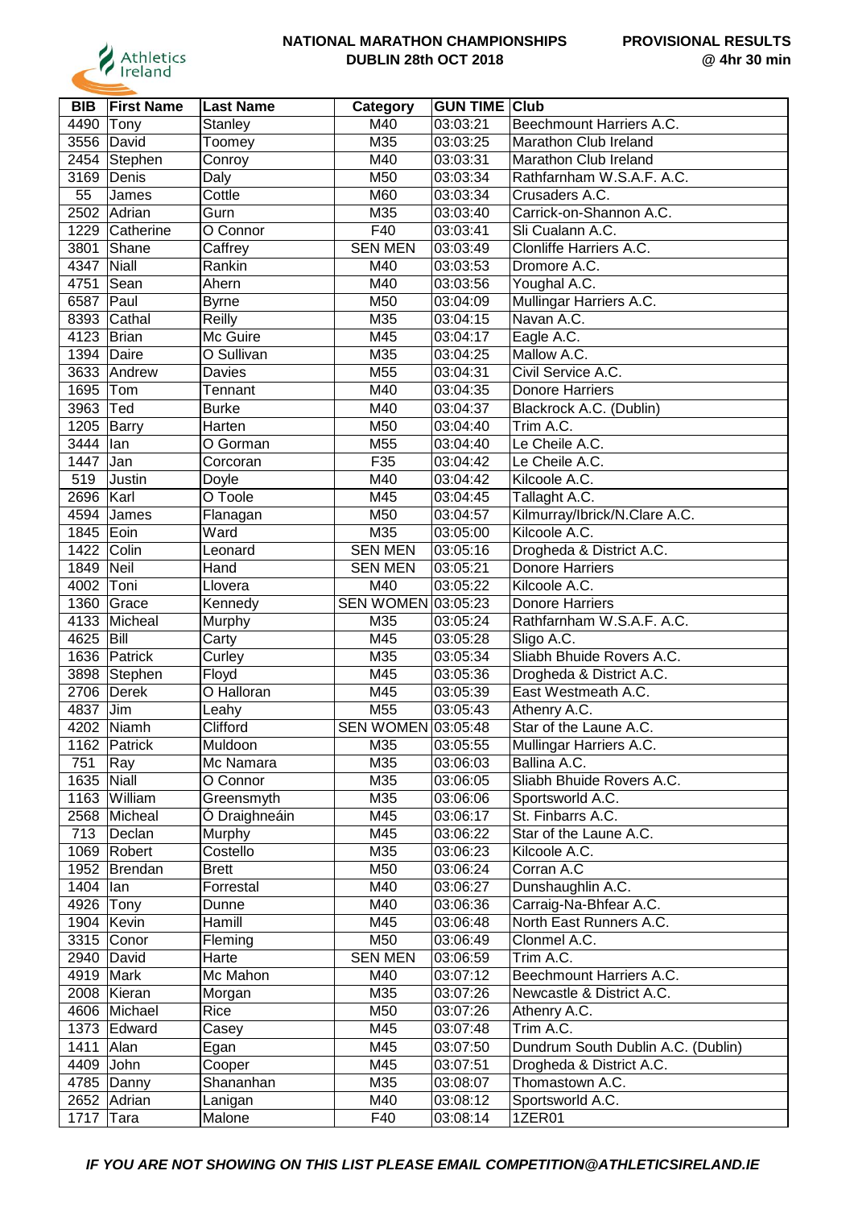**NATIONAL MARATHON CHAMPIONSHIPS**
**DUBLIN 28th OCT 2018**

**PROVISIONAL RESULTS**
**@ 4hr 30 min**

| BIB | First Name | Last Name | Category | GUN TIME | Club |
|---|---|---|---|---|---|
| 4490 | Tony | Stanley | M40 | 03:03:21 | Beechmount Harriers A.C. |
| 3556 | David | Toomey | M35 | 03:03:25 | Marathon Club Ireland |
| 2454 | Stephen | Conroy | M40 | 03:03:31 | Marathon Club Ireland |
| 3169 | Denis | Daly | M50 | 03:03:34 | Rathfarnham W.S.A.F. A.C. |
| 55 | James | Cottle | M60 | 03:03:34 | Crusaders A.C. |
| 2502 | Adrian | Gurn | M35 | 03:03:40 | Carrick-on-Shannon A.C. |
| 1229 | Catherine | O Connor | F40 | 03:03:41 | Sli Cualann A.C. |
| 3801 | Shane | Caffrey | SEN MEN | 03:03:49 | Clonliffe Harriers A.C. |
| 4347 | Niall | Rankin | M40 | 03:03:53 | Dromore A.C. |
| 4751 | Sean | Ahern | M40 | 03:03:56 | Youghal A.C. |
| 6587 | Paul | Byrne | M50 | 03:04:09 | Mullingar Harriers A.C. |
| 8393 | Cathal | Reilly | M35 | 03:04:15 | Navan A.C. |
| 4123 | Brian | Mc Guire | M45 | 03:04:17 | Eagle A.C. |
| 1394 | Daire | O Sullivan | M35 | 03:04:25 | Mallow A.C. |
| 3633 | Andrew | Davies | M55 | 03:04:31 | Civil Service A.C. |
| 1695 | Tom | Tennant | M40 | 03:04:35 | Donore Harriers |
| 3963 | Ted | Burke | M40 | 03:04:37 | Blackrock A.C. (Dublin) |
| 1205 | Barry | Harten | M50 | 03:04:40 | Trim A.C. |
| 3444 | Ian | O Gorman | M55 | 03:04:40 | Le Cheile A.C. |
| 1447 | Jan | Corcoran | F35 | 03:04:42 | Le Cheile A.C. |
| 519 | Justin | Doyle | M40 | 03:04:42 | Kilcoole A.C. |
| 2696 | Karl | O Toole | M45 | 03:04:45 | Tallaght A.C. |
| 4594 | James | Flanagan | M50 | 03:04:57 | Kilmurray/Ibrick/N.Clare A.C. |
| 1845 | Eoin | Ward | M35 | 03:05:00 | Kilcoole A.C. |
| 1422 | Colin | Leonard | SEN MEN | 03:05:16 | Drogheda & District A.C. |
| 1849 | Neil | Hand | SEN MEN | 03:05:21 | Donore Harriers |
| 4002 | Toni | Llovera | M40 | 03:05:22 | Kilcoole A.C. |
| 1360 | Grace | Kennedy | SEN WOMEN | 03:05:23 | Donore Harriers |
| 4133 | Micheal | Murphy | M35 | 03:05:24 | Rathfarnham W.S.A.F. A.C. |
| 4625 | Bill | Carty | M45 | 03:05:28 | Sligo A.C. |
| 1636 | Patrick | Curley | M35 | 03:05:34 | Sliabh Bhuide Rovers A.C. |
| 3898 | Stephen | Floyd | M45 | 03:05:36 | Drogheda & District A.C. |
| 2706 | Derek | O Halloran | M45 | 03:05:39 | East Westmeath A.C. |
| 4837 | Jim | Leahy | M55 | 03:05:43 | Athenry A.C. |
| 4202 | Niamh | Clifford | SEN WOMEN | 03:05:48 | Star of the Laune A.C. |
| 1162 | Patrick | Muldoon | M35 | 03:05:55 | Mullingar Harriers A.C. |
| 751 | Ray | Mc Namara | M35 | 03:06:03 | Ballina A.C. |
| 1635 | Niall | O Connor | M35 | 03:06:05 | Sliabh Bhuide Rovers A.C. |
| 1163 | William | Greensmyth | M35 | 03:06:06 | Sportsworld A.C. |
| 2568 | Micheal | Ó Draighneáin | M45 | 03:06:17 | St. Finbarrs A.C. |
| 713 | Declan | Murphy | M45 | 03:06:22 | Star of the Laune A.C. |
| 1069 | Robert | Costello | M35 | 03:06:23 | Kilcoole A.C. |
| 1952 | Brendan | Brett | M50 | 03:06:24 | Corran A.C |
| 1404 | Ian | Forrestal | M40 | 03:06:27 | Dunshaughlin A.C. |
| 4926 | Tony | Dunne | M40 | 03:06:36 | Carraig-Na-Bhfear A.C. |
| 1904 | Kevin | Hamill | M45 | 03:06:48 | North East Runners A.C. |
| 3315 | Conor | Fleming | M50 | 03:06:49 | Clonmel A.C. |
| 2940 | David | Harte | SEN MEN | 03:06:59 | Trim A.C. |
| 4919 | Mark | Mc Mahon | M40 | 03:07:12 | Beechmount Harriers A.C. |
| 2008 | Kieran | Morgan | M35 | 03:07:26 | Newcastle & District A.C. |
| 4606 | Michael | Rice | M50 | 03:07:26 | Athenry A.C. |
| 1373 | Edward | Casey | M45 | 03:07:48 | Trim A.C. |
| 1411 | Alan | Egan | M45 | 03:07:50 | Dundrum South Dublin A.C. (Dublin) |
| 4409 | John | Cooper | M45 | 03:07:51 | Drogheda & District A.C. |
| 4785 | Danny | Shananhan | M35 | 03:08:07 | Thomastown A.C. |
| 2652 | Adrian | Lanigan | M40 | 03:08:12 | Sportsworld A.C. |
| 1717 | Tara | Malone | F40 | 03:08:14 | 1ZER01 |

***IF YOU ARE NOT SHOWING ON THIS LIST PLEASE EMAIL COMPETITION@ATHLETICSIRELAND.IE***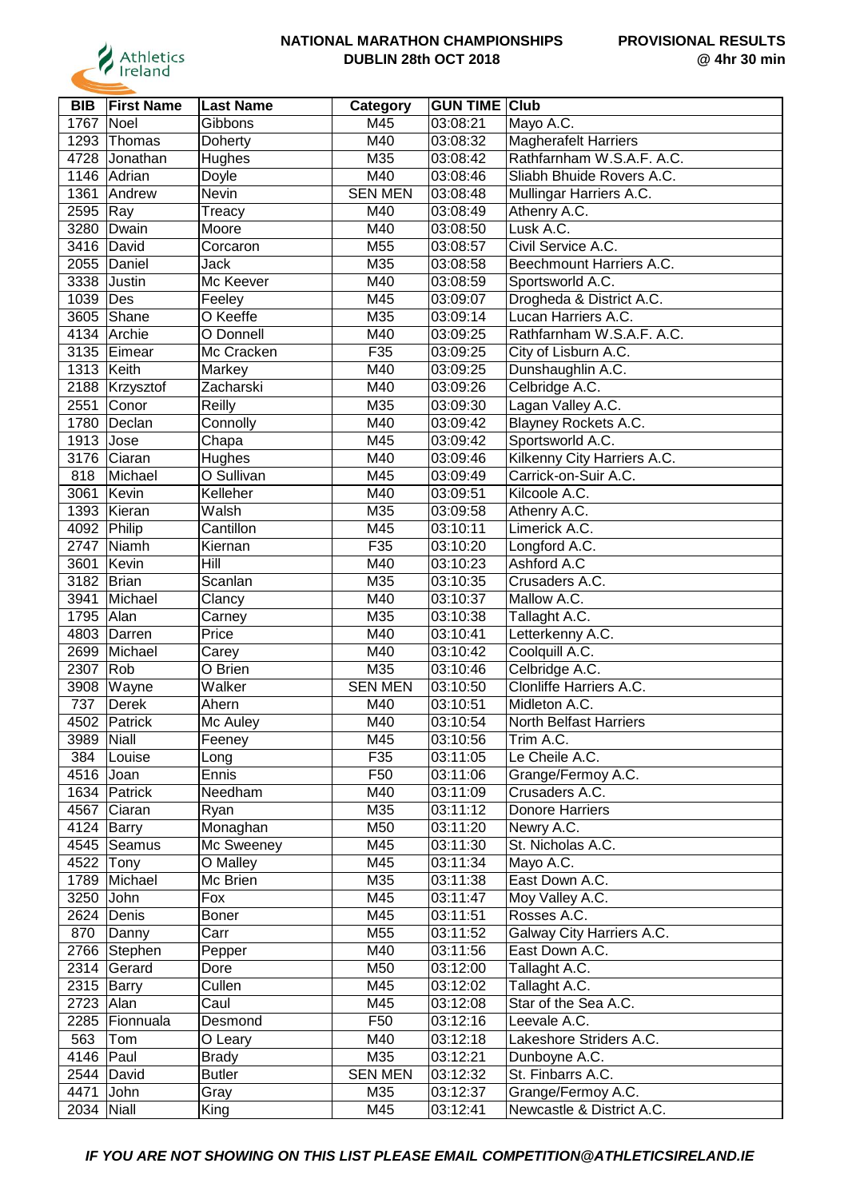**NATIONAL MARATHON CHAMPIONSHIPS**
**DUBLIN 28th OCT 2018**

**PROVISIONAL RESULTS**
**@ 4hr 30 min**

| BIB | First Name | Last Name | Category | GUN TIME | Club |
|---|---|---|---|---|---|
| 1767 | Noel | Gibbons | M45 | 03:08:21 | Mayo A.C. |
| 1293 | Thomas | Doherty | M40 | 03:08:32 | Magherafelt Harriers |
| 4728 | Jonathan | Hughes | M35 | 03:08:42 | Rathfarnham W.S.A.F. A.C. |
| 1146 | Adrian | Doyle | M40 | 03:08:46 | Sliabh Bhuide Rovers A.C. |
| 1361 | Andrew | Nevin | SEN MEN | 03:08:48 | Mullingar Harriers A.C. |
| 2595 | Ray | Treacy | M40 | 03:08:49 | Athenry A.C. |
| 3280 | Dwain | Moore | M40 | 03:08:50 | Lusk A.C. |
| 3416 | David | Corcaron | M55 | 03:08:57 | Civil Service A.C. |
| 2055 | Daniel | Jack | M35 | 03:08:58 | Beechmount Harriers A.C. |
| 3338 | Justin | Mc Keever | M40 | 03:08:59 | Sportsworld A.C. |
| 1039 | Des | Feeley | M45 | 03:09:07 | Drogheda & District A.C. |
| 3605 | Shane | O Keeffe | M35 | 03:09:14 | Lucan Harriers A.C. |
| 4134 | Archie | O Donnell | M40 | 03:09:25 | Rathfarnham W.S.A.F. A.C. |
| 3135 | Eimear | Mc Cracken | F35 | 03:09:25 | City of Lisburn A.C. |
| 1313 | Keith | Markey | M40 | 03:09:25 | Dunshaughlin A.C. |
| 2188 | Krzysztof | Zacharski | M40 | 03:09:26 | Celbridge A.C. |
| 2551 | Conor | Reilly | M35 | 03:09:30 | Lagan Valley A.C. |
| 1780 | Declan | Connolly | M40 | 03:09:42 | Blayney Rockets A.C. |
| 1913 | Jose | Chapa | M45 | 03:09:42 | Sportsworld A.C. |
| 3176 | Ciaran | Hughes | M40 | 03:09:46 | Kilkenny City Harriers A.C. |
| 818 | Michael | O Sullivan | M45 | 03:09:49 | Carrick-on-Suir A.C. |
| 3061 | Kevin | Kelleher | M40 | 03:09:51 | Kilcoole A.C. |
| 1393 | Kieran | Walsh | M35 | 03:09:58 | Athenry A.C. |
| 4092 | Philip | Cantillon | M45 | 03:10:11 | Limerick A.C. |
| 2747 | Niamh | Kiernan | F35 | 03:10:20 | Longford A.C. |
| 3601 | Kevin | Hill | M40 | 03:10:23 | Ashford A.C |
| 3182 | Brian | Scanlan | M35 | 03:10:35 | Crusaders A.C. |
| 3941 | Michael | Clancy | M40 | 03:10:37 | Mallow A.C. |
| 1795 | Alan | Carney | M35 | 03:10:38 | Tallaght A.C. |
| 4803 | Darren | Price | M40 | 03:10:41 | Letterkenny A.C. |
| 2699 | Michael | Carey | M40 | 03:10:42 | Coolquill A.C. |
| 2307 | Rob | O Brien | M35 | 03:10:46 | Celbridge A.C. |
| 3908 | Wayne | Walker | SEN MEN | 03:10:50 | Clonliffe Harriers A.C. |
| 737 | Derek | Ahern | M40 | 03:10:51 | Midleton A.C. |
| 4502 | Patrick | Mc Auley | M40 | 03:10:54 | North Belfast Harriers |
| 3989 | Niall | Feeney | M45 | 03:10:56 | Trim A.C. |
| 384 | Louise | Long | F35 | 03:11:05 | Le Cheile A.C. |
| 4516 | Joan | Ennis | F50 | 03:11:06 | Grange/Fermoy A.C. |
| 1634 | Patrick | Needham | M40 | 03:11:09 | Crusaders A.C. |
| 4567 | Ciaran | Ryan | M35 | 03:11:12 | Donore Harriers |
| 4124 | Barry | Monaghan | M50 | 03:11:20 | Newry A.C. |
| 4545 | Seamus | Mc Sweeney | M45 | 03:11:30 | St. Nicholas A.C. |
| 4522 | Tony | O Malley | M45 | 03:11:34 | Mayo A.C. |
| 1789 | Michael | Mc Brien | M35 | 03:11:38 | East Down A.C. |
| 3250 | John | Fox | M45 | 03:11:47 | Moy Valley A.C. |
| 2624 | Denis | Boner | M45 | 03:11:51 | Rosses A.C. |
| 870 | Danny | Carr | M55 | 03:11:52 | Galway City Harriers A.C. |
| 2766 | Stephen | Pepper | M40 | 03:11:56 | East Down A.C. |
| 2314 | Gerard | Dore | M50 | 03:12:00 | Tallaght A.C. |
| 2315 | Barry | Cullen | M45 | 03:12:02 | Tallaght A.C. |
| 2723 | Alan | Caul | M45 | 03:12:08 | Star of the Sea A.C. |
| 2285 | Fionnuala | Desmond | F50 | 03:12:16 | Leevale A.C. |
| 563 | Tom | O Leary | M40 | 03:12:18 | Lakeshore Striders A.C. |
| 4146 | Paul | Brady | M35 | 03:12:21 | Dunboyne A.C. |
| 2544 | David | Butler | SEN MEN | 03:12:32 | St. Finbarrs A.C. |
| 4471 | John | Gray | M35 | 03:12:37 | Grange/Fermoy A.C. |
| 2034 | Niall | King | M45 | 03:12:41 | Newcastle & District A.C. |

***IF YOU ARE NOT SHOWING ON THIS LIST PLEASE EMAIL COMPETITION@ATHLETICSIRELAND.IE***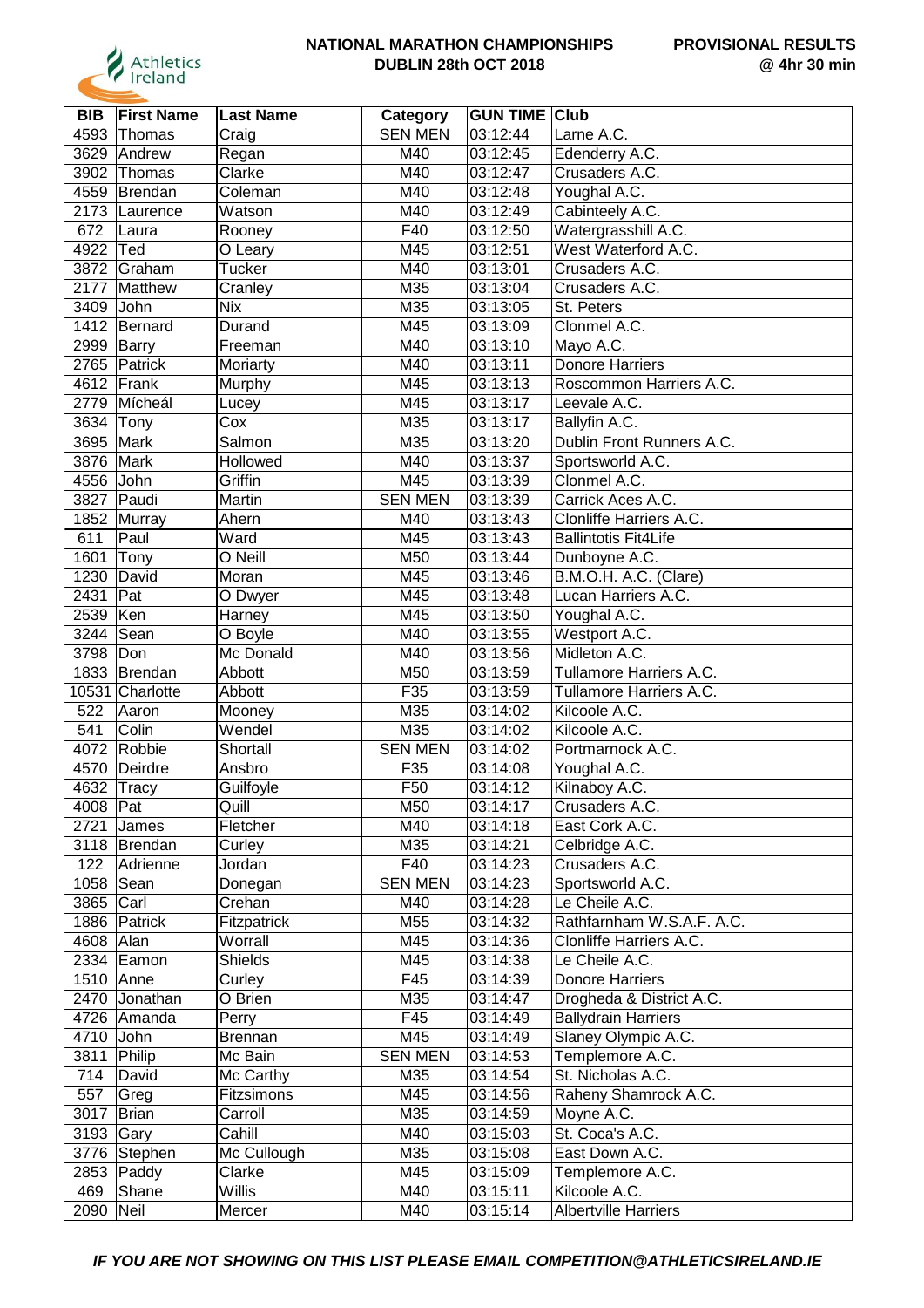# NATIONAL MARATHON CHAMPIONSHIPS
## DUBLIN 28th OCT 2018

**PROVISIONAL RESULTS @ 4hr 30 min**

| BIB | First Name | Last Name | Category | GUN TIME | Club |
|---|---|---|---|---|---|
| 4593 | Thomas | Craig | SEN MEN | 03:12:44 | Larne A.C. |
| 3629 | Andrew | Regan | M40 | 03:12:45 | Edenderry A.C. |
| 3902 | Thomas | Clarke | M40 | 03:12:47 | Crusaders A.C. |
| 4559 | Brendan | Coleman | M40 | 03:12:48 | Youghal A.C. |
| 2173 | Laurence | Watson | M40 | 03:12:49 | Cabinteely A.C. |
| 672 | Laura | Rooney | F40 | 03:12:50 | Watergrasshill A.C. |
| 4922 | Ted | O Leary | M45 | 03:12:51 | West Waterford A.C. |
| 3872 | Graham | Tucker | M40 | 03:13:01 | Crusaders A.C. |
| 2177 | Matthew | Cranley | M35 | 03:13:04 | Crusaders A.C. |
| 3409 | John | Nix | M35 | 03:13:05 | St. Peters |
| 1412 | Bernard | Durand | M45 | 03:13:09 | Clonmel A.C. |
| 2999 | Barry | Freeman | M40 | 03:13:10 | Mayo A.C. |
| 2765 | Patrick | Moriarty | M40 | 03:13:11 | Donore Harriers |
| 4612 | Frank | Murphy | M45 | 03:13:13 | Roscommon Harriers A.C. |
| 2779 | Mícheál | Lucey | M45 | 03:13:17 | Leevale A.C. |
| 3634 | Tony | Cox | M35 | 03:13:17 | Ballyfin A.C. |
| 3695 | Mark | Salmon | M35 | 03:13:20 | Dublin Front Runners A.C. |
| 3876 | Mark | Hollowed | M40 | 03:13:37 | Sportsworld A.C. |
| 4556 | John | Griffin | M45 | 03:13:39 | Clonmel A.C. |
| 3827 | Paudi | Martin | SEN MEN | 03:13:39 | Carrick Aces A.C. |
| 1852 | Murray | Ahern | M40 | 03:13:43 | Clonliffe Harriers A.C. |
| 611 | Paul | Ward | M45 | 03:13:43 | Ballintotis Fit4Life |
| 1601 | Tony | O Neill | M50 | 03:13:44 | Dunboyne A.C. |
| 1230 | David | Moran | M45 | 03:13:46 | B.M.O.H. A.C. (Clare) |
| 2431 | Pat | O Dwyer | M45 | 03:13:48 | Lucan Harriers A.C. |
| 2539 | Ken | Harney | M45 | 03:13:50 | Youghal A.C. |
| 3244 | Sean | O Boyle | M40 | 03:13:55 | Westport A.C. |
| 3798 | Don | Mc Donald | M40 | 03:13:56 | Midleton A.C. |
| 1833 | Brendan | Abbott | M50 | 03:13:59 | Tullamore Harriers A.C. |
| 10531 | Charlotte | Abbott | F35 | 03:13:59 | Tullamore Harriers A.C. |
| 522 | Aaron | Mooney | M35 | 03:14:02 | Kilcoole A.C. |
| 541 | Colin | Wendel | M35 | 03:14:02 | Kilcoole A.C. |
| 4072 | Robbie | Shortall | SEN MEN | 03:14:02 | Portmarnock A.C. |
| 4570 | Deirdre | Ansbro | F35 | 03:14:08 | Youghal A.C. |
| 4632 | Tracy | Guilfoyle | F50 | 03:14:12 | Kilnaboy A.C. |
| 4008 | Pat | Quill | M50 | 03:14:17 | Crusaders A.C. |
| 2721 | James | Fletcher | M40 | 03:14:18 | East Cork A.C. |
| 3118 | Brendan | Curley | M35 | 03:14:21 | Celbridge A.C. |
| 122 | Adrienne | Jordan | F40 | 03:14:23 | Crusaders A.C. |
| 1058 | Sean | Donegan | SEN MEN | 03:14:23 | Sportsworld A.C. |
| 3865 | Carl | Crehan | M40 | 03:14:28 | Le Cheile A.C. |
| 1886 | Patrick | Fitzpatrick | M55 | 03:14:32 | Rathfarnham W.S.A.F. A.C. |
| 4608 | Alan | Worrall | M45 | 03:14:36 | Clonliffe Harriers A.C. |
| 2334 | Eamon | Shields | M45 | 03:14:38 | Le Cheile A.C. |
| 1510 | Anne | Curley | F45 | 03:14:39 | Donore Harriers |
| 2470 | Jonathan | O Brien | M35 | 03:14:47 | Drogheda & District A.C. |
| 4726 | Amanda | Perry | F45 | 03:14:49 | Ballydrain Harriers |
| 4710 | John | Brennan | M45 | 03:14:49 | Slaney Olympic A.C. |
| 3811 | Philip | Mc Bain | SEN MEN | 03:14:53 | Templemore A.C. |
| 714 | David | Mc Carthy | M35 | 03:14:54 | St. Nicholas A.C. |
| 557 | Greg | Fitzsimons | M45 | 03:14:56 | Raheny Shamrock A.C. |
| 3017 | Brian | Carroll | M35 | 03:14:59 | Moyne A.C. |
| 3193 | Gary | Cahill | M40 | 03:15:03 | St. Coca's A.C. |
| 3776 | Stephen | Mc Cullough | M35 | 03:15:08 | East Down A.C. |
| 2853 | Paddy | Clarke | M45 | 03:15:09 | Templemore A.C. |
| 469 | Shane | Willis | M40 | 03:15:11 | Kilcoole A.C. |
| 2090 | Neil | Mercer | M40 | 03:15:14 | Albertville Harriers |

***IF YOU ARE NOT SHOWING ON THIS LIST PLEASE EMAIL COMPETITION@ATHLETICSIRELAND.IE***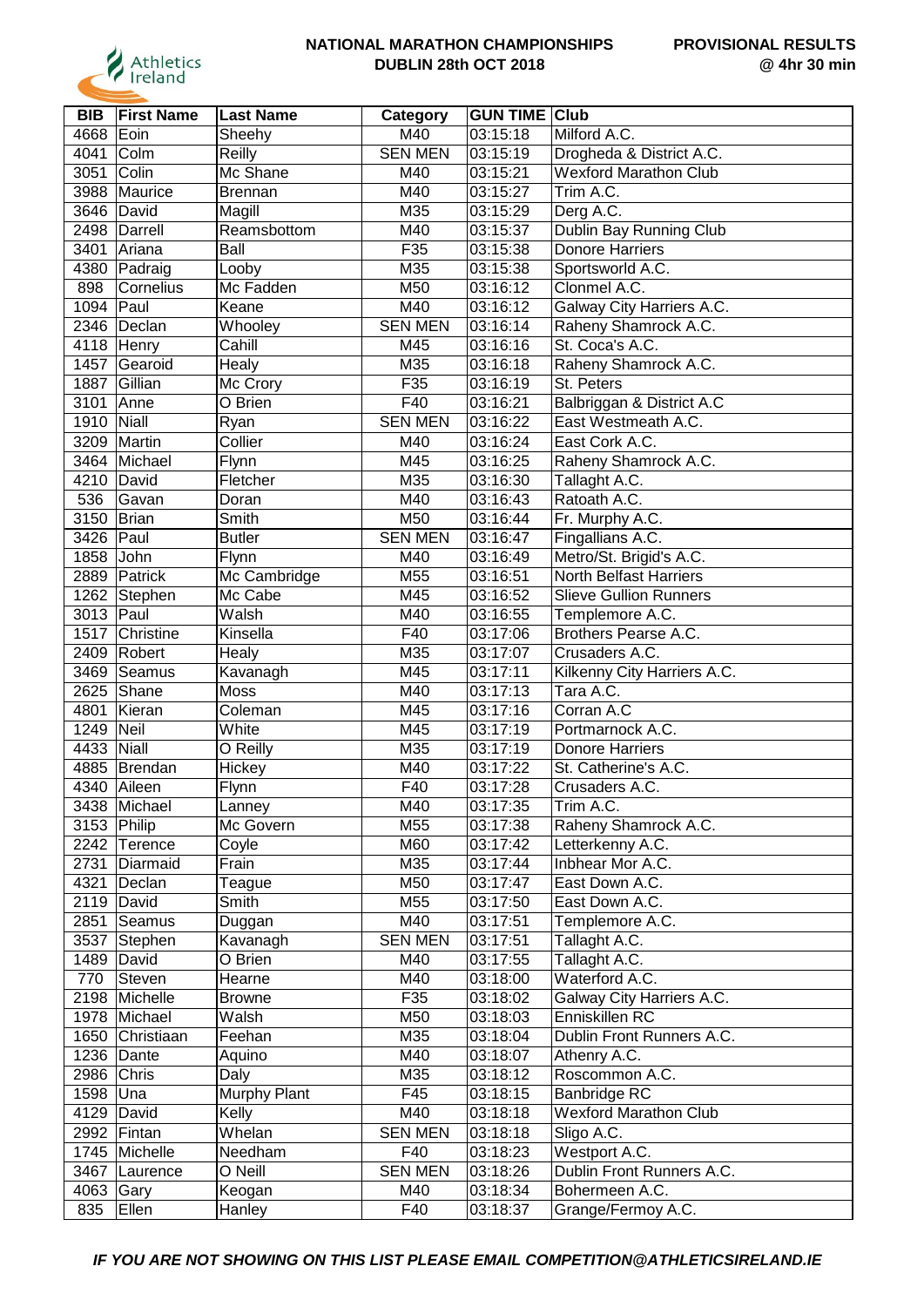**NATIONAL MARATHON CHAMPIONSHIPS**
**DUBLIN 28th OCT 2018**

**PROVISIONAL RESULTS**
**@ 4hr 30 min**

| BIB | First Name | Last Name | Category | GUN TIME | Club |
|---|---|---|---|---|---|
| 4668 | Eoin | Sheehy | M40 | 03:15:18 | Milford A.C. |
| 4041 | Colm | Reilly | SEN MEN | 03:15:19 | Drogheda & District A.C. |
| 3051 | Colin | Mc Shane | M40 | 03:15:21 | Wexford Marathon Club |
| 3988 | Maurice | Brennan | M40 | 03:15:27 | Trim A.C. |
| 3646 | David | Magill | M35 | 03:15:29 | Derg A.C. |
| 2498 | Darrell | Reamsbottom | M40 | 03:15:37 | Dublin Bay Running Club |
| 3401 | Ariana | Ball | F35 | 03:15:38 | Donore Harriers |
| 4380 | Padraig | Looby | M35 | 03:15:38 | Sportsworld A.C. |
| 898 | Cornelius | Mc Fadden | M50 | 03:16:12 | Clonmel A.C. |
| 1094 | Paul | Keane | M40 | 03:16:12 | Galway City Harriers A.C. |
| 2346 | Declan | Whooley | SEN MEN | 03:16:14 | Raheny Shamrock A.C. |
| 4118 | Henry | Cahill | M45 | 03:16:16 | St. Coca's A.C. |
| 1457 | Gearoid | Healy | M35 | 03:16:18 | Raheny Shamrock A.C. |
| 1887 | Gillian | Mc Crory | F35 | 03:16:19 | St. Peters |
| 3101 | Anne | O Brien | F40 | 03:16:21 | Balbriggan & District A.C |
| 1910 | Niall | Ryan | SEN MEN | 03:16:22 | East Westmeath A.C. |
| 3209 | Martin | Collier | M40 | 03:16:24 | East Cork A.C. |
| 3464 | Michael | Flynn | M45 | 03:16:25 | Raheny Shamrock A.C. |
| 4210 | David | Fletcher | M35 | 03:16:30 | Tallaght A.C. |
| 536 | Gavan | Doran | M40 | 03:16:43 | Ratoath A.C. |
| 3150 | Brian | Smith | M50 | 03:16:44 | Fr. Murphy A.C. |
| 3426 | Paul | Butler | SEN MEN | 03:16:47 | Fingallians A.C. |
| 1858 | John | Flynn | M40 | 03:16:49 | Metro/St. Brigid's A.C. |
| 2889 | Patrick | Mc Cambridge | M55 | 03:16:51 | North Belfast Harriers |
| 1262 | Stephen | Mc Cabe | M45 | 03:16:52 | Slieve Gullion Runners |
| 3013 | Paul | Walsh | M40 | 03:16:55 | Templemore A.C. |
| 1517 | Christine | Kinsella | F40 | 03:17:06 | Brothers Pearse A.C. |
| 2409 | Robert | Healy | M35 | 03:17:07 | Crusaders A.C. |
| 3469 | Seamus | Kavanagh | M45 | 03:17:11 | Kilkenny City Harriers A.C. |
| 2625 | Shane | Moss | M40 | 03:17:13 | Tara A.C. |
| 4801 | Kieran | Coleman | M45 | 03:17:16 | Corran A.C |
| 1249 | Neil | White | M45 | 03:17:19 | Portmarnock A.C. |
| 4433 | Niall | O Reilly | M35 | 03:17:19 | Donore Harriers |
| 4885 | Brendan | Hickey | M40 | 03:17:22 | St. Catherine's A.C. |
| 4340 | Aileen | Flynn | F40 | 03:17:28 | Crusaders A.C. |
| 3438 | Michael | Lanney | M40 | 03:17:35 | Trim A.C. |
| 3153 | Philip | Mc Govern | M55 | 03:17:38 | Raheny Shamrock A.C. |
| 2242 | Terence | Coyle | M60 | 03:17:42 | Letterkenny A.C. |
| 2731 | Diarmaid | Frain | M35 | 03:17:44 | Inbhear Mor A.C. |
| 4321 | Declan | Teague | M50 | 03:17:47 | East Down A.C. |
| 2119 | David | Smith | M55 | 03:17:50 | East Down A.C. |
| 2851 | Seamus | Duggan | M40 | 03:17:51 | Templemore A.C. |
| 3537 | Stephen | Kavanagh | SEN MEN | 03:17:51 | Tallaght A.C. |
| 1489 | David | O Brien | M40 | 03:17:55 | Tallaght A.C. |
| 770 | Steven | Hearne | M40 | 03:18:00 | Waterford A.C. |
| 2198 | Michelle | Browne | F35 | 03:18:02 | Galway City Harriers A.C. |
| 1978 | Michael | Walsh | M50 | 03:18:03 | Enniskillen RC |
| 1650 | Christiaan | Feehan | M35 | 03:18:04 | Dublin Front Runners A.C. |
| 1236 | Dante | Aquino | M40 | 03:18:07 | Athenry A.C. |
| 2986 | Chris | Daly | M35 | 03:18:12 | Roscommon A.C. |
| 1598 | Una | Murphy Plant | F45 | 03:18:15 | Banbridge RC |
| 4129 | David | Kelly | M40 | 03:18:18 | Wexford Marathon Club |
| 2992 | Fintan | Whelan | SEN MEN | 03:18:18 | Sligo A.C. |
| 1745 | Michelle | Needham | F40 | 03:18:23 | Westport A.C. |
| 3467 | Laurence | O Neill | SEN MEN | 03:18:26 | Dublin Front Runners A.C. |
| 4063 | Gary | Keogan | M40 | 03:18:34 | Bohermeen A.C. |
| 835 | Ellen | Hanley | F40 | 03:18:37 | Grange/Fermoy A.C. |

***IF YOU ARE NOT SHOWING ON THIS LIST PLEASE EMAIL COMPETITION@ATHLETICSIRELAND.IE***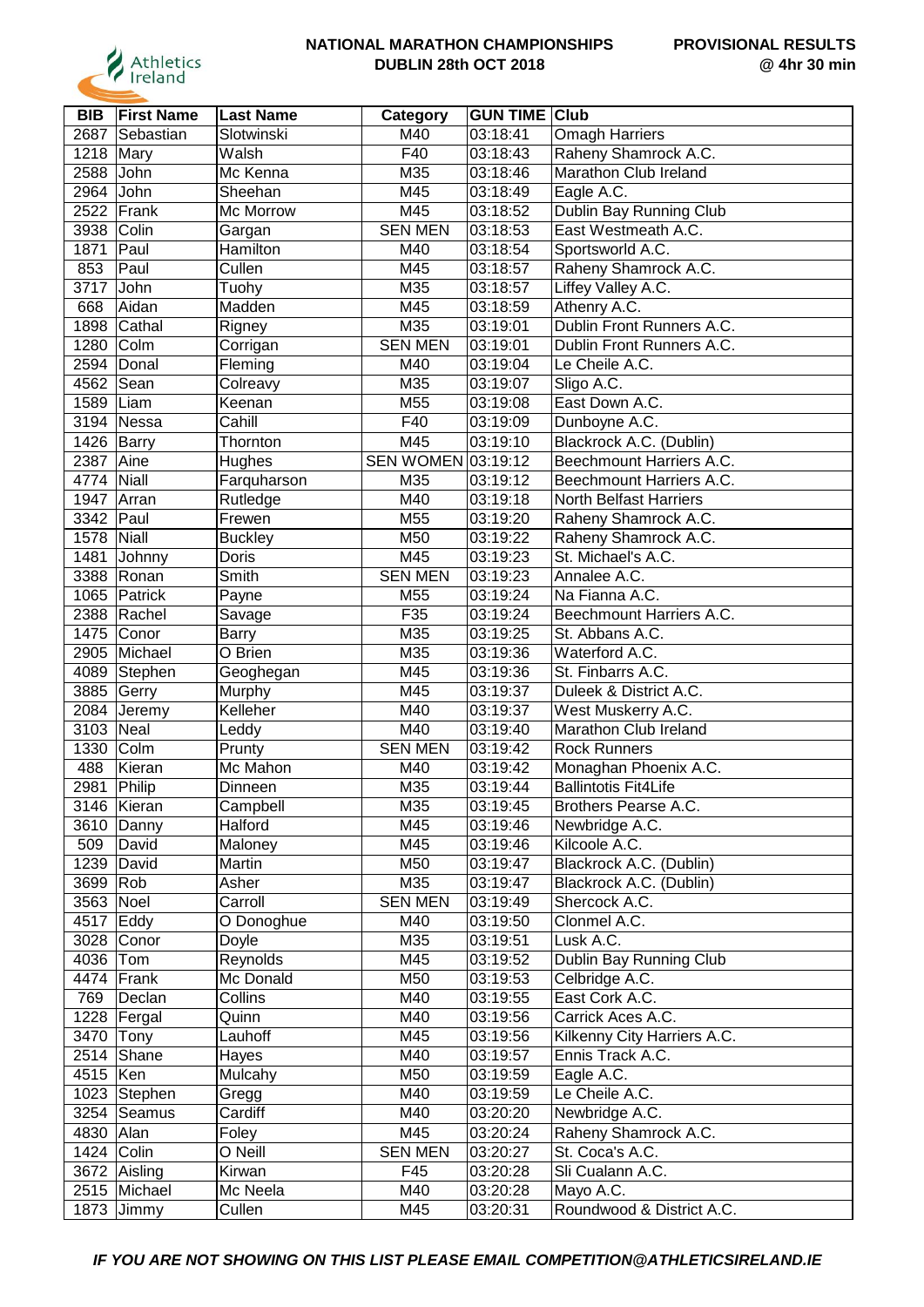**NATIONAL MARATHON CHAMPIONSHIPS**
**DUBLIN 28th OCT 2018**

**PROVISIONAL RESULTS**
**@ 4hr 30 min**

| BIB | First Name | Last Name | Category | GUN TIME | Club |
|---|---|---|---|---|---|
| 2687 | Sebastian | Slotwinski | M40 | 03:18:41 | Omagh Harriers |
| 1218 | Mary | Walsh | F40 | 03:18:43 | Raheny Shamrock A.C. |
| 2588 | John | Mc Kenna | M35 | 03:18:46 | Marathon Club Ireland |
| 2964 | John | Sheehan | M45 | 03:18:49 | Eagle A.C. |
| 2522 | Frank | Mc Morrow | M45 | 03:18:52 | Dublin Bay Running Club |
| 3938 | Colin | Gargan | SEN MEN | 03:18:53 | East Westmeath A.C. |
| 1871 | Paul | Hamilton | M40 | 03:18:54 | Sportsworld A.C. |
| 853 | Paul | Cullen | M45 | 03:18:57 | Raheny Shamrock A.C. |
| 3717 | John | Tuohy | M35 | 03:18:57 | Liffey Valley A.C. |
| 668 | Aidan | Madden | M45 | 03:18:59 | Athenry A.C. |
| 1898 | Cathal | Rigney | M35 | 03:19:01 | Dublin Front Runners A.C. |
| 1280 | Colm | Corrigan | SEN MEN | 03:19:01 | Dublin Front Runners A.C. |
| 2594 | Donal | Fleming | M40 | 03:19:04 | Le Cheile A.C. |
| 4562 | Sean | Colreavy | M35 | 03:19:07 | Sligo A.C. |
| 1589 | Liam | Keenan | M55 | 03:19:08 | East Down A.C. |
| 3194 | Nessa | Cahill | F40 | 03:19:09 | Dunboyne A.C. |
| 1426 | Barry | Thornton | M45 | 03:19:10 | Blackrock A.C. (Dublin) |
| 2387 | Aine | Hughes | SEN WOMEN | 03:19:12 | Beechmount Harriers A.C. |
| 4774 | Niall | Farquharson | M35 | 03:19:12 | Beechmount Harriers A.C. |
| 1947 | Arran | Rutledge | M40 | 03:19:18 | North Belfast Harriers |
| 3342 | Paul | Frewen | M55 | 03:19:20 | Raheny Shamrock A.C. |
| 1578 | Niall | Buckley | M50 | 03:19:22 | Raheny Shamrock A.C. |
| 1481 | Johnny | Doris | M45 | 03:19:23 | St. Michael's A.C. |
| 3388 | Ronan | Smith | SEN MEN | 03:19:23 | Annalee A.C. |
| 1065 | Patrick | Payne | M55 | 03:19:24 | Na Fianna A.C. |
| 2388 | Rachel | Savage | F35 | 03:19:24 | Beechmount Harriers A.C. |
| 1475 | Conor | Barry | M35 | 03:19:25 | St. Abbans A.C. |
| 2905 | Michael | O Brien | M35 | 03:19:36 | Waterford A.C. |
| 4089 | Stephen | Geoghegan | M45 | 03:19:36 | St. Finbarrs A.C. |
| 3885 | Gerry | Murphy | M45 | 03:19:37 | Duleek & District A.C. |
| 2084 | Jeremy | Kelleher | M40 | 03:19:37 | West Muskerry A.C. |
| 3103 | Neal | Leddy | M40 | 03:19:40 | Marathon Club Ireland |
| 1330 | Colm | Prunty | SEN MEN | 03:19:42 | Rock Runners |
| 488 | Kieran | Mc Mahon | M40 | 03:19:42 | Monaghan Phoenix A.C. |
| 2981 | Philip | Dinneen | M35 | 03:19:44 | Ballintotis Fit4Life |
| 3146 | Kieran | Campbell | M35 | 03:19:45 | Brothers Pearse A.C. |
| 3610 | Danny | Halford | M45 | 03:19:46 | Newbridge A.C. |
| 509 | David | Maloney | M45 | 03:19:46 | Kilcoole A.C. |
| 1239 | David | Martin | M50 | 03:19:47 | Blackrock A.C. (Dublin) |
| 3699 | Rob | Asher | M35 | 03:19:47 | Blackrock A.C. (Dublin) |
| 3563 | Noel | Carroll | SEN MEN | 03:19:49 | Shercock A.C. |
| 4517 | Eddy | O Donoghue | M40 | 03:19:50 | Clonmel A.C. |
| 3028 | Conor | Doyle | M35 | 03:19:51 | Lusk A.C. |
| 4036 | Tom | Reynolds | M45 | 03:19:52 | Dublin Bay Running Club |
| 4474 | Frank | Mc Donald | M50 | 03:19:53 | Celbridge A.C. |
| 769 | Declan | Collins | M40 | 03:19:55 | East Cork A.C. |
| 1228 | Fergal | Quinn | M40 | 03:19:56 | Carrick Aces A.C. |
| 3470 | Tony | Lauhoff | M45 | 03:19:56 | Kilkenny City Harriers A.C. |
| 2514 | Shane | Hayes | M40 | 03:19:57 | Ennis Track A.C. |
| 4515 | Ken | Mulcahy | M50 | 03:19:59 | Eagle A.C. |
| 1023 | Stephen | Gregg | M40 | 03:19:59 | Le Cheile A.C. |
| 3254 | Seamus | Cardiff | M40 | 03:20:20 | Newbridge A.C. |
| 4830 | Alan | Foley | M45 | 03:20:24 | Raheny Shamrock A.C. |
| 1424 | Colin | O Neill | SEN MEN | 03:20:27 | St. Coca's A.C. |
| 3672 | Aisling | Kirwan | F45 | 03:20:28 | Sli Cualann A.C. |
| 2515 | Michael | Mc Neela | M40 | 03:20:28 | Mayo A.C. |
| 1873 | Jimmy | Cullen | M45 | 03:20:31 | Roundwood & District A.C. |

***IF YOU ARE NOT SHOWING ON THIS LIST PLEASE EMAIL COMPETITION@ATHLETICSIRELAND.IE***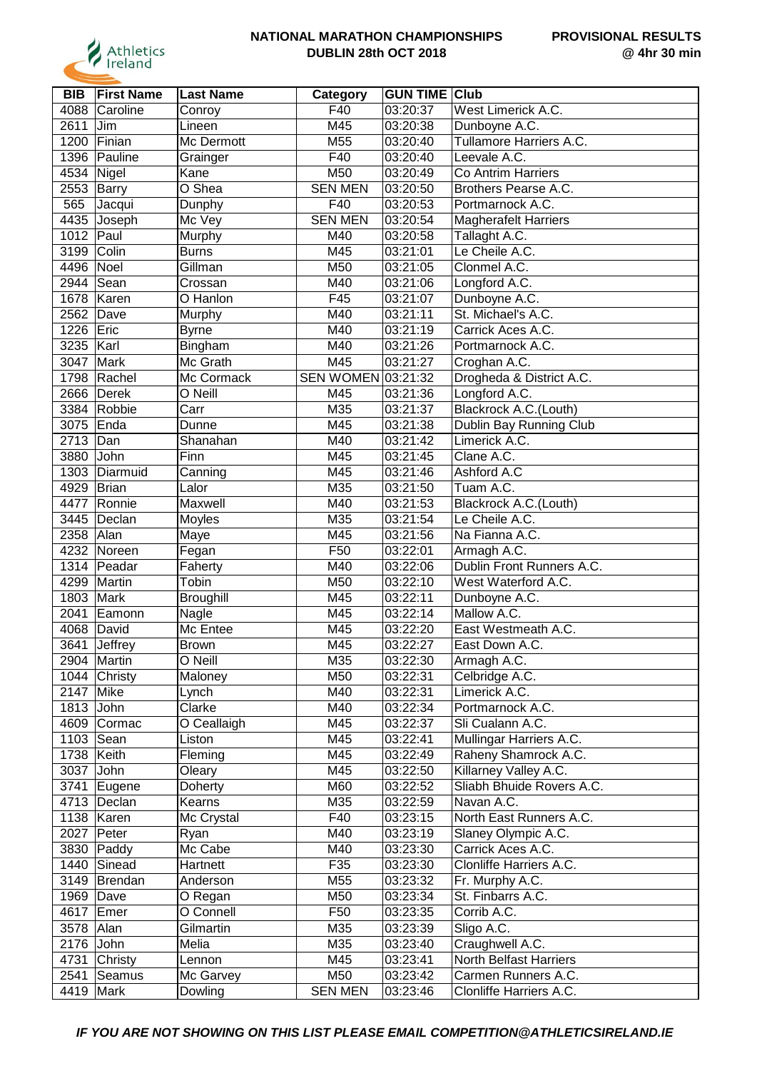**NATIONAL MARATHON CHAMPIONSHIPS**
**DUBLIN 28th OCT 2018**

**PROVISIONAL RESULTS**
**@ 4hr 30 min**

| BIB | First Name | Last Name | Category | GUN TIME | Club |
|---|---|---|---|---|---|
| 4088 | Caroline | Conroy | F40 | 03:20:37 | West Limerick A.C. |
| 2611 | Jim | Lineen | M45 | 03:20:38 | Dunboyne A.C. |
| 1200 | Finian | Mc Dermott | M55 | 03:20:40 | Tullamore Harriers A.C. |
| 1396 | Pauline | Grainger | F40 | 03:20:40 | Leevale A.C. |
| 4534 | Nigel | Kane | M50 | 03:20:49 | Co Antrim Harriers |
| 2553 | Barry | O Shea | SEN MEN | 03:20:50 | Brothers Pearse A.C. |
| 565 | Jacqui | Dunphy | F40 | 03:20:53 | Portmarnock A.C. |
| 4435 | Joseph | Mc Vey | SEN MEN | 03:20:54 | Magherafelt Harriers |
| 1012 | Paul | Murphy | M40 | 03:20:58 | Tallaght A.C. |
| 3199 | Colin | Burns | M45 | 03:21:01 | Le Cheile A.C. |
| 4496 | Noel | Gillman | M50 | 03:21:05 | Clonmel A.C. |
| 2944 | Sean | Crossan | M40 | 03:21:06 | Longford A.C. |
| 1678 | Karen | O Hanlon | F45 | 03:21:07 | Dunboyne A.C. |
| 2562 | Dave | Murphy | M40 | 03:21:11 | St. Michael's A.C. |
| 1226 | Eric | Byrne | M40 | 03:21:19 | Carrick Aces A.C. |
| 3235 | Karl | Bingham | M40 | 03:21:26 | Portmarnock A.C. |
| 3047 | Mark | Mc Grath | M45 | 03:21:27 | Croghan A.C. |
| 1798 | Rachel | Mc Cormack | SEN WOMEN | 03:21:32 | Drogheda & District A.C. |
| 2666 | Derek | O Neill | M45 | 03:21:36 | Longford A.C. |
| 3384 | Robbie | Carr | M35 | 03:21:37 | Blackrock A.C.(Louth) |
| 3075 | Enda | Dunne | M45 | 03:21:38 | Dublin Bay Running Club |
| 2713 | Dan | Shanahan | M40 | 03:21:42 | Limerick A.C. |
| 3880 | John | Finn | M45 | 03:21:45 | Clane A.C. |
| 1303 | Diarmuid | Canning | M45 | 03:21:46 | Ashford A.C |
| 4929 | Brian | Lalor | M35 | 03:21:50 | Tuam A.C. |
| 4477 | Ronnie | Maxwell | M40 | 03:21:53 | Blackrock A.C.(Louth) |
| 3445 | Declan | Moyles | M35 | 03:21:54 | Le Cheile A.C. |
| 2358 | Alan | Maye | M45 | 03:21:56 | Na Fianna A.C. |
| 4232 | Noreen | Fegan | F50 | 03:22:01 | Armagh A.C. |
| 1314 | Peadar | Faherty | M40 | 03:22:06 | Dublin Front Runners A.C. |
| 4299 | Martin | Tobin | M50 | 03:22:10 | West Waterford A.C. |
| 1803 | Mark | Broughill | M45 | 03:22:11 | Dunboyne A.C. |
| 2041 | Eamonn | Nagle | M45 | 03:22:14 | Mallow A.C. |
| 4068 | David | Mc Entee | M45 | 03:22:20 | East Westmeath A.C. |
| 3641 | Jeffrey | Brown | M45 | 03:22:27 | East Down A.C. |
| 2904 | Martin | O Neill | M35 | 03:22:30 | Armagh A.C. |
| 1044 | Christy | Maloney | M50 | 03:22:31 | Celbridge A.C. |
| 2147 | Mike | Lynch | M40 | 03:22:31 | Limerick A.C. |
| 1813 | John | Clarke | M40 | 03:22:34 | Portmarnock A.C. |
| 4609 | Cormac | O Ceallaigh | M45 | 03:22:37 | Sli Cualann A.C. |
| 1103 | Sean | Liston | M45 | 03:22:41 | Mullingar Harriers A.C. |
| 1738 | Keith | Fleming | M45 | 03:22:49 | Raheny Shamrock A.C. |
| 3037 | John | Oleary | M45 | 03:22:50 | Killarney Valley A.C. |
| 3741 | Eugene | Doherty | M60 | 03:22:52 | Sliabh Bhuide Rovers A.C. |
| 4713 | Declan | Kearns | M35 | 03:22:59 | Navan A.C. |
| 1138 | Karen | Mc Crystal | F40 | 03:23:15 | North East Runners A.C. |
| 2027 | Peter | Ryan | M40 | 03:23:19 | Slaney Olympic A.C. |
| 3830 | Paddy | Mc Cabe | M40 | 03:23:30 | Carrick Aces A.C. |
| 1440 | Sinead | Hartnett | F35 | 03:23:30 | Clonliffe Harriers A.C. |
| 3149 | Brendan | Anderson | M55 | 03:23:32 | Fr. Murphy A.C. |
| 1969 | Dave | O Regan | M50 | 03:23:34 | St. Finbarrs A.C. |
| 4617 | Emer | O Connell | F50 | 03:23:35 | Corrib A.C. |
| 3578 | Alan | Gilmartin | M35 | 03:23:39 | Sligo A.C. |
| 2176 | John | Melia | M35 | 03:23:40 | Craughwell A.C. |
| 4731 | Christy | Lennon | M45 | 03:23:41 | North Belfast Harriers |
| 2541 | Seamus | Mc Garvey | M50 | 03:23:42 | Carmen Runners A.C. |
| 4419 | Mark | Dowling | SEN MEN | 03:23:46 | Clonliffe Harriers A.C. |

*__IF YOU ARE NOT SHOWING ON THIS LIST PLEASE EMAIL COMPETITION@ATHLETICSIRELAND.IE__*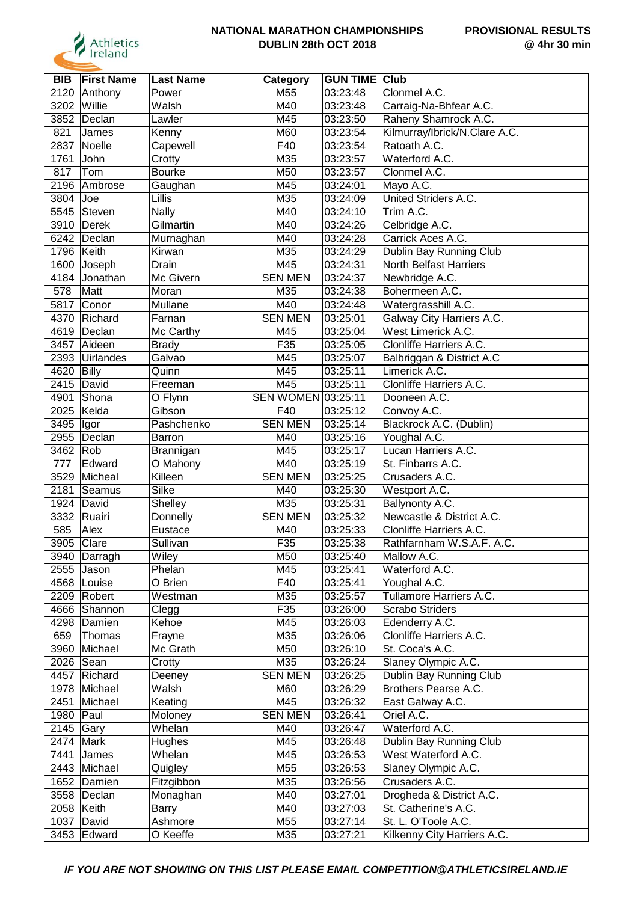**NATIONAL MARATHON CHAMPIONSHIPS**
**DUBLIN 28th OCT 2018**

**PROVISIONAL RESULTS**
**@ 4hr 30 min**

| BIB | First Name | Last Name | Category | GUN TIME | Club |
|---|---|---|---|---|---|
| 2120 | Anthony | Power | M55 | 03:23:48 | Clonmel A.C. |
| 3202 | Willie | Walsh | M40 | 03:23:48 | Carraig-Na-Bhfear A.C. |
| 3852 | Declan | Lawler | M45 | 03:23:50 | Raheny Shamrock A.C. |
| 821 | James | Kenny | M60 | 03:23:54 | Kilmurray/Ibrick/N.Clare A.C. |
| 2837 | Noelle | Capewell | F40 | 03:23:54 | Ratoath A.C. |
| 1761 | John | Crotty | M35 | 03:23:57 | Waterford A.C. |
| 817 | Tom | Bourke | M50 | 03:23:57 | Clonmel A.C. |
| 2196 | Ambrose | Gaughan | M45 | 03:24:01 | Mayo A.C. |
| 3804 | Joe | Lillis | M35 | 03:24:09 | United Striders A.C. |
| 5545 | Steven | Nally | M40 | 03:24:10 | Trim A.C. |
| 3910 | Derek | Gilmartin | M40 | 03:24:26 | Celbridge A.C. |
| 6242 | Declan | Murnaghan | M40 | 03:24:28 | Carrick Aces A.C. |
| 1796 | Keith | Kirwan | M35 | 03:24:29 | Dublin Bay Running Club |
| 1600 | Joseph | Drain | M45 | 03:24:31 | North Belfast Harriers |
| 4184 | Jonathan | Mc Givern | SEN MEN | 03:24:37 | Newbridge A.C. |
| 578 | Matt | Moran | M35 | 03:24:38 | Bohermeen A.C. |
| 5817 | Conor | Mullane | M40 | 03:24:48 | Watergrasshill A.C. |
| 4370 | Richard | Farnan | SEN MEN | 03:25:01 | Galway City Harriers A.C. |
| 4619 | Declan | Mc Carthy | M45 | 03:25:04 | West Limerick A.C. |
| 3457 | Aideen | Brady | F35 | 03:25:05 | Clonliffe Harriers A.C. |
| 2393 | Uirlandes | Galvao | M45 | 03:25:07 | Balbriggan & District A.C |
| 4620 | Billy | Quinn | M45 | 03:25:11 | Limerick A.C. |
| 2415 | David | Freeman | M45 | 03:25:11 | Clonliffe Harriers A.C. |
| 4901 | Shona | O Flynn | SEN WOMEN | 03:25:11 | Dooneen A.C. |
| 2025 | Kelda | Gibson | F40 | 03:25:12 | Convoy A.C. |
| 3495 | Igor | Pashchenko | SEN MEN | 03:25:14 | Blackrock A.C. (Dublin) |
| 2955 | Declan | Barron | M40 | 03:25:16 | Youghal A.C. |
| 3462 | Rob | Brannigan | M45 | 03:25:17 | Lucan Harriers A.C. |
| 777 | Edward | O Mahony | M40 | 03:25:19 | St. Finbarrs A.C. |
| 3529 | Micheal | Killeen | SEN MEN | 03:25:25 | Crusaders A.C. |
| 2181 | Seamus | Silke | M40 | 03:25:30 | Westport A.C. |
| 1924 | David | Shelley | M35 | 03:25:31 | Ballynonty A.C. |
| 3332 | Ruairi | Donnelly | SEN MEN | 03:25:32 | Newcastle & District A.C. |
| 585 | Alex | Eustace | M40 | 03:25:33 | Clonliffe Harriers A.C. |
| 3905 | Clare | Sullivan | F35 | 03:25:38 | Rathfarnham W.S.A.F. A.C. |
| 3940 | Darragh | Wiley | M50 | 03:25:40 | Mallow A.C. |
| 2555 | Jason | Phelan | M45 | 03:25:41 | Waterford A.C. |
| 4568 | Louise | O Brien | F40 | 03:25:41 | Youghal A.C. |
| 2209 | Robert | Westman | M35 | 03:25:57 | Tullamore Harriers A.C. |
| 4666 | Shannon | Clegg | F35 | 03:26:00 | Scrabo Striders |
| 4298 | Damien | Kehoe | M45 | 03:26:03 | Edenderry A.C. |
| 659 | Thomas | Frayne | M35 | 03:26:06 | Clonliffe Harriers A.C. |
| 3960 | Michael | Mc Grath | M50 | 03:26:10 | St. Coca's A.C. |
| 2026 | Sean | Crotty | M35 | 03:26:24 | Slaney Olympic A.C. |
| 4457 | Richard | Deeney | SEN MEN | 03:26:25 | Dublin Bay Running Club |
| 1978 | Michael | Walsh | M60 | 03:26:29 | Brothers Pearse A.C. |
| 2451 | Michael | Keating | M45 | 03:26:32 | East Galway A.C. |
| 1980 | Paul | Moloney | SEN MEN | 03:26:41 | Oriel A.C. |
| 2145 | Gary | Whelan | M40 | 03:26:47 | Waterford A.C. |
| 2474 | Mark | Hughes | M45 | 03:26:48 | Dublin Bay Running Club |
| 7441 | James | Whelan | M45 | 03:26:53 | West Waterford A.C. |
| 2443 | Michael | Quigley | M55 | 03:26:53 | Slaney Olympic A.C. |
| 1652 | Damien | Fitzgibbon | M35 | 03:26:56 | Crusaders A.C. |
| 3558 | Declan | Monaghan | M40 | 03:27:01 | Drogheda & District A.C. |
| 2058 | Keith | Barry | M40 | 03:27:03 | St. Catherine's A.C. |
| 1037 | David | Ashmore | M55 | 03:27:14 | St. L. O'Toole A.C. |
| 3453 | Edward | O Keeffe | M35 | 03:27:21 | Kilkenny City Harriers A.C. |

***IF YOU ARE NOT SHOWING ON THIS LIST PLEASE EMAIL COMPETITION@ATHLETICSIRELAND.IE***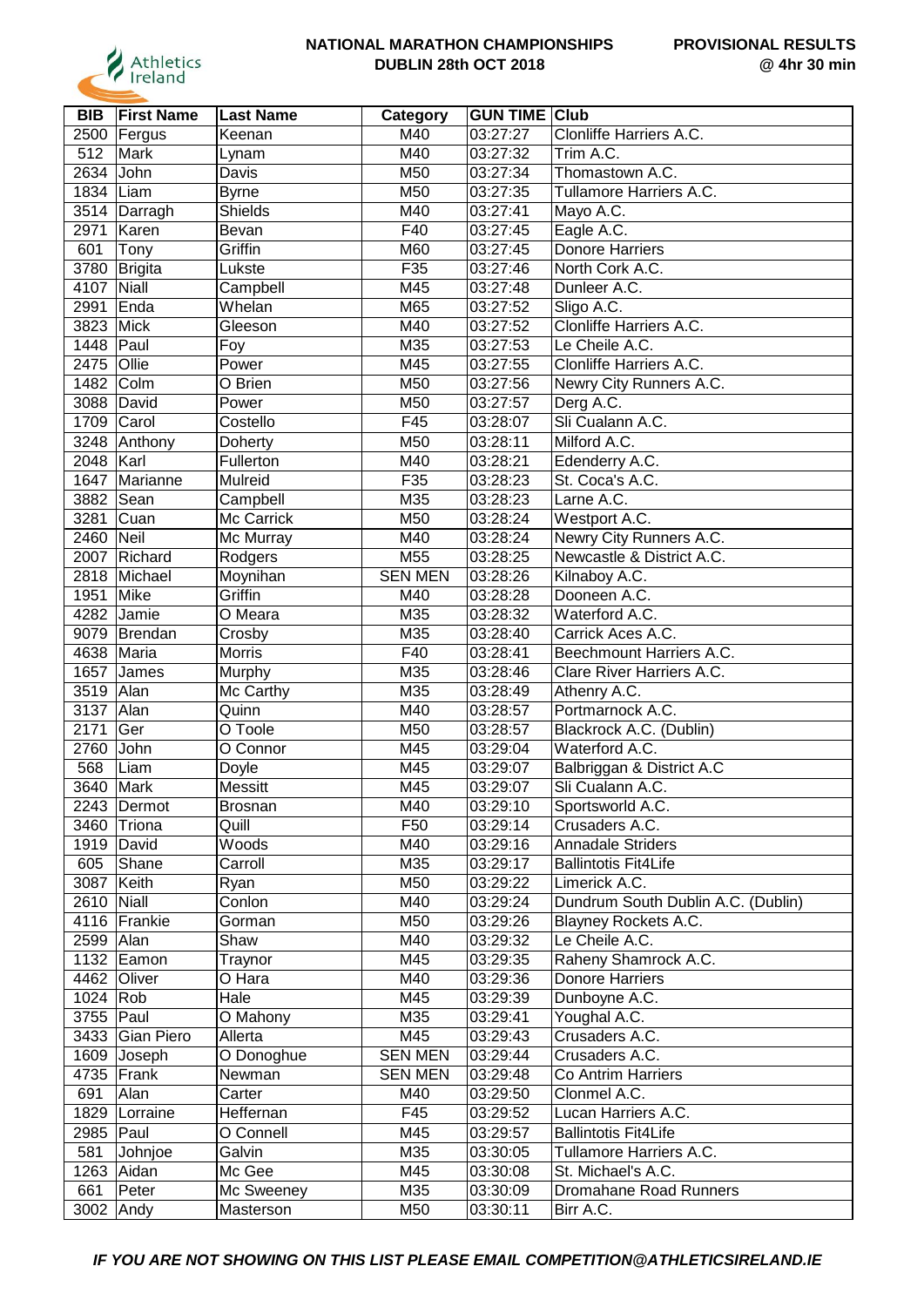**NATIONAL MARATHON CHAMPIONSHIPS**
**DUBLIN 28th OCT 2018**

**PROVISIONAL RESULTS**
**@ 4hr 30 min**

| BIB | First Name | Last Name | Category | GUN TIME | Club |
|---|---|---|---|---|---|
| 2500 | Fergus | Keenan | M40 | 03:27:27 | Clonliffe Harriers A.C. |
| 512 | Mark | Lynam | M40 | 03:27:32 | Trim A.C. |
| 2634 | John | Davis | M50 | 03:27:34 | Thomastown A.C. |
| 1834 | Liam | Byrne | M50 | 03:27:35 | Tullamore Harriers A.C. |
| 3514 | Darragh | Shields | M40 | 03:27:41 | Mayo A.C. |
| 2971 | Karen | Bevan | F40 | 03:27:45 | Eagle A.C. |
| 601 | Tony | Griffin | M60 | 03:27:45 | Donore Harriers |
| 3780 | Brigita | Lukste | F35 | 03:27:46 | North Cork A.C. |
| 4107 | Niall | Campbell | M45 | 03:27:48 | Dunleer A.C. |
| 2991 | Enda | Whelan | M65 | 03:27:52 | Sligo A.C. |
| 3823 | Mick | Gleeson | M40 | 03:27:52 | Clonliffe Harriers A.C. |
| 1448 | Paul | Foy | M35 | 03:27:53 | Le Cheile A.C. |
| 2475 | Ollie | Power | M45 | 03:27:55 | Clonliffe Harriers A.C. |
| 1482 | Colm | O Brien | M50 | 03:27:56 | Newry City Runners A.C. |
| 3088 | David | Power | M50 | 03:27:57 | Derg A.C. |
| 1709 | Carol | Costello | F45 | 03:28:07 | Sli Cualann A.C. |
| 3248 | Anthony | Doherty | M50 | 03:28:11 | Milford A.C. |
| 2048 | Karl | Fullerton | M40 | 03:28:21 | Edenderry A.C. |
| 1647 | Marianne | Mulreid | F35 | 03:28:23 | St. Coca's A.C. |
| 3882 | Sean | Campbell | M35 | 03:28:23 | Larne A.C. |
| 3281 | Cuan | Mc Carrick | M50 | 03:28:24 | Westport A.C. |
| 2460 | Neil | Mc Murray | M40 | 03:28:24 | Newry City Runners A.C. |
| 2007 | Richard | Rodgers | M55 | 03:28:25 | Newcastle & District A.C. |
| 2818 | Michael | Moynihan | SEN MEN | 03:28:26 | Kilnaboy A.C. |
| 1951 | Mike | Griffin | M40 | 03:28:28 | Dooneen A.C. |
| 4282 | Jamie | O Meara | M35 | 03:28:32 | Waterford A.C. |
| 9079 | Brendan | Crosby | M35 | 03:28:40 | Carrick Aces A.C. |
| 4638 | Maria | Morris | F40 | 03:28:41 | Beechmount Harriers A.C. |
| 1657 | James | Murphy | M35 | 03:28:46 | Clare River Harriers A.C. |
| 3519 | Alan | Mc Carthy | M35 | 03:28:49 | Athenry A.C. |
| 3137 | Alan | Quinn | M40 | 03:28:57 | Portmarnock A.C. |
| 2171 | Ger | O Toole | M50 | 03:28:57 | Blackrock A.C. (Dublin) |
| 2760 | John | O Connor | M45 | 03:29:04 | Waterford A.C. |
| 568 | Liam | Doyle | M45 | 03:29:07 | Balbriggan & District A.C |
| 3640 | Mark | Messitt | M45 | 03:29:07 | Sli Cualann A.C. |
| 2243 | Dermot | Brosnan | M40 | 03:29:10 | Sportsworld A.C. |
| 3460 | Triona | Quill | F50 | 03:29:14 | Crusaders A.C. |
| 1919 | David | Woods | M40 | 03:29:16 | Annadale Striders |
| 605 | Shane | Carroll | M35 | 03:29:17 | Ballintotis Fit4Life |
| 3087 | Keith | Ryan | M50 | 03:29:22 | Limerick A.C. |
| 2610 | Niall | Conlon | M40 | 03:29:24 | Dundrum South Dublin A.C. (Dublin) |
| 4116 | Frankie | Gorman | M50 | 03:29:26 | Blayney Rockets A.C. |
| 2599 | Alan | Shaw | M40 | 03:29:32 | Le Cheile A.C. |
| 1132 | Eamon | Traynor | M45 | 03:29:35 | Raheny Shamrock A.C. |
| 4462 | Oliver | O Hara | M40 | 03:29:36 | Donore Harriers |
| 1024 | Rob | Hale | M45 | 03:29:39 | Dunboyne A.C. |
| 3755 | Paul | O Mahony | M35 | 03:29:41 | Youghal A.C. |
| 3433 | Gian Piero | Allerta | M45 | 03:29:43 | Crusaders A.C. |
| 1609 | Joseph | O Donoghue | SEN MEN | 03:29:44 | Crusaders A.C. |
| 4735 | Frank | Newman | SEN MEN | 03:29:48 | Co Antrim Harriers |
| 691 | Alan | Carter | M40 | 03:29:50 | Clonmel A.C. |
| 1829 | Lorraine | Heffernan | F45 | 03:29:52 | Lucan Harriers A.C. |
| 2985 | Paul | O Connell | M45 | 03:29:57 | Ballintotis Fit4Life |
| 581 | Johnjoe | Galvin | M35 | 03:30:05 | Tullamore Harriers A.C. |
| 1263 | Aidan | Mc Gee | M45 | 03:30:08 | St. Michael's A.C. |
| 661 | Peter | Mc Sweeney | M35 | 03:30:09 | Dromahane Road Runners |
| 3002 | Andy | Masterson | M50 | 03:30:11 | Birr A.C. |

***IF YOU ARE NOT SHOWING ON THIS LIST PLEASE EMAIL COMPETITION@ATHLETICSIRELAND.IE***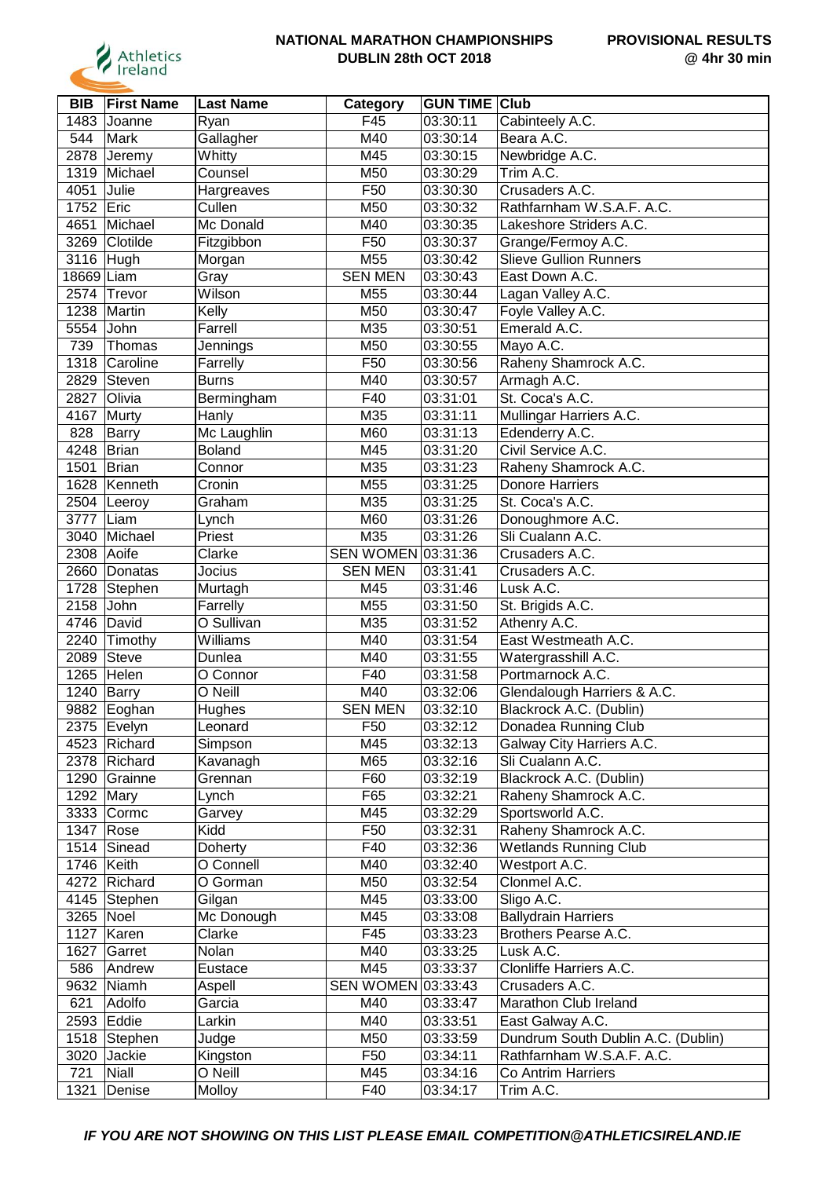Athletics Ireland

**NATIONAL MARATHON CHAMPIONSHIPS**
**DUBLIN 28th OCT 2018**

**PROVISIONAL RESULTS**
**@ 4hr 30 min**

| BIB | First Name | Last Name | Category | GUN TIME | Club |
|---|---|---|---|---|---|
| 1483 | Joanne | Ryan | F45 | 03:30:11 | Cabinteely A.C. |
| 544 | Mark | Gallagher | M40 | 03:30:14 | Beara A.C. |
| 2878 | Jeremy | Whitty | M45 | 03:30:15 | Newbridge A.C. |
| 1319 | Michael | Counsel | M50 | 03:30:29 | Trim A.C. |
| 4051 | Julie | Hargreaves | F50 | 03:30:30 | Crusaders A.C. |
| 1752 | Eric | Cullen | M50 | 03:30:32 | Rathfarnham W.S.A.F. A.C. |
| 4651 | Michael | Mc Donald | M40 | 03:30:35 | Lakeshore Striders A.C. |
| 3269 | Clotilde | Fitzgibbon | F50 | 03:30:37 | Grange/Fermoy A.C. |
| 3116 | Hugh | Morgan | M55 | 03:30:42 | Slieve Gullion Runners |
| 18669 | Liam | Gray | SEN MEN | 03:30:43 | East Down A.C. |
| 2574 | Trevor | Wilson | M55 | 03:30:44 | Lagan Valley A.C. |
| 1238 | Martin | Kelly | M50 | 03:30:47 | Foyle Valley A.C. |
| 5554 | John | Farrell | M35 | 03:30:51 | Emerald A.C. |
| 739 | Thomas | Jennings | M50 | 03:30:55 | Mayo A.C. |
| 1318 | Caroline | Farrelly | F50 | 03:30:56 | Raheny Shamrock A.C. |
| 2829 | Steven | Burns | M40 | 03:30:57 | Armagh A.C. |
| 2827 | Olivia | Bermingham | F40 | 03:31:01 | St. Coca's A.C. |
| 4167 | Murty | Hanly | M35 | 03:31:11 | Mullingar Harriers A.C. |
| 828 | Barry | Mc Laughlin | M60 | 03:31:13 | Edenderry A.C. |
| 4248 | Brian | Boland | M45 | 03:31:20 | Civil Service A.C. |
| 1501 | Brian | Connor | M35 | 03:31:23 | Raheny Shamrock A.C. |
| 1628 | Kenneth | Cronin | M55 | 03:31:25 | Donore Harriers |
| 2504 | Leeroy | Graham | M35 | 03:31:25 | St. Coca's A.C. |
| 3777 | Liam | Lynch | M60 | 03:31:26 | Donoughmore A.C. |
| 3040 | Michael | Priest | M35 | 03:31:26 | Sli Cualann A.C. |
| 2308 | Aoife | Clarke | SEN WOMEN | 03:31:36 | Crusaders A.C. |
| 2660 | Donatas | Jocius | SEN MEN | 03:31:41 | Crusaders A.C. |
| 1728 | Stephen | Murtagh | M45 | 03:31:46 | Lusk A.C. |
| 2158 | John | Farrelly | M55 | 03:31:50 | St. Brigids A.C. |
| 4746 | David | O Sullivan | M35 | 03:31:52 | Athenry A.C. |
| 2240 | Timothy | Williams | M40 | 03:31:54 | East Westmeath A.C. |
| 2089 | Steve | Dunlea | M40 | 03:31:55 | Watergrasshill A.C. |
| 1265 | Helen | O Connor | F40 | 03:31:58 | Portmarnock A.C. |
| 1240 | Barry | O Neill | M40 | 03:32:06 | Glendalough Harriers & A.C. |
| 9882 | Eoghan | Hughes | SEN MEN | 03:32:10 | Blackrock A.C. (Dublin) |
| 2375 | Evelyn | Leonard | F50 | 03:32:12 | Donadea Running Club |
| 4523 | Richard | Simpson | M45 | 03:32:13 | Galway City Harriers A.C. |
| 2378 | Richard | Kavanagh | M65 | 03:32:16 | Sli Cualann A.C. |
| 1290 | Grainne | Grennan | F60 | 03:32:19 | Blackrock A.C. (Dublin) |
| 1292 | Mary | Lynch | F65 | 03:32:21 | Raheny Shamrock A.C. |
| 3333 | Cormc | Garvey | M45 | 03:32:29 | Sportsworld A.C. |
| 1347 | Rose | Kidd | F50 | 03:32:31 | Raheny Shamrock A.C. |
| 1514 | Sinead | Doherty | F40 | 03:32:36 | Wetlands Running Club |
| 1746 | Keith | O Connell | M40 | 03:32:40 | Westport A.C. |
| 4272 | Richard | O Gorman | M50 | 03:32:54 | Clonmel A.C. |
| 4145 | Stephen | Gilgan | M45 | 03:33:00 | Sligo A.C. |
| 3265 | Noel | Mc Donough | M45 | 03:33:08 | Ballydrain Harriers |
| 1127 | Karen | Clarke | F45 | 03:33:23 | Brothers Pearse A.C. |
| 1627 | Garret | Nolan | M40 | 03:33:25 | Lusk A.C. |
| 586 | Andrew | Eustace | M45 | 03:33:37 | Clonliffe Harriers A.C. |
| 9632 | Niamh | Aspell | SEN WOMEN | 03:33:43 | Crusaders A.C. |
| 621 | Adolfo | Garcia | M40 | 03:33:47 | Marathon Club Ireland |
| 2593 | Eddie | Larkin | M40 | 03:33:51 | East Galway A.C. |
| 1518 | Stephen | Judge | M50 | 03:33:59 | Dundrum South Dublin A.C. (Dublin) |
| 3020 | Jackie | Kingston | F50 | 03:34:11 | Rathfarnham W.S.A.F. A.C. |
| 721 | Niall | O Neill | M45 | 03:34:16 | Co Antrim Harriers |
| 1321 | Denise | Molloy | F40 | 03:34:17 | Trim A.C. |

***IF YOU ARE NOT SHOWING ON THIS LIST PLEASE EMAIL COMPETITION@ATHLETICSIRELAND.IE***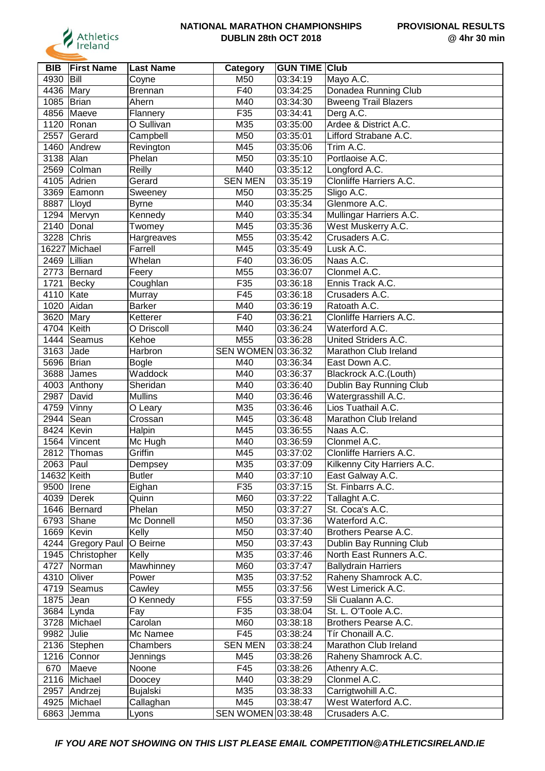**NATIONAL MARATHON CHAMPIONSHIPS**
**DUBLIN 28th OCT 2018**

**PROVISIONAL RESULTS**
**@ 4hr 30 min**

| BIB | First Name | Last Name | Category | GUN TIME | Club |
|---|---|---|---|---|---|
| 4930 | Bill | Coyne | M50 | 03:34:19 | Mayo A.C. |
| 4436 | Mary | Brennan | F40 | 03:34:25 | Donadea Running Club |
| 1085 | Brian | Ahern | M40 | 03:34:30 | Bweeng Trail Blazers |
| 4856 | Maeve | Flannery | F35 | 03:34:41 | Derg A.C. |
| 1120 | Ronan | O Sullivan | M35 | 03:35:00 | Ardee & District A.C. |
| 2557 | Gerard | Campbell | M50 | 03:35:01 | Lifford Strabane A.C. |
| 1460 | Andrew | Revington | M45 | 03:35:06 | Trim A.C. |
| 3138 | Alan | Phelan | M50 | 03:35:10 | Portlaoise A.C. |
| 2569 | Colman | Reilly | M40 | 03:35:12 | Longford A.C. |
| 4105 | Adrien | Gerard | SEN MEN | 03:35:19 | Clonliffe Harriers A.C. |
| 3369 | Eamonn | Sweeney | M50 | 03:35:25 | Sligo A.C. |
| 8887 | Lloyd | Byrne | M40 | 03:35:34 | Glenmore A.C. |
| 1294 | Mervyn | Kennedy | M40 | 03:35:34 | Mullingar Harriers A.C. |
| 2140 | Donal | Twomey | M45 | 03:35:36 | West Muskerry A.C. |
| 3228 | Chris | Hargreaves | M55 | 03:35:42 | Crusaders A.C. |
| 16227 | Michael | Farrell | M45 | 03:35:49 | Lusk A.C. |
| 2469 | Lillian | Whelan | F40 | 03:36:05 | Naas A.C. |
| 2773 | Bernard | Feery | M55 | 03:36:07 | Clonmel A.C. |
| 1721 | Becky | Coughlan | F35 | 03:36:18 | Ennis Track A.C. |
| 4110 | Kate | Murray | F45 | 03:36:18 | Crusaders A.C. |
| 1020 | Aidan | Barker | M40 | 03:36:19 | Ratoath A.C. |
| 3620 | Mary | Ketterer | F40 | 03:36:21 | Clonliffe Harriers A.C. |
| 4704 | Keith | O Driscoll | M40 | 03:36:24 | Waterford A.C. |
| 1444 | Seamus | Kehoe | M55 | 03:36:28 | United Striders A.C. |
| 3163 | Jade | Harbron | SEN WOMEN | 03:36:32 | Marathon Club Ireland |
| 5696 | Brian | Bogle | M40 | 03:36:34 | East Down A.C. |
| 3688 | James | Waddock | M40 | 03:36:37 | Blackrock A.C.(Louth) |
| 4003 | Anthony | Sheridan | M40 | 03:36:40 | Dublin Bay Running Club |
| 2987 | David | Mullins | M40 | 03:36:46 | Watergrasshill A.C. |
| 4759 | Vinny | O Leary | M35 | 03:36:46 | Lios Tuathail A.C. |
| 2944 | Sean | Crossan | M45 | 03:36:48 | Marathon Club Ireland |
| 8424 | Kevin | Halpin | M45 | 03:36:55 | Naas A.C. |
| 1564 | Vincent | Mc Hugh | M40 | 03:36:59 | Clonmel A.C. |
| 2812 | Thomas | Griffin | M45 | 03:37:02 | Clonliffe Harriers A.C. |
| 2063 | Paul | Dempsey | M35 | 03:37:09 | Kilkenny City Harriers A.C. |
| 14632 | Keith | Butler | M40 | 03:37:10 | East Galway A.C. |
| 9500 | Irene | Eighan | F35 | 03:37:15 | St. Finbarrs A.C. |
| 4039 | Derek | Quinn | M60 | 03:37:22 | Tallaght A.C. |
| 1646 | Bernard | Phelan | M50 | 03:37:27 | St. Coca's A.C. |
| 6793 | Shane | Mc Donnell | M50 | 03:37:36 | Waterford A.C. |
| 1669 | Kevin | Kelly | M50 | 03:37:40 | Brothers Pearse A.C. |
| 4244 | Gregory Paul | O Beirne | M50 | 03:37:43 | Dublin Bay Running Club |
| 1945 | Christopher | Kelly | M35 | 03:37:46 | North East Runners A.C. |
| 4727 | Norman | Mawhinney | M60 | 03:37:47 | Ballydrain Harriers |
| 4310 | Oliver | Power | M35 | 03:37:52 | Raheny Shamrock A.C. |
| 4719 | Seamus | Cawley | M55 | 03:37:56 | West Limerick A.C. |
| 1875 | Jean | O Kennedy | F55 | 03:37:59 | Sli Cualann A.C. |
| 3684 | Lynda | Fay | F35 | 03:38:04 | St. L. O'Toole A.C. |
| 3728 | Michael | Carolan | M60 | 03:38:18 | Brothers Pearse A.C. |
| 9982 | Julie | Mc Namee | F45 | 03:38:24 | Tír Chonaill A.C. |
| 2136 | Stephen | Chambers | SEN MEN | 03:38:24 | Marathon Club Ireland |
| 1216 | Connor | Jennings | M45 | 03:38:26 | Raheny Shamrock A.C. |
| 670 | Maeve | Noone | F45 | 03:38:26 | Athenry A.C. |
| 2116 | Michael | Doocey | M40 | 03:38:29 | Clonmel A.C. |
| 2957 | Andrzej | Bujalski | M35 | 03:38:33 | Carrigtwohill A.C. |
| 4925 | Michael | Callaghan | M45 | 03:38:47 | West Waterford A.C. |
| 6863 | Jemma | Lyons | SEN WOMEN | 03:38:48 | Crusaders A.C. |

***IF YOU ARE NOT SHOWING ON THIS LIST PLEASE EMAIL COMPETITION@ATHLETICSIRELAND.IE***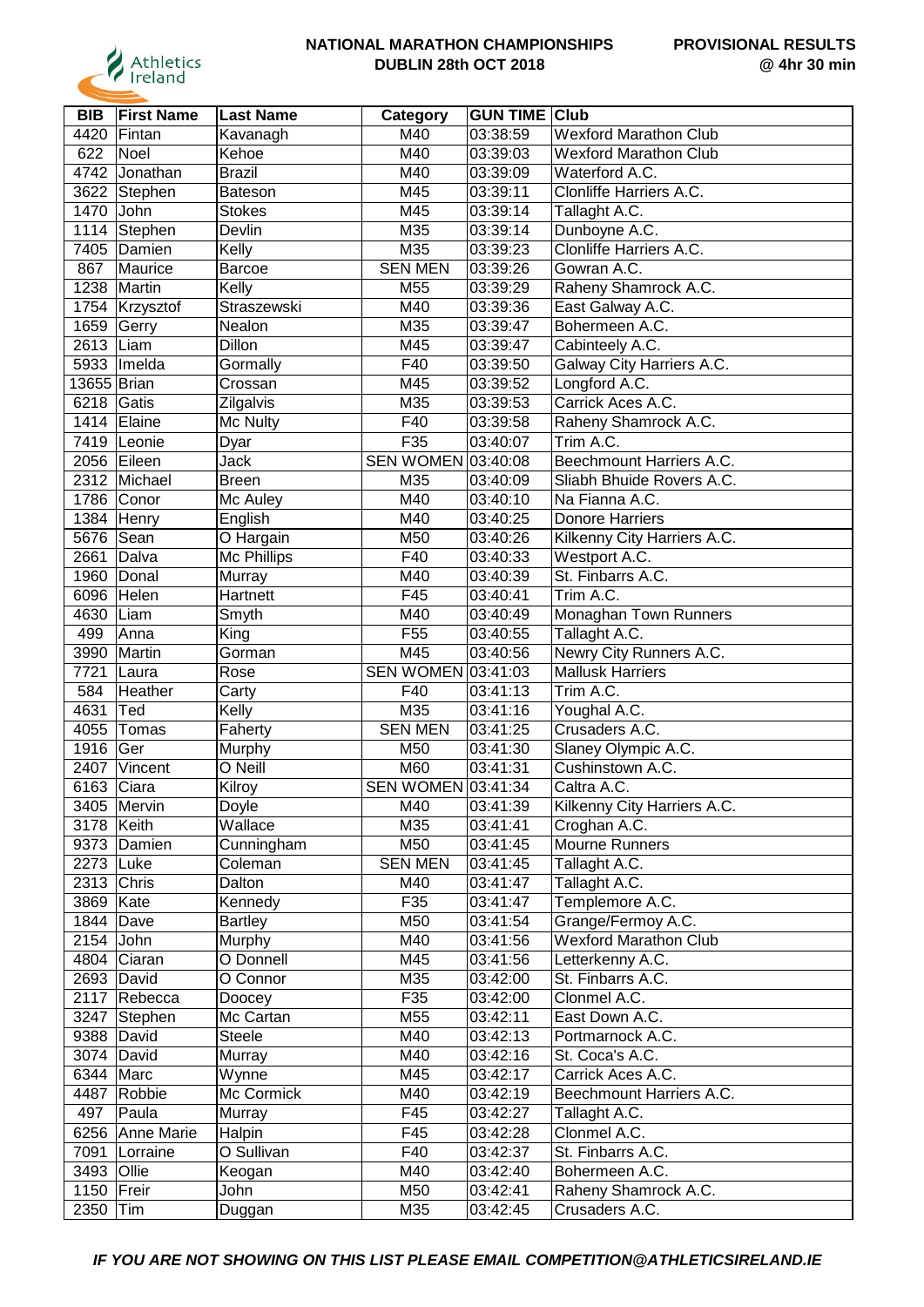**NATIONAL MARATHON CHAMPIONSHIPS**
**DUBLIN 28th OCT 2018**

**PROVISIONAL RESULTS**
**@ 4hr 30 min**

| BIB | First Name | Last Name | Category | GUN TIME | Club |
|---|---|---|---|---|---|
| 4420 | Fintan | Kavanagh | M40 | 03:38:59 | Wexford Marathon Club |
| 622 | Noel | Kehoe | M40 | 03:39:03 | Wexford Marathon Club |
| 4742 | Jonathan | Brazil | M40 | 03:39:09 | Waterford A.C. |
| 3622 | Stephen | Bateson | M45 | 03:39:11 | Clonliffe Harriers A.C. |
| 1470 | John | Stokes | M45 | 03:39:14 | Tallaght A.C. |
| 1114 | Stephen | Devlin | M35 | 03:39:14 | Dunboyne A.C. |
| 7405 | Damien | Kelly | M35 | 03:39:23 | Clonliffe Harriers A.C. |
| 867 | Maurice | Barcoe | SEN MEN | 03:39:26 | Gowran A.C. |
| 1238 | Martin | Kelly | M55 | 03:39:29 | Raheny Shamrock A.C. |
| 1754 | Krzysztof | Straszewski | M40 | 03:39:36 | East Galway A.C. |
| 1659 | Gerry | Nealon | M35 | 03:39:47 | Bohermeen A.C. |
| 2613 | Liam | Dillon | M45 | 03:39:47 | Cabinteely A.C. |
| 5933 | Imelda | Gormally | F40 | 03:39:50 | Galway City Harriers A.C. |
| 13655 | Brian | Crossan | M45 | 03:39:52 | Longford A.C. |
| 6218 | Gatis | Zilgalvis | M35 | 03:39:53 | Carrick Aces A.C. |
| 1414 | Elaine | Mc Nulty | F40 | 03:39:58 | Raheny Shamrock A.C. |
| 7419 | Leonie | Dyar | F35 | 03:40:07 | Trim A.C. |
| 2056 | Eileen | Jack | SEN WOMEN | 03:40:08 | Beechmount Harriers A.C. |
| 2312 | Michael | Breen | M35 | 03:40:09 | Sliabh Bhuide Rovers A.C. |
| 1786 | Conor | Mc Auley | M40 | 03:40:10 | Na Fianna A.C. |
| 1384 | Henry | English | M40 | 03:40:25 | Donore Harriers |
| 5676 | Sean | O Hargain | M50 | 03:40:26 | Kilkenny City Harriers A.C. |
| 2661 | Dalva | Mc Phillips | F40 | 03:40:33 | Westport A.C. |
| 1960 | Donal | Murray | M40 | 03:40:39 | St. Finbarrs A.C. |
| 6096 | Helen | Hartnett | F45 | 03:40:41 | Trim A.C. |
| 4630 | Liam | Smyth | M40 | 03:40:49 | Monaghan Town Runners |
| 499 | Anna | King | F55 | 03:40:55 | Tallaght A.C. |
| 3990 | Martin | Gorman | M45 | 03:40:56 | Newry City Runners A.C. |
| 7721 | Laura | Rose | SEN WOMEN | 03:41:03 | Mallusk Harriers |
| 584 | Heather | Carty | F40 | 03:41:13 | Trim A.C. |
| 4631 | Ted | Kelly | M35 | 03:41:16 | Youghal A.C. |
| 4055 | Tomas | Faherty | SEN MEN | 03:41:25 | Crusaders A.C. |
| 1916 | Ger | Murphy | M50 | 03:41:30 | Slaney Olympic A.C. |
| 2407 | Vincent | O Neill | M60 | 03:41:31 | Cushinstown A.C. |
| 6163 | Ciara | Kilroy | SEN WOMEN | 03:41:34 | Caltra A.C. |
| 3405 | Mervin | Doyle | M40 | 03:41:39 | Kilkenny City Harriers A.C. |
| 3178 | Keith | Wallace | M35 | 03:41:41 | Croghan A.C. |
| 9373 | Damien | Cunningham | M50 | 03:41:45 | Mourne Runners |
| 2273 | Luke | Coleman | SEN MEN | 03:41:45 | Tallaght A.C. |
| 2313 | Chris | Dalton | M40 | 03:41:47 | Tallaght A.C. |
| 3869 | Kate | Kennedy | F35 | 03:41:47 | Templemore A.C. |
| 1844 | Dave | Bartley | M50 | 03:41:54 | Grange/Fermoy A.C. |
| 2154 | John | Murphy | M40 | 03:41:56 | Wexford Marathon Club |
| 4804 | Ciaran | O Donnell | M45 | 03:41:56 | Letterkenny A.C. |
| 2693 | David | O Connor | M35 | 03:42:00 | St. Finbarrs A.C. |
| 2117 | Rebecca | Doocey | F35 | 03:42:00 | Clonmel A.C. |
| 3247 | Stephen | Mc Cartan | M55 | 03:42:11 | East Down A.C. |
| 9388 | David | Steele | M40 | 03:42:13 | Portmarnock A.C. |
| 3074 | David | Murray | M40 | 03:42:16 | St. Coca's A.C. |
| 6344 | Marc | Wynne | M45 | 03:42:17 | Carrick Aces A.C. |
| 4487 | Robbie | Mc Cormick | M40 | 03:42:19 | Beechmount Harriers A.C. |
| 497 | Paula | Murray | F45 | 03:42:27 | Tallaght A.C. |
| 6256 | Anne Marie | Halpin | F45 | 03:42:28 | Clonmel A.C. |
| 7091 | Lorraine | O Sullivan | F40 | 03:42:37 | St. Finbarrs A.C. |
| 3493 | Ollie | Keogan | M40 | 03:42:40 | Bohermeen A.C. |
| 1150 | Freir | John | M50 | 03:42:41 | Raheny Shamrock A.C. |
| 2350 | Tim | Duggan | M35 | 03:42:45 | Crusaders A.C. |

*IF YOU ARE NOT SHOWING ON THIS LIST PLEASE EMAIL COMPETITION@ATHLETICSIRELAND.IE*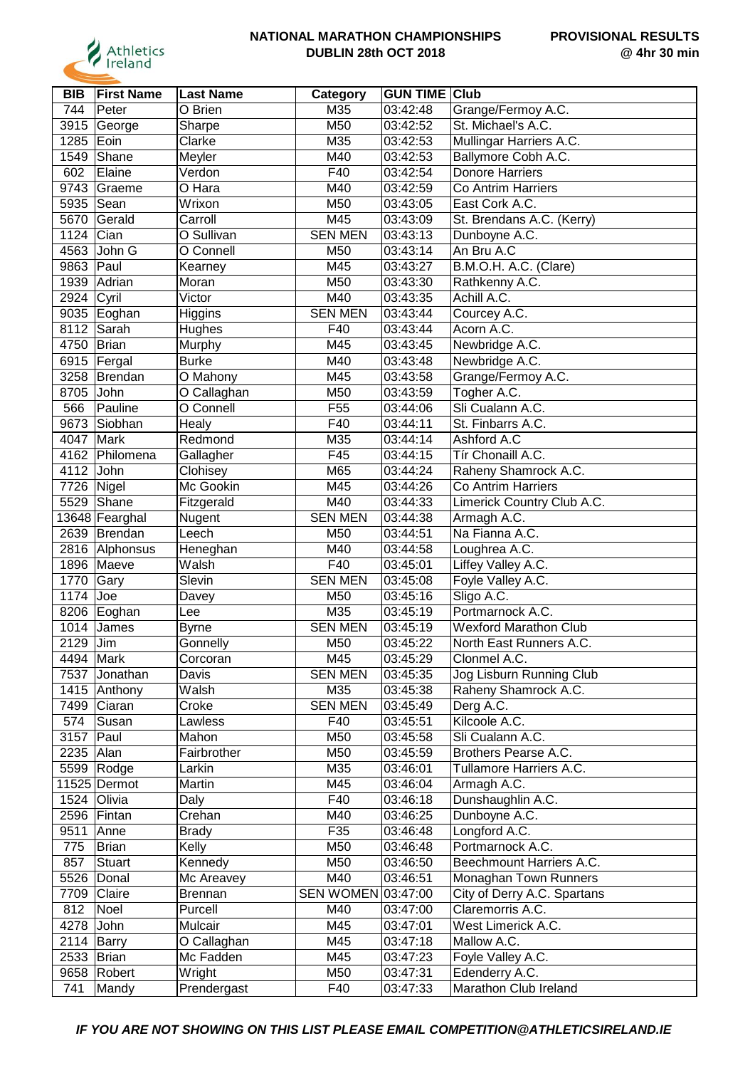# NATIONAL MARATHON CHAMPIONSHIPS
## DUBLIN 28th OCT 2018

**PROVISIONAL RESULTS @ 4hr 30 min**

| BIB | First Name | Last Name | Category | GUN TIME | Club |
|---|---|---|---|---|---|
| 744 | Peter | O Brien | M35 | 03:42:48 | Grange/Fermoy A.C. |
| 3915 | George | Sharpe | M50 | 03:42:52 | St. Michael's A.C. |
| 1285 | Eoin | Clarke | M35 | 03:42:53 | Mullingar Harriers A.C. |
| 1549 | Shane | Meyler | M40 | 03:42:53 | Ballymore Cobh A.C. |
| 602 | Elaine | Verdon | F40 | 03:42:54 | Donore Harriers |
| 9743 | Graeme | O Hara | M40 | 03:42:59 | Co Antrim Harriers |
| 5935 | Sean | Wrixon | M50 | 03:43:05 | East Cork A.C. |
| 5670 | Gerald | Carroll | M45 | 03:43:09 | St. Brendans A.C. (Kerry) |
| 1124 | Cian | O Sullivan | SEN MEN | 03:43:13 | Dunboyne A.C. |
| 4563 | John G | O Connell | M50 | 03:43:14 | An Bru A.C |
| 9863 | Paul | Kearney | M45 | 03:43:27 | B.M.O.H. A.C. (Clare) |
| 1939 | Adrian | Moran | M50 | 03:43:30 | Rathkenny A.C. |
| 2924 | Cyril | Victor | M40 | 03:43:35 | Achill A.C. |
| 9035 | Eoghan | Higgins | SEN MEN | 03:43:44 | Courcey A.C. |
| 8112 | Sarah | Hughes | F40 | 03:43:44 | Acorn A.C. |
| 4750 | Brian | Murphy | M45 | 03:43:45 | Newbridge A.C. |
| 6915 | Fergal | Burke | M40 | 03:43:48 | Newbridge A.C. |
| 3258 | Brendan | O Mahony | M45 | 03:43:58 | Grange/Fermoy A.C. |
| 8705 | John | O Callaghan | M50 | 03:43:59 | Togher A.C. |
| 566 | Pauline | O Connell | F55 | 03:44:06 | Sli Cualann A.C. |
| 9673 | Siobhan | Healy | F40 | 03:44:11 | St. Finbarrs A.C. |
| 4047 | Mark | Redmond | M35 | 03:44:14 | Ashford A.C |
| 4162 | Philomena | Gallagher | F45 | 03:44:15 | Tír Chonaill A.C. |
| 4112 | John | Clohisey | M65 | 03:44:24 | Raheny Shamrock A.C. |
| 7726 | Nigel | Mc Gookin | M45 | 03:44:26 | Co Antrim Harriers |
| 5529 | Shane | Fitzgerald | M40 | 03:44:33 | Limerick Country Club A.C. |
| 13648 | Fearghal | Nugent | SEN MEN | 03:44:38 | Armagh A.C. |
| 2639 | Brendan | Leech | M50 | 03:44:51 | Na Fianna A.C. |
| 2816 | Alphonsus | Heneghan | M40 | 03:44:58 | Loughrea A.C. |
| 1896 | Maeve | Walsh | F40 | 03:45:01 | Liffey Valley A.C. |
| 1770 | Gary | Slevin | SEN MEN | 03:45:08 | Foyle Valley A.C. |
| 1174 | Joe | Davey | M50 | 03:45:16 | Sligo A.C. |
| 8206 | Eoghan | Lee | M35 | 03:45:19 | Portmarnock A.C. |
| 1014 | James | Byrne | SEN MEN | 03:45:19 | Wexford Marathon Club |
| 2129 | Jim | Gonnelly | M50 | 03:45:22 | North East Runners A.C. |
| 4494 | Mark | Corcoran | M45 | 03:45:29 | Clonmel A.C. |
| 7537 | Jonathan | Davis | SEN MEN | 03:45:35 | Jog Lisburn Running Club |
| 1415 | Anthony | Walsh | M35 | 03:45:38 | Raheny Shamrock A.C. |
| 7499 | Ciaran | Croke | SEN MEN | 03:45:49 | Derg A.C. |
| 574 | Susan | Lawless | F40 | 03:45:51 | Kilcoole A.C. |
| 3157 | Paul | Mahon | M50 | 03:45:58 | Sli Cualann A.C. |
| 2235 | Alan | Fairbrother | M50 | 03:45:59 | Brothers Pearse A.C. |
| 5599 | Rodge | Larkin | M35 | 03:46:01 | Tullamore Harriers A.C. |
| 11525 | Dermot | Martin | M45 | 03:46:04 | Armagh A.C. |
| 1524 | Olivia | Daly | F40 | 03:46:18 | Dunshaughlin A.C. |
| 2596 | Fintan | Crehan | M40 | 03:46:25 | Dunboyne A.C. |
| 9511 | Anne | Brady | F35 | 03:46:48 | Longford A.C. |
| 775 | Brian | Kelly | M50 | 03:46:48 | Portmarnock A.C. |
| 857 | Stuart | Kennedy | M50 | 03:46:50 | Beechmount Harriers A.C. |
| 5526 | Donal | Mc Areavey | M40 | 03:46:51 | Monaghan Town Runners |
| 7709 | Claire | Brennan | SEN WOMEN | 03:47:00 | City of Derry A.C. Spartans |
| 812 | Noel | Purcell | M40 | 03:47:00 | Claremorris A.C. |
| 4278 | John | Mulcair | M45 | 03:47:01 | West Limerick A.C. |
| 2114 | Barry | O Callaghan | M45 | 03:47:18 | Mallow A.C. |
| 2533 | Brian | Mc Fadden | M45 | 03:47:23 | Foyle Valley A.C. |
| 9658 | Robert | Wright | M50 | 03:47:31 | Edenderry A.C. |
| 741 | Mandy | Prendergast | F40 | 03:47:33 | Marathon Club Ireland |

***IF YOU ARE NOT SHOWING ON THIS LIST PLEASE EMAIL COMPETITION@ATHLETICSIRELAND.IE***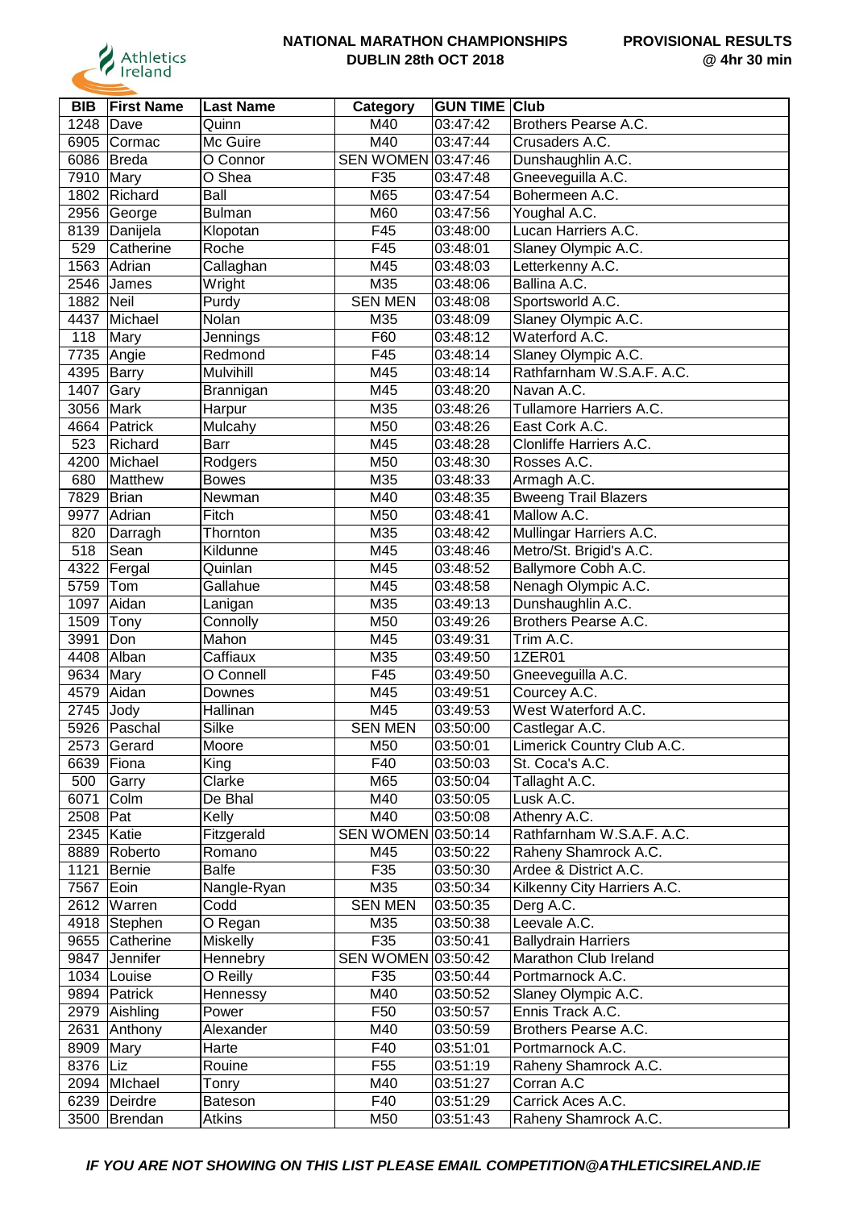Athletics Ireland

**NATIONAL MARATHON CHAMPIONSHIPS**
**DUBLIN 28th OCT 2018**

**PROVISIONAL RESULTS**
**@ 4hr 30 min**

| BIB | First Name | Last Name | Category | GUN TIME | Club |
|---|---|---|---|---|---|
| 1248 | Dave | Quinn | M40 | 03:47:42 | Brothers Pearse A.C. |
| 6905 | Cormac | Mc Guire | M40 | 03:47:44 | Crusaders A.C. |
| 6086 | Breda | O Connor | SEN WOMEN | 03:47:46 | Dunshaughlin A.C. |
| 7910 | Mary | O Shea | F35 | 03:47:48 | Gneeveguilla A.C. |
| 1802 | Richard | Ball | M65 | 03:47:54 | Bohermeen A.C. |
| 2956 | George | Bulman | M60 | 03:47:56 | Youghal A.C. |
| 8139 | Danijela | Klopotan | F45 | 03:48:00 | Lucan Harriers A.C. |
| 529 | Catherine | Roche | F45 | 03:48:01 | Slaney Olympic A.C. |
| 1563 | Adrian | Callaghan | M45 | 03:48:03 | Letterkenny A.C. |
| 2546 | James | Wright | M35 | 03:48:06 | Ballina A.C. |
| 1882 | Neil | Purdy | SEN MEN | 03:48:08 | Sportsworld A.C. |
| 4437 | Michael | Nolan | M35 | 03:48:09 | Slaney Olympic A.C. |
| 118 | Mary | Jennings | F60 | 03:48:12 | Waterford A.C. |
| 7735 | Angie | Redmond | F45 | 03:48:14 | Slaney Olympic A.C. |
| 4395 | Barry | Mulvihill | M45 | 03:48:14 | Rathfarnham W.S.A.F. A.C. |
| 1407 | Gary | Brannigan | M45 | 03:48:20 | Navan A.C. |
| 3056 | Mark | Harpur | M35 | 03:48:26 | Tullamore Harriers A.C. |
| 4664 | Patrick | Mulcahy | M50 | 03:48:26 | East Cork A.C. |
| 523 | Richard | Barr | M45 | 03:48:28 | Clonliffe Harriers A.C. |
| 4200 | Michael | Rodgers | M50 | 03:48:30 | Rosses A.C. |
| 680 | Matthew | Bowes | M35 | 03:48:33 | Armagh A.C. |
| 7829 | Brian | Newman | M40 | 03:48:35 | Bweeng Trail Blazers |
| 9977 | Adrian | Fitch | M50 | 03:48:41 | Mallow A.C. |
| 820 | Darragh | Thornton | M35 | 03:48:42 | Mullingar Harriers A.C. |
| 518 | Sean | Kildunne | M45 | 03:48:46 | Metro/St. Brigid's A.C. |
| 4322 | Fergal | Quinlan | M45 | 03:48:52 | Ballymore Cobh A.C. |
| 5759 | Tom | Gallahue | M45 | 03:48:58 | Nenagh Olympic A.C. |
| 1097 | Aidan | Lanigan | M35 | 03:49:13 | Dunshaughlin A.C. |
| 1509 | Tony | Connolly | M50 | 03:49:26 | Brothers Pearse A.C. |
| 3991 | Don | Mahon | M45 | 03:49:31 | Trim A.C. |
| 4408 | Alban | Caffiaux | M35 | 03:49:50 | 1ZER01 |
| 9634 | Mary | O Connell | F45 | 03:49:50 | Gneeveguilla A.C. |
| 4579 | Aidan | Downes | M45 | 03:49:51 | Courcey A.C. |
| 2745 | Jody | Hallinan | M45 | 03:49:53 | West Waterford A.C. |
| 5926 | Paschal | Silke | SEN MEN | 03:50:00 | Castlegar A.C. |
| 2573 | Gerard | Moore | M50 | 03:50:01 | Limerick Country Club A.C. |
| 6639 | Fiona | King | F40 | 03:50:03 | St. Coca's A.C. |
| 500 | Garry | Clarke | M65 | 03:50:04 | Tallaght A.C. |
| 6071 | Colm | De Bhal | M40 | 03:50:05 | Lusk A.C. |
| 2508 | Pat | Kelly | M40 | 03:50:08 | Athenry A.C. |
| 2345 | Katie | Fitzgerald | SEN WOMEN | 03:50:14 | Rathfarnham W.S.A.F. A.C. |
| 8889 | Roberto | Romano | M45 | 03:50:22 | Raheny Shamrock A.C. |
| 1121 | Bernie | Balfe | F35 | 03:50:30 | Ardee & District A.C. |
| 7567 | Eoin | Nangle-Ryan | M35 | 03:50:34 | Kilkenny City Harriers A.C. |
| 2612 | Warren | Codd | SEN MEN | 03:50:35 | Derg A.C. |
| 4918 | Stephen | O Regan | M35 | 03:50:38 | Leevale A.C. |
| 9655 | Catherine | Miskelly | F35 | 03:50:41 | Ballydrain Harriers |
| 9847 | Jennifer | Hennebry | SEN WOMEN | 03:50:42 | Marathon Club Ireland |
| 1034 | Louise | O Reilly | F35 | 03:50:44 | Portmarnock A.C. |
| 9894 | Patrick | Hennessy | M40 | 03:50:52 | Slaney Olympic A.C. |
| 2979 | Aishling | Power | F50 | 03:50:57 | Ennis Track A.C. |
| 2631 | Anthony | Alexander | M40 | 03:50:59 | Brothers Pearse A.C. |
| 8909 | Mary | Harte | F40 | 03:51:01 | Portmarnock A.C. |
| 8376 | Liz | Rouine | F55 | 03:51:19 | Raheny Shamrock A.C. |
| 2094 | MIchael | Tonry | M40 | 03:51:27 | Corran A.C |
| 6239 | Deirdre | Bateson | F40 | 03:51:29 | Carrick Aces A.C. |
| 3500 | Brendan | Atkins | M50 | 03:51:43 | Raheny Shamrock A.C. |

***IF YOU ARE NOT SHOWING ON THIS LIST PLEASE EMAIL COMPETITION@ATHLETICSIRELAND.IE***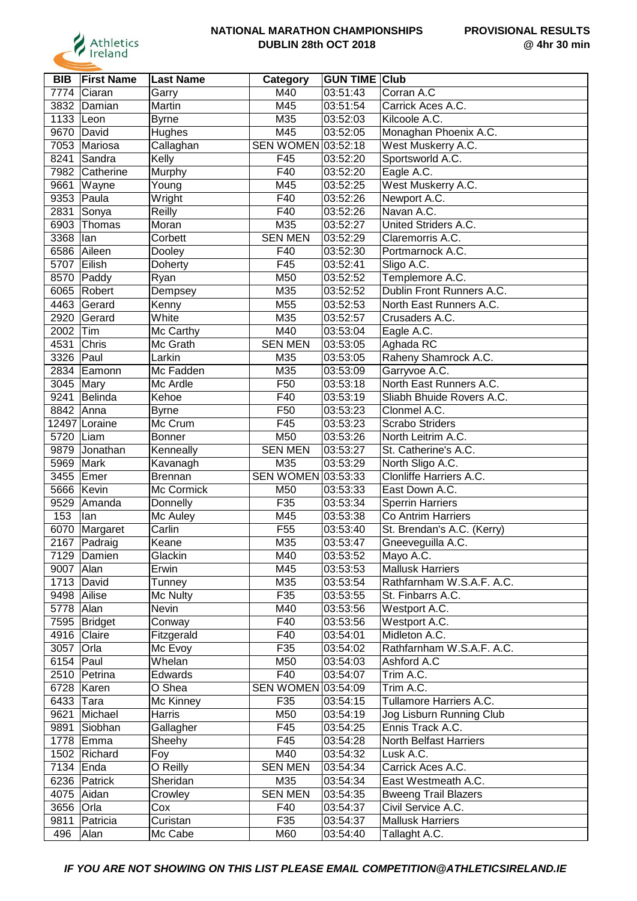**NATIONAL MARATHON CHAMPIONSHIPS**
**DUBLIN 28th OCT 2018**

**PROVISIONAL RESULTS**
**@ 4hr 30 min**

| BIB | First Name | Last Name | Category | GUN TIME | Club |
|---|---|---|---|---|---|
| 7774 | Ciaran | Garry | M40 | 03:51:43 | Corran A.C |
| 3832 | Damian | Martin | M45 | 03:51:54 | Carrick Aces A.C. |
| 1133 | Leon | Byrne | M35 | 03:52:03 | Kilcoole A.C. |
| 9670 | David | Hughes | M45 | 03:52:05 | Monaghan Phoenix A.C. |
| 7053 | Mariosa | Callaghan | SEN WOMEN | 03:52:18 | West Muskerry A.C. |
| 8241 | Sandra | Kelly | F45 | 03:52:20 | Sportsworld A.C. |
| 7982 | Catherine | Murphy | F40 | 03:52:20 | Eagle A.C. |
| 9661 | Wayne | Young | M45 | 03:52:25 | West Muskerry A.C. |
| 9353 | Paula | Wright | F40 | 03:52:26 | Newport A.C. |
| 2831 | Sonya | Reilly | F40 | 03:52:26 | Navan A.C. |
| 6903 | Thomas | Moran | M35 | 03:52:27 | United Striders A.C. |
| 3368 | Ian | Corbett | SEN MEN | 03:52:29 | Claremorris A.C. |
| 6586 | Aileen | Dooley | F40 | 03:52:30 | Portmarnock A.C. |
| 5707 | Eilish | Doherty | F45 | 03:52:41 | Sligo A.C. |
| 8570 | Paddy | Ryan | M50 | 03:52:52 | Templemore A.C. |
| 6065 | Robert | Dempsey | M35 | 03:52:52 | Dublin Front Runners A.C. |
| 4463 | Gerard | Kenny | M55 | 03:52:53 | North East Runners A.C. |
| 2920 | Gerard | White | M35 | 03:52:57 | Crusaders A.C. |
| 2002 | Tim | Mc Carthy | M40 | 03:53:04 | Eagle A.C. |
| 4531 | Chris | Mc Grath | SEN MEN | 03:53:05 | Aghada RC |
| 3326 | Paul | Larkin | M35 | 03:53:05 | Raheny Shamrock A.C. |
| 2834 | Eamonn | Mc Fadden | M35 | 03:53:09 | Garryvoe A.C. |
| 3045 | Mary | Mc Ardle | F50 | 03:53:18 | North East Runners A.C. |
| 9241 | Belinda | Kehoe | F40 | 03:53:19 | Sliabh Bhuide Rovers A.C. |
| 8842 | Anna | Byrne | F50 | 03:53:23 | Clonmel A.C. |
| 12497 | Loraine | Mc Crum | F45 | 03:53:23 | Scrabo Striders |
| 5720 | Liam | Bonner | M50 | 03:53:26 | North Leitrim A.C. |
| 9879 | Jonathan | Kenneally | SEN MEN | 03:53:27 | St. Catherine's A.C. |
| 5969 | Mark | Kavanagh | M35 | 03:53:29 | North Sligo A.C. |
| 3455 | Emer | Brennan | SEN WOMEN | 03:53:33 | Clonliffe Harriers A.C. |
| 5666 | Kevin | Mc Cormick | M50 | 03:53:33 | East Down A.C. |
| 9529 | Amanda | Donnelly | F35 | 03:53:34 | Sperrin Harriers |
| 153 | Ian | Mc Auley | M45 | 03:53:38 | Co Antrim Harriers |
| 6070 | Margaret | Carlin | F55 | 03:53:40 | St. Brendan's A.C. (Kerry) |
| 2167 | Padraig | Keane | M35 | 03:53:47 | Gneeveguilla A.C. |
| 7129 | Damien | Glackin | M40 | 03:53:52 | Mayo A.C. |
| 9007 | Alan | Erwin | M45 | 03:53:53 | Mallusk Harriers |
| 1713 | David | Tunney | M35 | 03:53:54 | Rathfarnham W.S.A.F. A.C. |
| 9498 | Ailise | Mc Nulty | F35 | 03:53:55 | St. Finbarrs A.C. |
| 5778 | Alan | Nevin | M40 | 03:53:56 | Westport A.C. |
| 7595 | Bridget | Conway | F40 | 03:53:56 | Westport A.C. |
| 4916 | Claire | Fitzgerald | F40 | 03:54:01 | Midleton A.C. |
| 3057 | Orla | Mc Evoy | F35 | 03:54:02 | Rathfarnham W.S.A.F. A.C. |
| 6154 | Paul | Whelan | M50 | 03:54:03 | Ashford A.C |
| 2510 | Petrina | Edwards | F40 | 03:54:07 | Trim A.C. |
| 6728 | Karen | O Shea | SEN WOMEN | 03:54:09 | Trim A.C. |
| 6433 | Tara | Mc Kinney | F35 | 03:54:15 | Tullamore Harriers A.C. |
| 9621 | Michael | Harris | M50 | 03:54:19 | Jog Lisburn Running Club |
| 9891 | Siobhan | Gallagher | F45 | 03:54:25 | Ennis Track A.C. |
| 1778 | Emma | Sheehy | F45 | 03:54:28 | North Belfast Harriers |
| 1502 | Richard | Foy | M40 | 03:54:32 | Lusk A.C. |
| 7134 | Enda | O Reilly | SEN MEN | 03:54:34 | Carrick Aces A.C. |
| 6236 | Patrick | Sheridan | M35 | 03:54:34 | East Westmeath A.C. |
| 4075 | Aidan | Crowley | SEN MEN | 03:54:35 | Bweeng Trail Blazers |
| 3656 | Orla | Cox | F40 | 03:54:37 | Civil Service A.C. |
| 9811 | Patricia | Curistan | F35 | 03:54:37 | Mallusk Harriers |
| 496 | Alan | Mc Cabe | M60 | 03:54:40 | Tallaght A.C. |

***IF YOU ARE NOT SHOWING ON THIS LIST PLEASE EMAIL COMPETITION@ATHLETICSIRELAND.IE***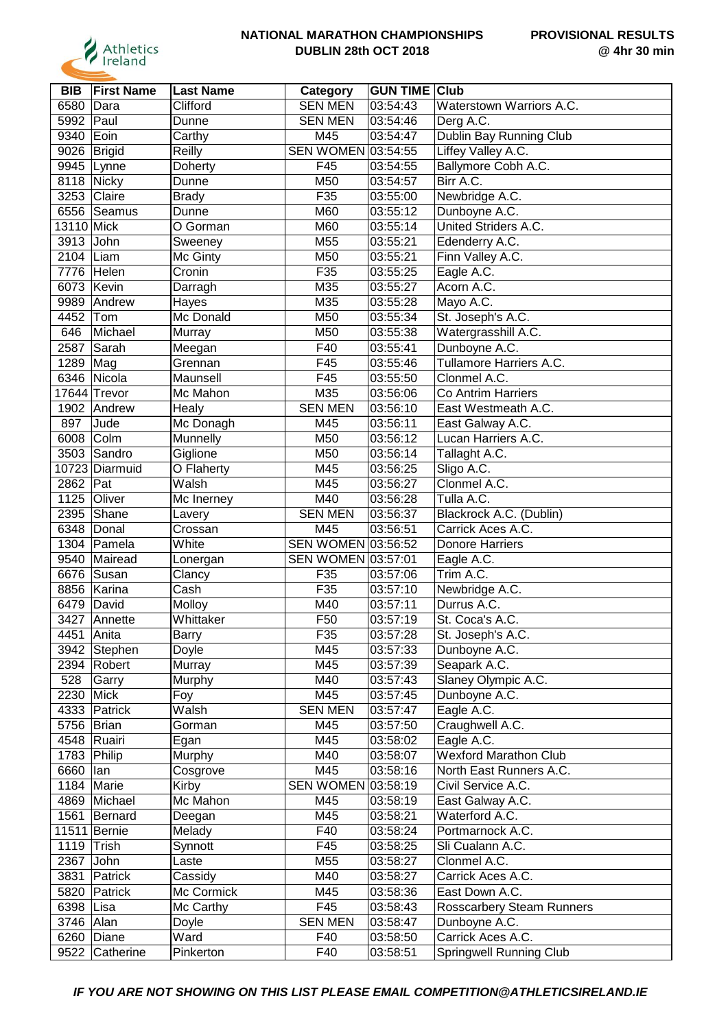**NATIONAL MARATHON CHAMPIONSHIPS**
**DUBLIN 28th OCT 2018**

**PROVISIONAL RESULTS**
**@ 4hr 30 min**

| BIB | First Name | Last Name | Category | GUN TIME | Club |
|---|---|---|---|---|---|
| 6580 | Dara | Clifford | SEN MEN | 03:54:43 | Waterstown Warriors A.C. |
| 5992 | Paul | Dunne | SEN MEN | 03:54:46 | Derg A.C. |
| 9340 | Eoin | Carthy | M45 | 03:54:47 | Dublin Bay Running Club |
| 9026 | Brigid | Reilly | SEN WOMEN | 03:54:55 | Liffey Valley A.C. |
| 9945 | Lynne | Doherty | F45 | 03:54:55 | Ballymore Cobh A.C. |
| 8118 | Nicky | Dunne | M50 | 03:54:57 | Birr A.C. |
| 3253 | Claire | Brady | F35 | 03:55:00 | Newbridge A.C. |
| 6556 | Seamus | Dunne | M60 | 03:55:12 | Dunboyne A.C. |
| 13110 | Mick | O Gorman | M60 | 03:55:14 | United Striders A.C. |
| 3913 | John | Sweeney | M55 | 03:55:21 | Edenderry A.C. |
| 2104 | Liam | Mc Ginty | M50 | 03:55:21 | Finn Valley A.C. |
| 7776 | Helen | Cronin | F35 | 03:55:25 | Eagle A.C. |
| 6073 | Kevin | Darragh | M35 | 03:55:27 | Acorn A.C. |
| 9989 | Andrew | Hayes | M35 | 03:55:28 | Mayo A.C. |
| 4452 | Tom | Mc Donald | M50 | 03:55:34 | St. Joseph's A.C. |
| 646 | Michael | Murray | M50 | 03:55:38 | Watergrasshill A.C. |
| 2587 | Sarah | Meegan | F40 | 03:55:41 | Dunboyne A.C. |
| 1289 | Mag | Grennan | F45 | 03:55:46 | Tullamore Harriers A.C. |
| 6346 | Nicola | Maunsell | F45 | 03:55:50 | Clonmel A.C. |
| 17644 | Trevor | Mc Mahon | M35 | 03:56:06 | Co Antrim Harriers |
| 1902 | Andrew | Healy | SEN MEN | 03:56:10 | East Westmeath A.C. |
| 897 | Jude | Mc Donagh | M45 | 03:56:11 | East Galway A.C. |
| 6008 | Colm | Munnelly | M50 | 03:56:12 | Lucan Harriers A.C. |
| 3503 | Sandro | Giglione | M50 | 03:56:14 | Tallaght A.C. |
| 10723 | Diarmuid | O Flaherty | M45 | 03:56:25 | Sligo A.C. |
| 2862 | Pat | Walsh | M45 | 03:56:27 | Clonmel A.C. |
| 1125 | Oliver | Mc Inerney | M40 | 03:56:28 | Tulla A.C. |
| 2395 | Shane | Lavery | SEN MEN | 03:56:37 | Blackrock A.C. (Dublin) |
| 6348 | Donal | Crossan | M45 | 03:56:51 | Carrick Aces A.C. |
| 1304 | Pamela | White | SEN WOMEN | 03:56:52 | Donore Harriers |
| 9540 | Mairead | Lonergan | SEN WOMEN | 03:57:01 | Eagle A.C. |
| 6676 | Susan | Clancy | F35 | 03:57:06 | Trim A.C. |
| 8856 | Karina | Cash | F35 | 03:57:10 | Newbridge A.C. |
| 6479 | David | Molloy | M40 | 03:57:11 | Durrus A.C. |
| 3427 | Annette | Whittaker | F50 | 03:57:19 | St. Coca's A.C. |
| 4451 | Anita | Barry | F35 | 03:57:28 | St. Joseph's A.C. |
| 3942 | Stephen | Doyle | M45 | 03:57:33 | Dunboyne A.C. |
| 2394 | Robert | Murray | M45 | 03:57:39 | Seapark A.C. |
| 528 | Garry | Murphy | M40 | 03:57:43 | Slaney Olympic A.C. |
| 2230 | Mick | Foy | M45 | 03:57:45 | Dunboyne A.C. |
| 4333 | Patrick | Walsh | SEN MEN | 03:57:47 | Eagle A.C. |
| 5756 | Brian | Gorman | M45 | 03:57:50 | Craughwell A.C. |
| 4548 | Ruairi | Egan | M45 | 03:58:02 | Eagle A.C. |
| 1783 | Philip | Murphy | M40 | 03:58:07 | Wexford Marathon Club |
| 6660 | Ian | Cosgrove | M45 | 03:58:16 | North East Runners A.C. |
| 1184 | Marie | Kirby | SEN WOMEN | 03:58:19 | Civil Service A.C. |
| 4869 | Michael | Mc Mahon | M45 | 03:58:19 | East Galway A.C. |
| 1561 | Bernard | Deegan | M45 | 03:58:21 | Waterford A.C. |
| 11511 | Bernie | Melady | F40 | 03:58:24 | Portmarnock A.C. |
| 1119 | Trish | Synnott | F45 | 03:58:25 | Sli Cualann A.C. |
| 2367 | John | Laste | M55 | 03:58:27 | Clonmel A.C. |
| 3831 | Patrick | Cassidy | M40 | 03:58:27 | Carrick Aces A.C. |
| 5820 | Patrick | Mc Cormick | M45 | 03:58:36 | East Down A.C. |
| 6398 | Lisa | Mc Carthy | F45 | 03:58:43 | Rosscarbery Steam Runners |
| 3746 | Alan | Doyle | SEN MEN | 03:58:47 | Dunboyne A.C. |
| 6260 | Diane | Ward | F40 | 03:58:50 | Carrick Aces A.C. |
| 9522 | Catherine | Pinkerton | F40 | 03:58:51 | Springwell Running Club |

***IF YOU ARE NOT SHOWING ON THIS LIST PLEASE EMAIL COMPETITION@ATHLETICSIRELAND.IE***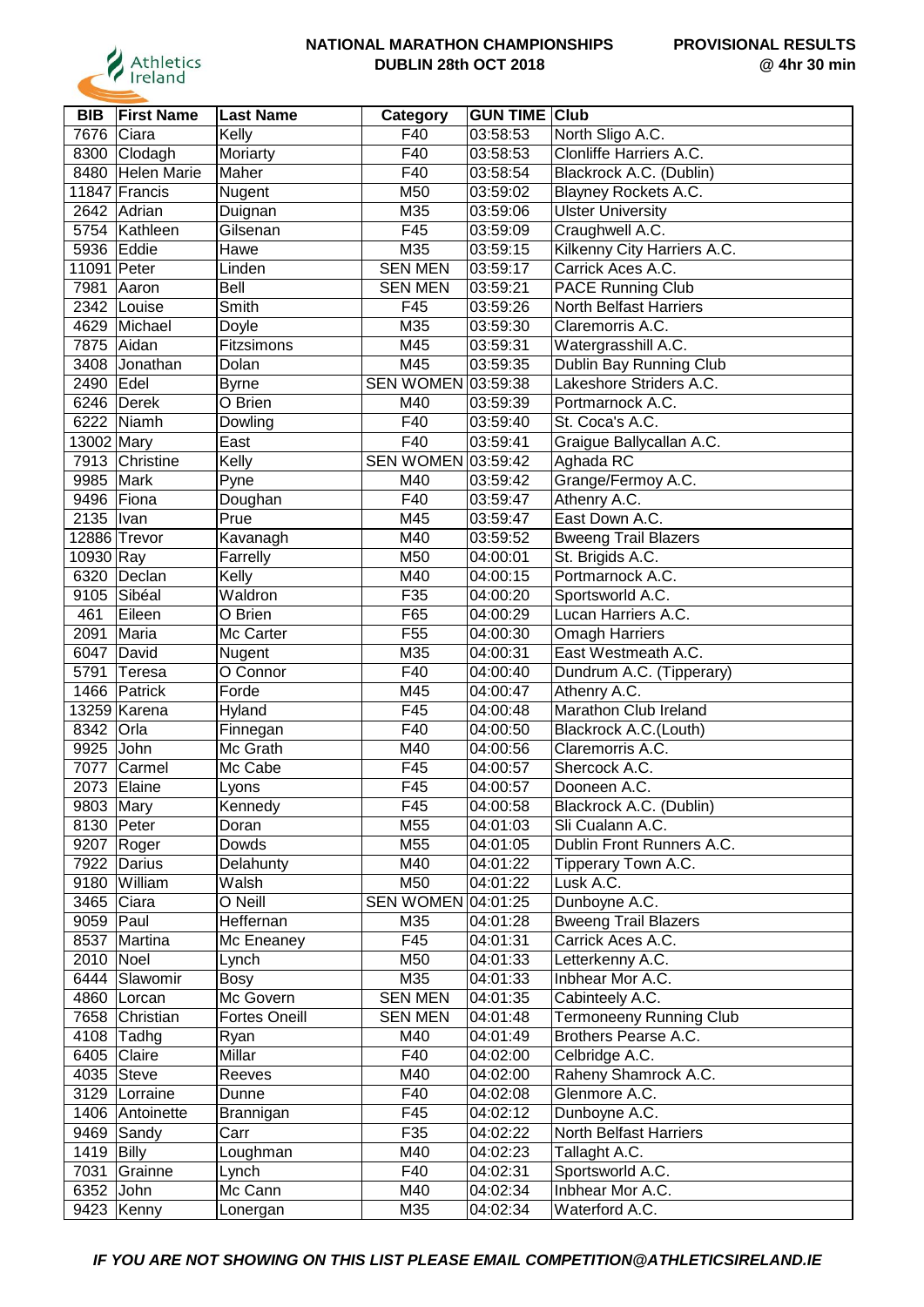**NATIONAL MARATHON CHAMPIONSHIPS**
**DUBLIN 28th OCT 2018**

**PROVISIONAL RESULTS**
**@ 4hr 30 min**

| BIB | First Name | Last Name | Category | GUN TIME | Club |
|---|---|---|---|---|---|
| 7676 | Ciara | Kelly | F40 | 03:58:53 | North Sligo A.C. |
| 8300 | Clodagh | Moriarty | F40 | 03:58:53 | Clonliffe Harriers A.C. |
| 8480 | Helen Marie | Maher | F40 | 03:58:54 | Blackrock A.C. (Dublin) |
| 11847 | Francis | Nugent | M50 | 03:59:02 | Blayney Rockets A.C. |
| 2642 | Adrian | Duignan | M35 | 03:59:06 | Ulster University |
| 5754 | Kathleen | Gilsenan | F45 | 03:59:09 | Craughwell A.C. |
| 5936 | Eddie | Hawe | M35 | 03:59:15 | Kilkenny City Harriers A.C. |
| 11091 | Peter | Linden | SEN MEN | 03:59:17 | Carrick Aces A.C. |
| 7981 | Aaron | Bell | SEN MEN | 03:59:21 | PACE Running Club |
| 2342 | Louise | Smith | F45 | 03:59:26 | North Belfast Harriers |
| 4629 | Michael | Doyle | M35 | 03:59:30 | Claremorris A.C. |
| 7875 | Aidan | Fitzsimons | M45 | 03:59:31 | Watergrasshill A.C. |
| 3408 | Jonathan | Dolan | M45 | 03:59:35 | Dublin Bay Running Club |
| 2490 | Edel | Byrne | SEN WOMEN | 03:59:38 | Lakeshore Striders A.C. |
| 6246 | Derek | O Brien | M40 | 03:59:39 | Portmarnock A.C. |
| 6222 | Niamh | Dowling | F40 | 03:59:40 | St. Coca's A.C. |
| 13002 | Mary | East | F40 | 03:59:41 | Graigue Ballycallan A.C. |
| 7913 | Christine | Kelly | SEN WOMEN | 03:59:42 | Aghada RC |
| 9985 | Mark | Pyne | M40 | 03:59:42 | Grange/Fermoy A.C. |
| 9496 | Fiona | Doughan | F40 | 03:59:47 | Athenry A.C. |
| 2135 | Ivan | Prue | M45 | 03:59:47 | East Down A.C. |
| 12886 | Trevor | Kavanagh | M40 | 03:59:52 | Bweeng Trail Blazers |
| 10930 | Ray | Farrelly | M50 | 04:00:01 | St. Brigids A.C. |
| 6320 | Declan | Kelly | M40 | 04:00:15 | Portmarnock A.C. |
| 9105 | Sibéal | Waldron | F35 | 04:00:20 | Sportsworld A.C. |
| 461 | Eileen | O Brien | F65 | 04:00:29 | Lucan Harriers A.C. |
| 2091 | Maria | Mc Carter | F55 | 04:00:30 | Omagh Harriers |
| 6047 | David | Nugent | M35 | 04:00:31 | East Westmeath A.C. |
| 5791 | Teresa | O Connor | F40 | 04:00:40 | Dundrum A.C. (Tipperary) |
| 1466 | Patrick | Forde | M45 | 04:00:47 | Athenry A.C. |
| 13259 | Karena | Hyland | F45 | 04:00:48 | Marathon Club Ireland |
| 8342 | Orla | Finnegan | F40 | 04:00:50 | Blackrock A.C.(Louth) |
| 9925 | John | Mc Grath | M40 | 04:00:56 | Claremorris A.C. |
| 7077 | Carmel | Mc Cabe | F45 | 04:00:57 | Shercock A.C. |
| 2073 | Elaine | Lyons | F45 | 04:00:57 | Dooneen A.C. |
| 9803 | Mary | Kennedy | F45 | 04:00:58 | Blackrock A.C. (Dublin) |
| 8130 | Peter | Doran | M55 | 04:01:03 | Sli Cualann A.C. |
| 9207 | Roger | Dowds | M55 | 04:01:05 | Dublin Front Runners A.C. |
| 7922 | Darius | Delahunty | M40 | 04:01:22 | Tipperary Town A.C. |
| 9180 | William | Walsh | M50 | 04:01:22 | Lusk A.C. |
| 3465 | Ciara | O Neill | SEN WOMEN | 04:01:25 | Dunboyne A.C. |
| 9059 | Paul | Heffernan | M35 | 04:01:28 | Bweeng Trail Blazers |
| 8537 | Martina | Mc Eneaney | F45 | 04:01:31 | Carrick Aces A.C. |
| 2010 | Noel | Lynch | M50 | 04:01:33 | Letterkenny A.C. |
| 6444 | Slawomir | Bosy | M35 | 04:01:33 | Inbhear Mor A.C. |
| 4860 | Lorcan | Mc Govern | SEN MEN | 04:01:35 | Cabinteely A.C. |
| 7658 | Christian | Fortes Oneill | SEN MEN | 04:01:48 | Termoneeny Running Club |
| 4108 | Tadhg | Ryan | M40 | 04:01:49 | Brothers Pearse A.C. |
| 6405 | Claire | Millar | F40 | 04:02:00 | Celbridge A.C. |
| 4035 | Steve | Reeves | M40 | 04:02:00 | Raheny Shamrock A.C. |
| 3129 | Lorraine | Dunne | F40 | 04:02:08 | Glenmore A.C. |
| 1406 | Antoinette | Brannigan | F45 | 04:02:12 | Dunboyne A.C. |
| 9469 | Sandy | Carr | F35 | 04:02:22 | North Belfast Harriers |
| 1419 | Billy | Loughman | M40 | 04:02:23 | Tallaght A.C. |
| 7031 | Grainne | Lynch | F40 | 04:02:31 | Sportsworld A.C. |
| 6352 | John | Mc Cann | M40 | 04:02:34 | Inbhear Mor A.C. |
| 9423 | Kenny | Lonergan | M35 | 04:02:34 | Waterford A.C. |

***IF YOU ARE NOT SHOWING ON THIS LIST PLEASE EMAIL COMPETITION@ATHLETICSIRELAND.IE***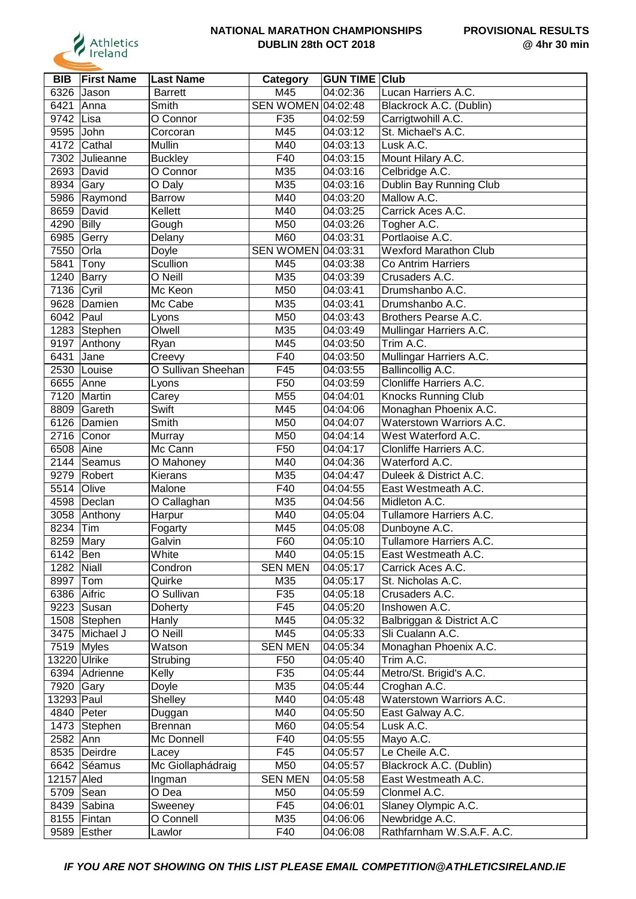# NATIONAL MARATHON CHAMPIONSHIPS
## DUBLIN 28th OCT 2018

**PROVISIONAL RESULTS @ 4hr 30 min**

| BIB | First Name | Last Name | Category | GUN TIME | Club |
|---|---|---|---|---|---|
| 6326 | Jason | Barrett | M45 | 04:02:36 | Lucan Harriers A.C. |
| 6421 | Anna | Smith | SEN WOMEN | 04:02:48 | Blackrock A.C. (Dublin) |
| 9742 | Lisa | O Connor | F35 | 04:02:59 | Carrigtwohill A.C. |
| 9595 | John | Corcoran | M45 | 04:03:12 | St. Michael's A.C. |
| 4172 | Cathal | Mullin | M40 | 04:03:13 | Lusk A.C. |
| 7302 | Julieanne | Buckley | F40 | 04:03:15 | Mount Hilary A.C. |
| 2693 | David | O Connor | M35 | 04:03:16 | Celbridge A.C. |
| 8934 | Gary | O Daly | M35 | 04:03:16 | Dublin Bay Running Club |
| 5986 | Raymond | Barrow | M40 | 04:03:20 | Mallow A.C. |
| 8659 | David | Kellett | M40 | 04:03:25 | Carrick Aces A.C. |
| 4290 | Billy | Gough | M50 | 04:03:26 | Togher A.C. |
| 6985 | Gerry | Delany | M60 | 04:03:31 | Portlaoise A.C. |
| 7550 | Orla | Doyle | SEN WOMEN | 04:03:31 | Wexford Marathon Club |
| 5841 | Tony | Scullion | M45 | 04:03:38 | Co Antrim Harriers |
| 1240 | Barry | O Neill | M35 | 04:03:39 | Crusaders A.C. |
| 7136 | Cyril | Mc Keon | M50 | 04:03:41 | Drumshanbo A.C. |
| 9628 | Damien | Mc Cabe | M35 | 04:03:41 | Drumshanbo A.C. |
| 6042 | Paul | Lyons | M50 | 04:03:43 | Brothers Pearse A.C. |
| 1283 | Stephen | Olwell | M35 | 04:03:49 | Mullingar Harriers A.C. |
| 9197 | Anthony | Ryan | M45 | 04:03:50 | Trim A.C. |
| 6431 | Jane | Creevy | F40 | 04:03:50 | Mullingar Harriers A.C. |
| 2530 | Louise | O Sullivan Sheehan | F45 | 04:03:55 | Ballincollig A.C. |
| 6655 | Anne | Lyons | F50 | 04:03:59 | Clonliffe Harriers A.C. |
| 7120 | Martin | Carey | M55 | 04:04:01 | Knocks Running Club |
| 8809 | Gareth | Swift | M45 | 04:04:06 | Monaghan Phoenix A.C. |
| 6126 | Damien | Smith | M50 | 04:04:07 | Waterstown Warriors A.C. |
| 2716 | Conor | Murray | M50 | 04:04:14 | West Waterford A.C. |
| 6508 | Aine | Mc Cann | F50 | 04:04:17 | Clonliffe Harriers A.C. |
| 2144 | Seamus | O Mahoney | M40 | 04:04:36 | Waterford A.C. |
| 9279 | Robert | Kierans | M35 | 04:04:47 | Duleek & District A.C. |
| 5514 | Olive | Malone | F40 | 04:04:55 | East Westmeath A.C. |
| 4598 | Declan | O Callaghan | M35 | 04:04:56 | Midleton A.C. |
| 3058 | Anthony | Harpur | M40 | 04:05:04 | Tullamore Harriers A.C. |
| 8234 | Tim | Fogarty | M45 | 04:05:08 | Dunboyne A.C. |
| 8259 | Mary | Galvin | F60 | 04:05:10 | Tullamore Harriers A.C. |
| 6142 | Ben | White | M40 | 04:05:15 | East Westmeath A.C. |
| 1282 | Niall | Condron | SEN MEN | 04:05:17 | Carrick Aces A.C. |
| 8997 | Tom | Quirke | M35 | 04:05:17 | St. Nicholas A.C. |
| 6386 | Aifric | O Sullivan | F35 | 04:05:18 | Crusaders A.C. |
| 9223 | Susan | Doherty | F45 | 04:05:20 | Inshowen A.C. |
| 1508 | Stephen | Hanly | M45 | 04:05:32 | Balbriggan & District A.C |
| 3475 | Michael J | O Neill | M45 | 04:05:33 | Sli Cualann A.C. |
| 7519 | Myles | Watson | SEN MEN | 04:05:34 | Monaghan Phoenix A.C. |
| 13220 | Ulrike | Strubing | F50 | 04:05:40 | Trim A.C. |
| 6394 | Adrienne | Kelly | F35 | 04:05:44 | Metro/St. Brigid's A.C. |
| 7920 | Gary | Doyle | M35 | 04:05:44 | Croghan A.C. |
| 13293 | Paul | Shelley | M40 | 04:05:48 | Waterstown Warriors A.C. |
| 4840 | Peter | Duggan | M40 | 04:05:50 | East Galway A.C. |
| 1473 | Stephen | Brennan | M60 | 04:05:54 | Lusk A.C. |
| 2582 | Ann | Mc Donnell | F40 | 04:05:55 | Mayo A.C. |
| 8535 | Deirdre | Lacey | F45 | 04:05:57 | Le Cheile A.C. |
| 6642 | Séamus | Mc Giollaphádraig | M50 | 04:05:57 | Blackrock A.C. (Dublin) |
| 12157 | Aled | Ingman | SEN MEN | 04:05:58 | East Westmeath A.C. |
| 5709 | Sean | O Dea | M50 | 04:05:59 | Clonmel A.C. |
| 8439 | Sabina | Sweeney | F45 | 04:06:01 | Slaney Olympic A.C. |
| 8155 | Fintan | O Connell | M35 | 04:06:06 | Newbridge A.C. |
| 9589 | Esther | Lawlor | F40 | 04:06:08 | Rathfarnham W.S.A.F. A.C. |

*IF YOU ARE NOT SHOWING ON THIS LIST PLEASE EMAIL COMPETITION@ATHLETICSIRELAND.IE*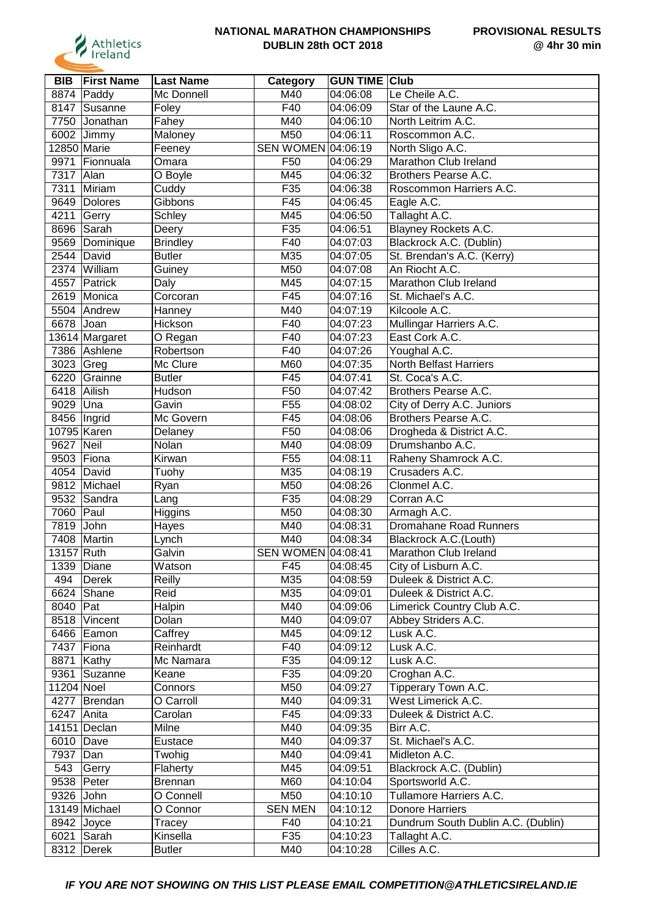**NATIONAL MARATHON CHAMPIONSHIPS**
**DUBLIN 28th OCT 2018**

**PROVISIONAL RESULTS**
**@ 4hr 30 min**

| BIB | First Name | Last Name | Category | GUN TIME | Club |
|---|---|---|---|---|---|
| 8874 | Paddy | Mc Donnell | M40 | 04:06:08 | Le Cheile A.C. |
| 8147 | Susanne | Foley | F40 | 04:06:09 | Star of the Laune A.C. |
| 7750 | Jonathan | Fahey | M40 | 04:06:10 | North Leitrim A.C. |
| 6002 | Jimmy | Maloney | M50 | 04:06:11 | Roscommon A.C. |
| 12850 | Marie | Feeney | SEN WOMEN | 04:06:19 | North Sligo A.C. |
| 9971 | Fionnuala | Omara | F50 | 04:06:29 | Marathon Club Ireland |
| 7317 | Alan | O Boyle | M45 | 04:06:32 | Brothers Pearse A.C. |
| 7311 | Miriam | Cuddy | F35 | 04:06:38 | Roscommon Harriers A.C. |
| 9649 | Dolores | Gibbons | F45 | 04:06:45 | Eagle A.C. |
| 4211 | Gerry | Schley | M45 | 04:06:50 | Tallaght A.C. |
| 8696 | Sarah | Deery | F35 | 04:06:51 | Blayney Rockets A.C. |
| 9569 | Dominique | Brindley | F40 | 04:07:03 | Blackrock A.C. (Dublin) |
| 2544 | David | Butler | M35 | 04:07:05 | St. Brendan's A.C. (Kerry) |
| 2374 | William | Guiney | M50 | 04:07:08 | An Riocht A.C. |
| 4557 | Patrick | Daly | M45 | 04:07:15 | Marathon Club Ireland |
| 2619 | Monica | Corcoran | F45 | 04:07:16 | St. Michael's A.C. |
| 5504 | Andrew | Hanney | M40 | 04:07:19 | Kilcoole A.C. |
| 6678 | Joan | Hickson | F40 | 04:07:23 | Mullingar Harriers A.C. |
| 13614 | Margaret | O Regan | F40 | 04:07:23 | East Cork A.C. |
| 7386 | Ashlene | Robertson | F40 | 04:07:26 | Youghal A.C. |
| 3023 | Greg | Mc Clure | M60 | 04:07:35 | North Belfast Harriers |
| 6220 | Grainne | Butler | F45 | 04:07:41 | St. Coca's A.C. |
| 6418 | Ailish | Hudson | F50 | 04:07:42 | Brothers Pearse A.C. |
| 9029 | Una | Gavin | F55 | 04:08:02 | City of Derry A.C. Juniors |
| 8456 | Ingrid | Mc Govern | F45 | 04:08:06 | Brothers Pearse A.C. |
| 10795 | Karen | Delaney | F50 | 04:08:06 | Drogheda & District A.C. |
| 9627 | Neil | Nolan | M40 | 04:08:09 | Drumshanbo A.C. |
| 9503 | Fiona | Kirwan | F55 | 04:08:11 | Raheny Shamrock A.C. |
| 4054 | David | Tuohy | M35 | 04:08:19 | Crusaders A.C. |
| 9812 | Michael | Ryan | M50 | 04:08:26 | Clonmel A.C. |
| 9532 | Sandra | Lang | F35 | 04:08:29 | Corran A.C |
| 7060 | Paul | Higgins | M50 | 04:08:30 | Armagh A.C. |
| 7819 | John | Hayes | M40 | 04:08:31 | Dromahane Road Runners |
| 7408 | Martin | Lynch | M40 | 04:08:34 | Blackrock A.C.(Louth) |
| 13157 | Ruth | Galvin | SEN WOMEN | 04:08:41 | Marathon Club Ireland |
| 1339 | Diane | Watson | F45 | 04:08:45 | City of Lisburn A.C. |
| 494 | Derek | Reilly | M35 | 04:08:59 | Duleek & District A.C. |
| 6624 | Shane | Reid | M35 | 04:09:01 | Duleek & District A.C. |
| 8040 | Pat | Halpin | M40 | 04:09:06 | Limerick Country Club A.C. |
| 8518 | Vincent | Dolan | M40 | 04:09:07 | Abbey Striders A.C. |
| 6466 | Eamon | Caffrey | M45 | 04:09:12 | Lusk A.C. |
| 7437 | Fiona | Reinhardt | F40 | 04:09:12 | Lusk A.C. |
| 8871 | Kathy | Mc Namara | F35 | 04:09:12 | Lusk A.C. |
| 9361 | Suzanne | Keane | F35 | 04:09:20 | Croghan A.C. |
| 11204 | Noel | Connors | M50 | 04:09:27 | Tipperary Town A.C. |
| 4277 | Brendan | O Carroll | M40 | 04:09:31 | West Limerick A.C. |
| 6247 | Anita | Carolan | F45 | 04:09:33 | Duleek & District A.C. |
| 14151 | Declan | Milne | M40 | 04:09:35 | Birr A.C. |
| 6010 | Dave | Eustace | M40 | 04:09:37 | St. Michael's A.C. |
| 7937 | Dan | Twohig | M40 | 04:09:41 | Midleton A.C. |
| 543 | Gerry | Flaherty | M45 | 04:09:51 | Blackrock A.C. (Dublin) |
| 9538 | Peter | Brennan | M60 | 04:10:04 | Sportsworld A.C. |
| 9326 | John | O Connell | M50 | 04:10:10 | Tullamore Harriers A.C. |
| 13149 | Michael | O Connor | SEN MEN | 04:10:12 | Donore Harriers |
| 8942 | Joyce | Tracey | F40 | 04:10:21 | Dundrum South Dublin A.C. (Dublin) |
| 6021 | Sarah | Kinsella | F35 | 04:10:23 | Tallaght A.C. |
| 8312 | Derek | Butler | M40 | 04:10:28 | Cilles A.C. |

***IF YOU ARE NOT SHOWING ON THIS LIST PLEASE EMAIL COMPETITION@ATHLETICSIRELAND.IE***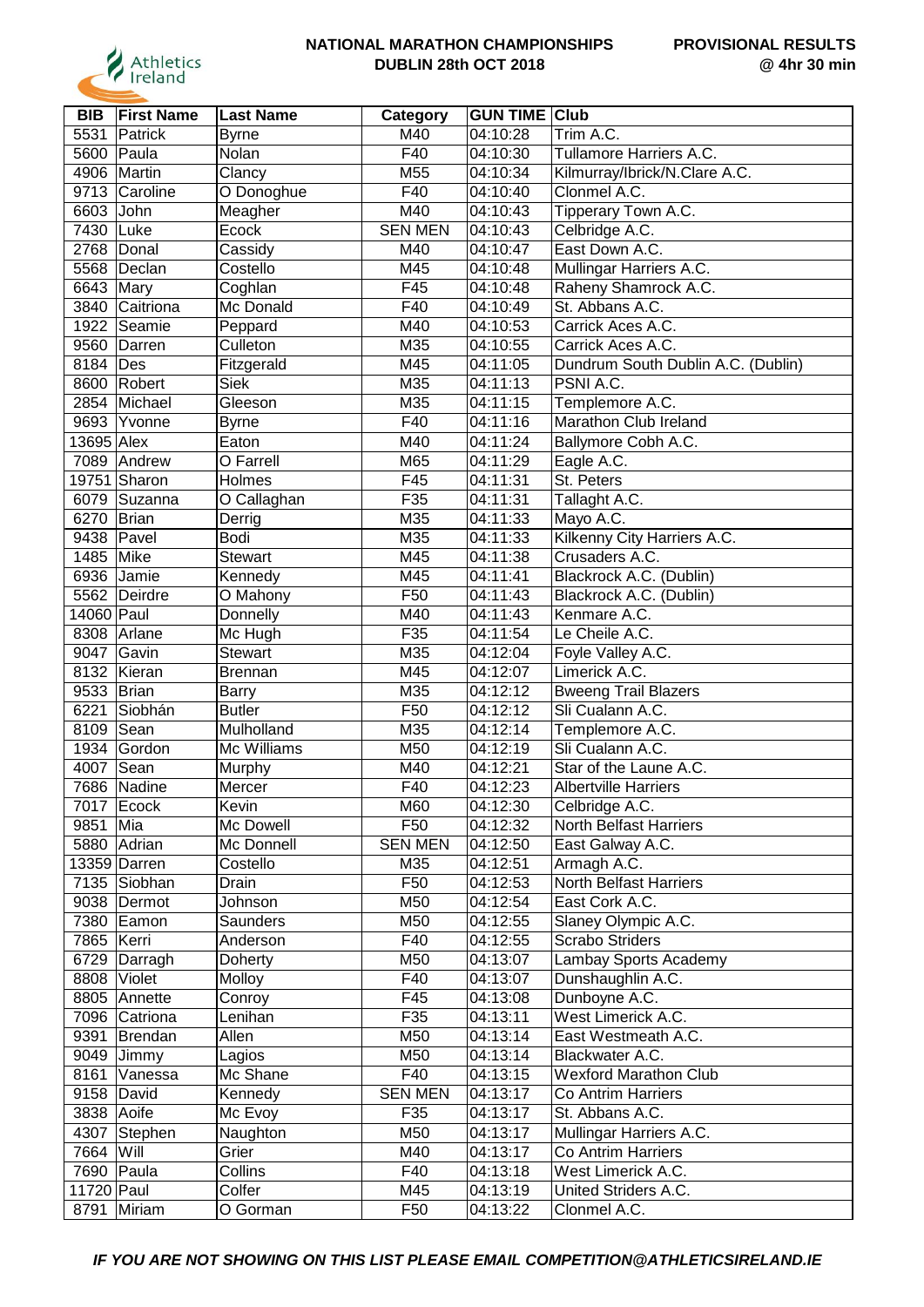**NATIONAL MARATHON CHAMPIONSHIPS**
**DUBLIN 28th OCT 2018**

**PROVISIONAL RESULTS**
**@ 4hr 30 min**

| BIB | First Name | Last Name | Category | GUN TIME | Club |
|---|---|---|---|---|---|
| 5531 | Patrick | Byrne | M40 | 04:10:28 | Trim A.C. |
| 5600 | Paula | Nolan | F40 | 04:10:30 | Tullamore Harriers A.C. |
| 4906 | Martin | Clancy | M55 | 04:10:34 | Kilmurray/Ibrick/N.Clare A.C. |
| 9713 | Caroline | O Donoghue | F40 | 04:10:40 | Clonmel A.C. |
| 6603 | John | Meagher | M40 | 04:10:43 | Tipperary Town A.C. |
| 7430 | Luke | Ecock | SEN MEN | 04:10:43 | Celbridge A.C. |
| 2768 | Donal | Cassidy | M40 | 04:10:47 | East Down A.C. |
| 5568 | Declan | Costello | M45 | 04:10:48 | Mullingar Harriers A.C. |
| 6643 | Mary | Coghlan | F45 | 04:10:48 | Raheny Shamrock A.C. |
| 3840 | Caitriona | Mc Donald | F40 | 04:10:49 | St. Abbans A.C. |
| 1922 | Seamie | Peppard | M40 | 04:10:53 | Carrick Aces A.C. |
| 9560 | Darren | Culleton | M35 | 04:10:55 | Carrick Aces A.C. |
| 8184 | Des | Fitzgerald | M45 | 04:11:05 | Dundrum South Dublin A.C. (Dublin) |
| 8600 | Robert | Siek | M35 | 04:11:13 | PSNI A.C. |
| 2854 | Michael | Gleeson | M35 | 04:11:15 | Templemore A.C. |
| 9693 | Yvonne | Byrne | F40 | 04:11:16 | Marathon Club Ireland |
| 13695 | Alex | Eaton | M40 | 04:11:24 | Ballymore Cobh A.C. |
| 7089 | Andrew | O Farrell | M65 | 04:11:29 | Eagle A.C. |
| 19751 | Sharon | Holmes | F45 | 04:11:31 | St. Peters |
| 6079 | Suzanna | O Callaghan | F35 | 04:11:31 | Tallaght A.C. |
| 6270 | Brian | Derrig | M35 | 04:11:33 | Mayo A.C. |
| 9438 | Pavel | Bodi | M35 | 04:11:33 | Kilkenny City Harriers A.C. |
| 1485 | Mike | Stewart | M45 | 04:11:38 | Crusaders A.C. |
| 6936 | Jamie | Kennedy | M45 | 04:11:41 | Blackrock A.C. (Dublin) |
| 5562 | Deirdre | O Mahony | F50 | 04:11:43 | Blackrock A.C. (Dublin) |
| 14060 | Paul | Donnelly | M40 | 04:11:43 | Kenmare A.C. |
| 8308 | Arlane | Mc Hugh | F35 | 04:11:54 | Le Cheile A.C. |
| 9047 | Gavin | Stewart | M35 | 04:12:04 | Foyle Valley A.C. |
| 8132 | Kieran | Brennan | M45 | 04:12:07 | Limerick A.C. |
| 9533 | Brian | Barry | M35 | 04:12:12 | Bweeng Trail Blazers |
| 6221 | Siobhán | Butler | F50 | 04:12:12 | Sli Cualann A.C. |
| 8109 | Sean | Mulholland | M35 | 04:12:14 | Templemore A.C. |
| 1934 | Gordon | Mc Williams | M50 | 04:12:19 | Sli Cualann A.C. |
| 4007 | Sean | Murphy | M40 | 04:12:21 | Star of the Laune A.C. |
| 7686 | Nadine | Mercer | F40 | 04:12:23 | Albertville Harriers |
| 7017 | Ecock | Kevin | M60 | 04:12:30 | Celbridge A.C. |
| 9851 | Mia | Mc Dowell | F50 | 04:12:32 | North Belfast Harriers |
| 5880 | Adrian | Mc Donnell | SEN MEN | 04:12:50 | East Galway A.C. |
| 13359 | Darren | Costello | M35 | 04:12:51 | Armagh A.C. |
| 7135 | Siobhan | Drain | F50 | 04:12:53 | North Belfast Harriers |
| 9038 | Dermot | Johnson | M50 | 04:12:54 | East Cork A.C. |
| 7380 | Eamon | Saunders | M50 | 04:12:55 | Slaney Olympic A.C. |
| 7865 | Kerri | Anderson | F40 | 04:12:55 | Scrabo Striders |
| 6729 | Darragh | Doherty | M50 | 04:13:07 | Lambay Sports Academy |
| 8808 | Violet | Molloy | F40 | 04:13:07 | Dunshaughlin A.C. |
| 8805 | Annette | Conroy | F45 | 04:13:08 | Dunboyne A.C. |
| 7096 | Catriona | Lenihan | F35 | 04:13:11 | West Limerick A.C. |
| 9391 | Brendan | Allen | M50 | 04:13:14 | East Westmeath A.C. |
| 9049 | Jimmy | Lagios | M50 | 04:13:14 | Blackwater A.C. |
| 8161 | Vanessa | Mc Shane | F40 | 04:13:15 | Wexford Marathon Club |
| 9158 | David | Kennedy | SEN MEN | 04:13:17 | Co Antrim Harriers |
| 3838 | Aoife | Mc Evoy | F35 | 04:13:17 | St. Abbans A.C. |
| 4307 | Stephen | Naughton | M50 | 04:13:17 | Mullingar Harriers A.C. |
| 7664 | Will | Grier | M40 | 04:13:17 | Co Antrim Harriers |
| 7690 | Paula | Collins | F40 | 04:13:18 | West Limerick A.C. |
| 11720 | Paul | Colfer | M45 | 04:13:19 | United Striders A.C. |
| 8791 | Miriam | O Gorman | F50 | 04:13:22 | Clonmel A.C. |

***IF YOU ARE NOT SHOWING ON THIS LIST PLEASE EMAIL COMPETITION@ATHLETICSIRELAND.IE***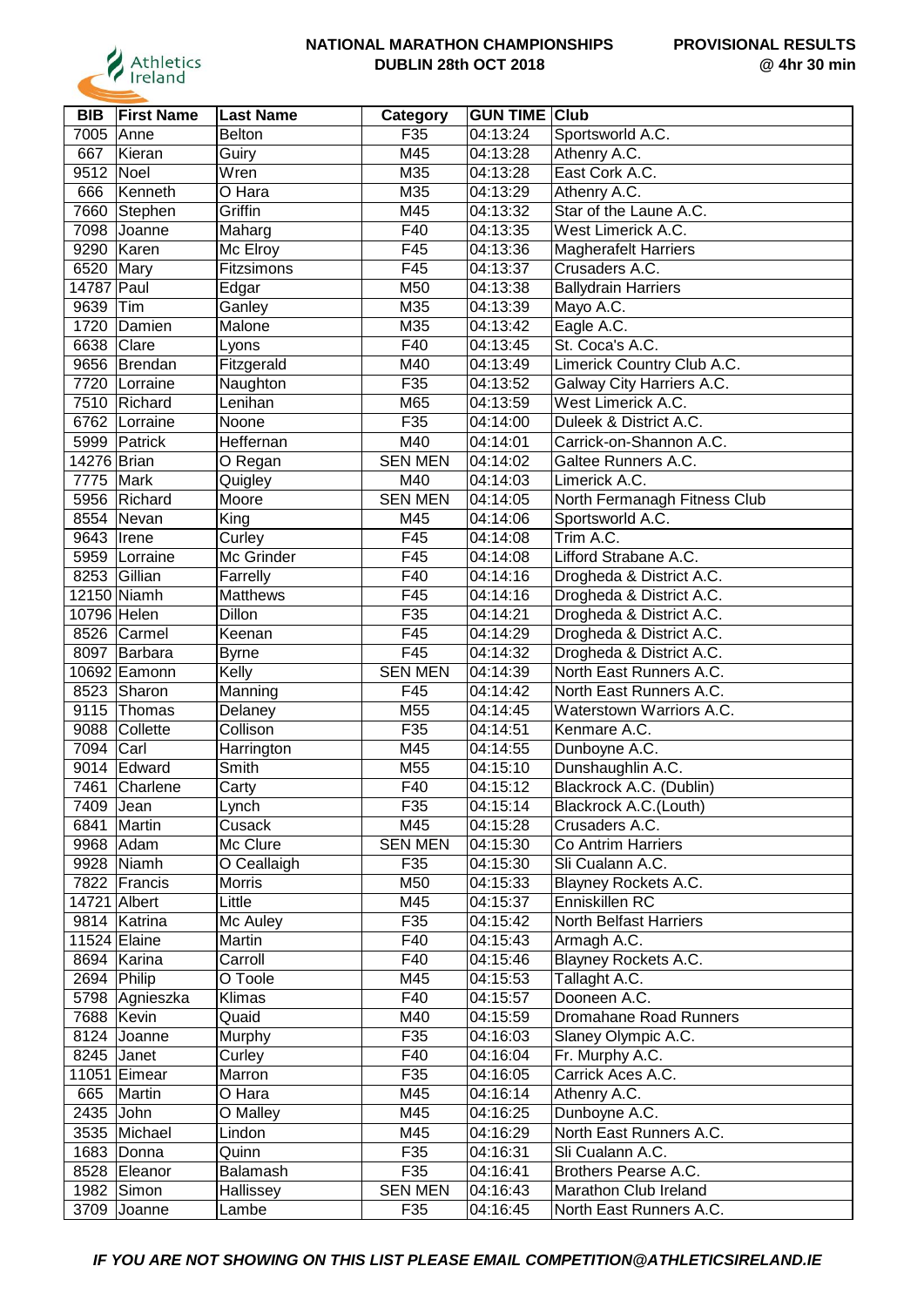**NATIONAL MARATHON CHAMPIONSHIPS**
**DUBLIN 28th OCT 2018**

**PROVISIONAL RESULTS**
**@ 4hr 30 min**

| BIB | First Name | Last Name | Category | GUN TIME | Club |
|---|---|---|---|---|---|
| 7005 | Anne | Belton | F35 | 04:13:24 | Sportsworld A.C. |
| 667 | Kieran | Guiry | M45 | 04:13:28 | Athenry A.C. |
| 9512 | Noel | Wren | M35 | 04:13:28 | East Cork A.C. |
| 666 | Kenneth | O Hara | M35 | 04:13:29 | Athenry A.C. |
| 7660 | Stephen | Griffin | M45 | 04:13:32 | Star of the Laune A.C. |
| 7098 | Joanne | Maharg | F40 | 04:13:35 | West Limerick A.C. |
| 9290 | Karen | Mc Elroy | F45 | 04:13:36 | Magherafelt Harriers |
| 6520 | Mary | Fitzsimons | F45 | 04:13:37 | Crusaders A.C. |
| 14787 | Paul | Edgar | M50 | 04:13:38 | Ballydrain Harriers |
| 9639 | Tim | Ganley | M35 | 04:13:39 | Mayo A.C. |
| 1720 | Damien | Malone | M35 | 04:13:42 | Eagle A.C. |
| 6638 | Clare | Lyons | F40 | 04:13:45 | St. Coca's A.C. |
| 9656 | Brendan | Fitzgerald | M40 | 04:13:49 | Limerick Country Club A.C. |
| 7720 | Lorraine | Naughton | F35 | 04:13:52 | Galway City Harriers A.C. |
| 7510 | Richard | Lenihan | M65 | 04:13:59 | West Limerick A.C. |
| 6762 | Lorraine | Noone | F35 | 04:14:00 | Duleek & District A.C. |
| 5999 | Patrick | Heffernan | M40 | 04:14:01 | Carrick-on-Shannon A.C. |
| 14276 | Brian | O Regan | SEN MEN | 04:14:02 | Galtee Runners A.C. |
| 7775 | Mark | Quigley | M40 | 04:14:03 | Limerick A.C. |
| 5956 | Richard | Moore | SEN MEN | 04:14:05 | North Fermanagh Fitness Club |
| 8554 | Nevan | King | M45 | 04:14:06 | Sportsworld A.C. |
| 9643 | Irene | Curley | F45 | 04:14:08 | Trim A.C. |
| 5959 | Lorraine | Mc Grinder | F45 | 04:14:08 | Lifford Strabane A.C. |
| 8253 | Gillian | Farrelly | F40 | 04:14:16 | Drogheda & District A.C. |
| 12150 | Niamh | Matthews | F45 | 04:14:16 | Drogheda & District A.C. |
| 10796 | Helen | Dillon | F35 | 04:14:21 | Drogheda & District A.C. |
| 8526 | Carmel | Keenan | F45 | 04:14:29 | Drogheda & District A.C. |
| 8097 | Barbara | Byrne | F45 | 04:14:32 | Drogheda & District A.C. |
| 10692 | Eamonn | Kelly | SEN MEN | 04:14:39 | North East Runners A.C. |
| 8523 | Sharon | Manning | F45 | 04:14:42 | North East Runners A.C. |
| 9115 | Thomas | Delaney | M55 | 04:14:45 | Waterstown Warriors A.C. |
| 9088 | Collette | Collison | F35 | 04:14:51 | Kenmare A.C. |
| 7094 | Carl | Harrington | M45 | 04:14:55 | Dunboyne A.C. |
| 9014 | Edward | Smith | M55 | 04:15:10 | Dunshaughlin A.C. |
| 7461 | Charlene | Carty | F40 | 04:15:12 | Blackrock A.C. (Dublin) |
| 7409 | Jean | Lynch | F35 | 04:15:14 | Blackrock A.C.(Louth) |
| 6841 | Martin | Cusack | M45 | 04:15:28 | Crusaders A.C. |
| 9968 | Adam | Mc Clure | SEN MEN | 04:15:30 | Co Antrim Harriers |
| 9928 | Niamh | O Ceallaigh | F35 | 04:15:30 | Sli Cualann A.C. |
| 7822 | Francis | Morris | M50 | 04:15:33 | Blayney Rockets A.C. |
| 14721 | Albert | Little | M45 | 04:15:37 | Enniskillen RC |
| 9814 | Katrina | Mc Auley | F35 | 04:15:42 | North Belfast Harriers |
| 11524 | Elaine | Martin | F40 | 04:15:43 | Armagh A.C. |
| 8694 | Karina | Carroll | F40 | 04:15:46 | Blayney Rockets A.C. |
| 2694 | Philip | O Toole | M45 | 04:15:53 | Tallaght A.C. |
| 5798 | Agnieszka | Klimas | F40 | 04:15:57 | Dooneen A.C. |
| 7688 | Kevin | Quaid | M40 | 04:15:59 | Dromahane Road Runners |
| 8124 | Joanne | Murphy | F35 | 04:16:03 | Slaney Olympic A.C. |
| 8245 | Janet | Curley | F40 | 04:16:04 | Fr. Murphy A.C. |
| 11051 | Eimear | Marron | F35 | 04:16:05 | Carrick Aces A.C. |
| 665 | Martin | O Hara | M45 | 04:16:14 | Athenry A.C. |
| 2435 | John | O Malley | M45 | 04:16:25 | Dunboyne A.C. |
| 3535 | Michael | Lindon | M45 | 04:16:29 | North East Runners A.C. |
| 1683 | Donna | Quinn | F35 | 04:16:31 | Sli Cualann A.C. |
| 8528 | Eleanor | Balamash | F35 | 04:16:41 | Brothers Pearse A.C. |
| 1982 | Simon | Hallissey | SEN MEN | 04:16:43 | Marathon Club Ireland |
| 3709 | Joanne | Lambe | F35 | 04:16:45 | North East Runners A.C. |

*IF YOU ARE NOT SHOWING ON THIS LIST PLEASE EMAIL COMPETITION@ATHLETICSIRELAND.IE*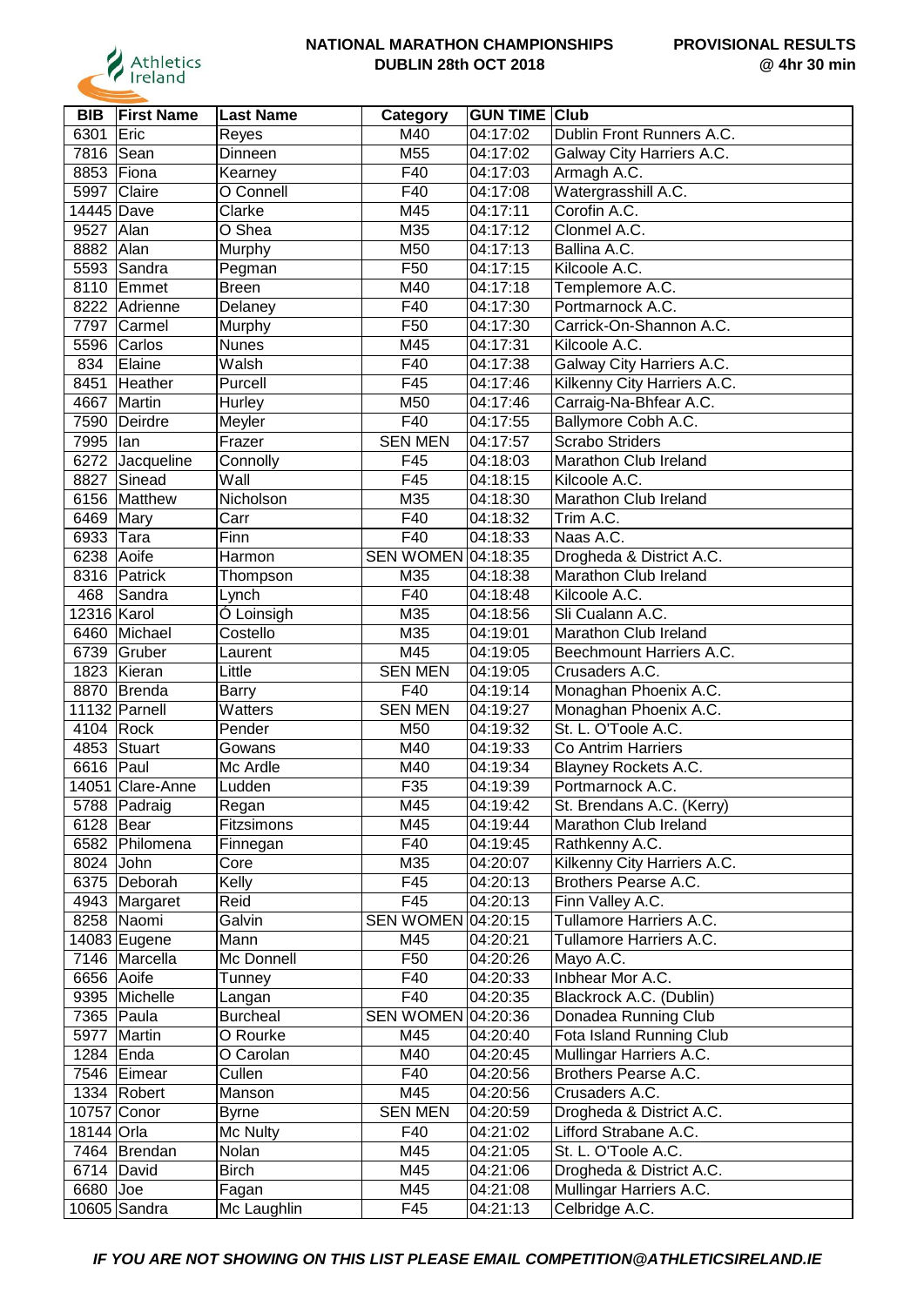**NATIONAL MARATHON CHAMPIONSHIPS**
**DUBLIN 28th OCT 2018**

**PROVISIONAL RESULTS**
**@ 4hr 30 min**

| BIB | First Name | Last Name | Category | GUN TIME | Club |
|---|---|---|---|---|---|
| 6301 | Eric | Reyes | M40 | 04:17:02 | Dublin Front Runners A.C. |
| 7816 | Sean | Dinneen | M55 | 04:17:02 | Galway City Harriers A.C. |
| 8853 | Fiona | Kearney | F40 | 04:17:03 | Armagh A.C. |
| 5997 | Claire | O Connell | F40 | 04:17:08 | Watergrasshill A.C. |
| 14445 | Dave | Clarke | M45 | 04:17:11 | Corofin A.C. |
| 9527 | Alan | O Shea | M35 | 04:17:12 | Clonmel A.C. |
| 8882 | Alan | Murphy | M50 | 04:17:13 | Ballina A.C. |
| 5593 | Sandra | Pegman | F50 | 04:17:15 | Kilcoole A.C. |
| 8110 | Emmet | Breen | M40 | 04:17:18 | Templemore A.C. |
| 8222 | Adrienne | Delaney | F40 | 04:17:30 | Portmarnock A.C. |
| 7797 | Carmel | Murphy | F50 | 04:17:30 | Carrick-On-Shannon A.C. |
| 5596 | Carlos | Nunes | M45 | 04:17:31 | Kilcoole A.C. |
| 834 | Elaine | Walsh | F40 | 04:17:38 | Galway City Harriers A.C. |
| 8451 | Heather | Purcell | F45 | 04:17:46 | Kilkenny City Harriers A.C. |
| 4667 | Martin | Hurley | M50 | 04:17:46 | Carraig-Na-Bhfear A.C. |
| 7590 | Deirdre | Meyler | F40 | 04:17:55 | Ballymore Cobh A.C. |
| 7995 | Ian | Frazer | SEN MEN | 04:17:57 | Scrabo Striders |
| 6272 | Jacqueline | Connolly | F45 | 04:18:03 | Marathon Club Ireland |
| 8827 | Sinead | Wall | F45 | 04:18:15 | Kilcoole A.C. |
| 6156 | Matthew | Nicholson | M35 | 04:18:30 | Marathon Club Ireland |
| 6469 | Mary | Carr | F40 | 04:18:32 | Trim A.C. |
| 6933 | Tara | Finn | F40 | 04:18:33 | Naas A.C. |
| 6238 | Aoife | Harmon | SEN WOMEN | 04:18:35 | Drogheda & District A.C. |
| 8316 | Patrick | Thompson | M35 | 04:18:38 | Marathon Club Ireland |
| 468 | Sandra | Lynch | F40 | 04:18:48 | Kilcoole A.C. |
| 12316 | Karol | Ó Loinsigh | M35 | 04:18:56 | Sli Cualann A.C. |
| 6460 | Michael | Costello | M35 | 04:19:01 | Marathon Club Ireland |
| 6739 | Gruber | Laurent | M45 | 04:19:05 | Beechmount Harriers A.C. |
| 1823 | Kieran | Little | SEN MEN | 04:19:05 | Crusaders A.C. |
| 8870 | Brenda | Barry | F40 | 04:19:14 | Monaghan Phoenix A.C. |
| 11132 | Parnell | Watters | SEN MEN | 04:19:27 | Monaghan Phoenix A.C. |
| 4104 | Rock | Pender | M50 | 04:19:32 | St. L. O'Toole A.C. |
| 4853 | Stuart | Gowans | M40 | 04:19:33 | Co Antrim Harriers |
| 6616 | Paul | Mc Ardle | M40 | 04:19:34 | Blayney Rockets A.C. |
| 14051 | Clare-Anne | Ludden | F35 | 04:19:39 | Portmarnock A.C. |
| 5788 | Padraig | Regan | M45 | 04:19:42 | St. Brendans A.C. (Kerry) |
| 6128 | Bear | Fitzsimons | M45 | 04:19:44 | Marathon Club Ireland |
| 6582 | Philomena | Finnegan | F40 | 04:19:45 | Rathkenny A.C. |
| 8024 | John | Core | M35 | 04:20:07 | Kilkenny City Harriers A.C. |
| 6375 | Deborah | Kelly | F45 | 04:20:13 | Brothers Pearse A.C. |
| 4943 | Margaret | Reid | F45 | 04:20:13 | Finn Valley A.C. |
| 8258 | Naomi | Galvin | SEN WOMEN | 04:20:15 | Tullamore Harriers A.C. |
| 14083 | Eugene | Mann | M45 | 04:20:21 | Tullamore Harriers A.C. |
| 7146 | Marcella | Mc Donnell | F50 | 04:20:26 | Mayo A.C. |
| 6656 | Aoife | Tunney | F40 | 04:20:33 | Inbhear Mor A.C. |
| 9395 | Michelle | Langan | F40 | 04:20:35 | Blackrock A.C. (Dublin) |
| 7365 | Paula | Burcheal | SEN WOMEN | 04:20:36 | Donadea Running Club |
| 5977 | Martin | O Rourke | M45 | 04:20:40 | Fota Island Running Club |
| 1284 | Enda | O Carolan | M40 | 04:20:45 | Mullingar Harriers A.C. |
| 7546 | Eimear | Cullen | F40 | 04:20:56 | Brothers Pearse A.C. |
| 1334 | Robert | Manson | M45 | 04:20:56 | Crusaders A.C. |
| 10757 | Conor | Byrne | SEN MEN | 04:20:59 | Drogheda & District A.C. |
| 18144 | Orla | Mc Nulty | F40 | 04:21:02 | Lifford Strabane A.C. |
| 7464 | Brendan | Nolan | M45 | 04:21:05 | St. L. O'Toole A.C. |
| 6714 | David | Birch | M45 | 04:21:06 | Drogheda & District A.C. |
| 6680 | Joe | Fagan | M45 | 04:21:08 | Mullingar Harriers A.C. |
| 10605 | Sandra | Mc Laughlin | F45 | 04:21:13 | Celbridge A.C. |

***IF YOU ARE NOT SHOWING ON THIS LIST PLEASE EMAIL COMPETITION@ATHLETICSIRELAND.IE***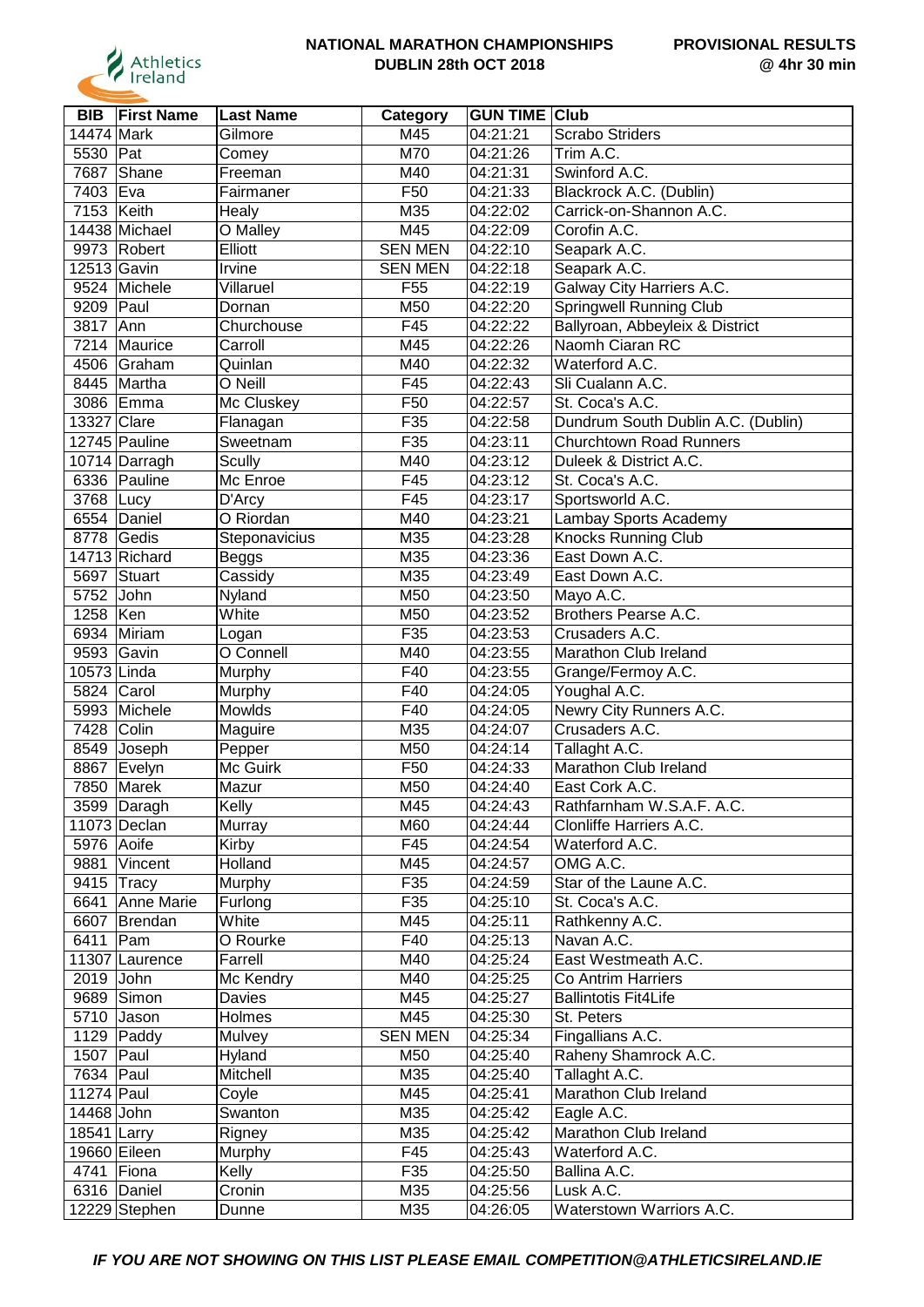**NATIONAL MARATHON CHAMPIONSHIPS**
**DUBLIN 28th OCT 2018**

**PROVISIONAL RESULTS**
**@ 4hr 30 min**

| BIB | First Name | Last Name | Category | GUN TIME | Club |
|---|---|---|---|---|---|
| 14474 | Mark | Gilmore | M45 | 04:21:21 | Scrabo Striders |
| 5530 | Pat | Comey | M70 | 04:21:26 | Trim A.C. |
| 7687 | Shane | Freeman | M40 | 04:21:31 | Swinford A.C. |
| 7403 | Eva | Fairmaner | F50 | 04:21:33 | Blackrock A.C. (Dublin) |
| 7153 | Keith | Healy | M35 | 04:22:02 | Carrick-on-Shannon A.C. |
| 14438 | Michael | O Malley | M45 | 04:22:09 | Corofin A.C. |
| 9973 | Robert | Elliott | SEN MEN | 04:22:10 | Seapark A.C. |
| 12513 | Gavin | Irvine | SEN MEN | 04:22:18 | Seapark A.C. |
| 9524 | Michele | Villaruel | F55 | 04:22:19 | Galway City Harriers A.C. |
| 9209 | Paul | Dornan | M50 | 04:22:20 | Springwell Running Club |
| 3817 | Ann | Churchouse | F45 | 04:22:22 | Ballyroan, Abbeyleix & District |
| 7214 | Maurice | Carroll | M45 | 04:22:26 | Naomh Ciaran RC |
| 4506 | Graham | Quinlan | M40 | 04:22:32 | Waterford A.C. |
| 8445 | Martha | O Neill | F45 | 04:22:43 | Sli Cualann A.C. |
| 3086 | Emma | Mc Cluskey | F50 | 04:22:57 | St. Coca's A.C. |
| 13327 | Clare | Flanagan | F35 | 04:22:58 | Dundrum South Dublin A.C. (Dublin) |
| 12745 | Pauline | Sweetnam | F35 | 04:23:11 | Churchtown Road Runners |
| 10714 | Darragh | Scully | M40 | 04:23:12 | Duleek & District A.C. |
| 6336 | Pauline | Mc Enroe | F45 | 04:23:12 | St. Coca's A.C. |
| 3768 | Lucy | D'Arcy | F45 | 04:23:17 | Sportsworld A.C. |
| 6554 | Daniel | O Riordan | M40 | 04:23:21 | Lambay Sports Academy |
| 8778 | Gedis | Steponavicius | M35 | 04:23:28 | Knocks Running Club |
| 14713 | Richard | Beggs | M35 | 04:23:36 | East Down A.C. |
| 5697 | Stuart | Cassidy | M35 | 04:23:49 | East Down A.C. |
| 5752 | John | Nyland | M50 | 04:23:50 | Mayo A.C. |
| 1258 | Ken | White | M50 | 04:23:52 | Brothers Pearse A.C. |
| 6934 | Miriam | Logan | F35 | 04:23:53 | Crusaders A.C. |
| 9593 | Gavin | O Connell | M40 | 04:23:55 | Marathon Club Ireland |
| 10573 | Linda | Murphy | F40 | 04:23:55 | Grange/Fermoy A.C. |
| 5824 | Carol | Murphy | F40 | 04:24:05 | Youghal A.C. |
| 5993 | Michele | Mowlds | F40 | 04:24:05 | Newry City Runners A.C. |
| 7428 | Colin | Maguire | M35 | 04:24:07 | Crusaders A.C. |
| 8549 | Joseph | Pepper | M50 | 04:24:14 | Tallaght A.C. |
| 8867 | Evelyn | Mc Guirk | F50 | 04:24:33 | Marathon Club Ireland |
| 7850 | Marek | Mazur | M50 | 04:24:40 | East Cork A.C. |
| 3599 | Daragh | Kelly | M45 | 04:24:43 | Rathfarnham W.S.A.F. A.C. |
| 11073 | Declan | Murray | M60 | 04:24:44 | Clonliffe Harriers A.C. |
| 5976 | Aoife | Kirby | F45 | 04:24:54 | Waterford A.C. |
| 9881 | Vincent | Holland | M45 | 04:24:57 | OMG A.C. |
| 9415 | Tracy | Murphy | F35 | 04:24:59 | Star of the Laune A.C. |
| 6641 | Anne Marie | Furlong | F35 | 04:25:10 | St. Coca's A.C. |
| 6607 | Brendan | White | M45 | 04:25:11 | Rathkenny A.C. |
| 6411 | Pam | O Rourke | F40 | 04:25:13 | Navan A.C. |
| 11307 | Laurence | Farrell | M40 | 04:25:24 | East Westmeath A.C. |
| 2019 | John | Mc Kendry | M40 | 04:25:25 | Co Antrim Harriers |
| 9689 | Simon | Davies | M45 | 04:25:27 | Ballintotis Fit4Life |
| 5710 | Jason | Holmes | M45 | 04:25:30 | St. Peters |
| 1129 | Paddy | Mulvey | SEN MEN | 04:25:34 | Fingallians A.C. |
| 1507 | Paul | Hyland | M50 | 04:25:40 | Raheny Shamrock A.C. |
| 7634 | Paul | Mitchell | M35 | 04:25:40 | Tallaght A.C. |
| 11274 | Paul | Coyle | M45 | 04:25:41 | Marathon Club Ireland |
| 14468 | John | Swanton | M35 | 04:25:42 | Eagle A.C. |
| 18541 | Larry | Rigney | M35 | 04:25:42 | Marathon Club Ireland |
| 19660 | Eileen | Murphy | F45 | 04:25:43 | Waterford A.C. |
| 4741 | Fiona | Kelly | F35 | 04:25:50 | Ballina A.C. |
| 6316 | Daniel | Cronin | M35 | 04:25:56 | Lusk A.C. |
| 12229 | Stephen | Dunne | M35 | 04:26:05 | Waterstown Warriors A.C. |

***IF YOU ARE NOT SHOWING ON THIS LIST PLEASE EMAIL COMPETITION@ATHLETICSIRELAND.IE***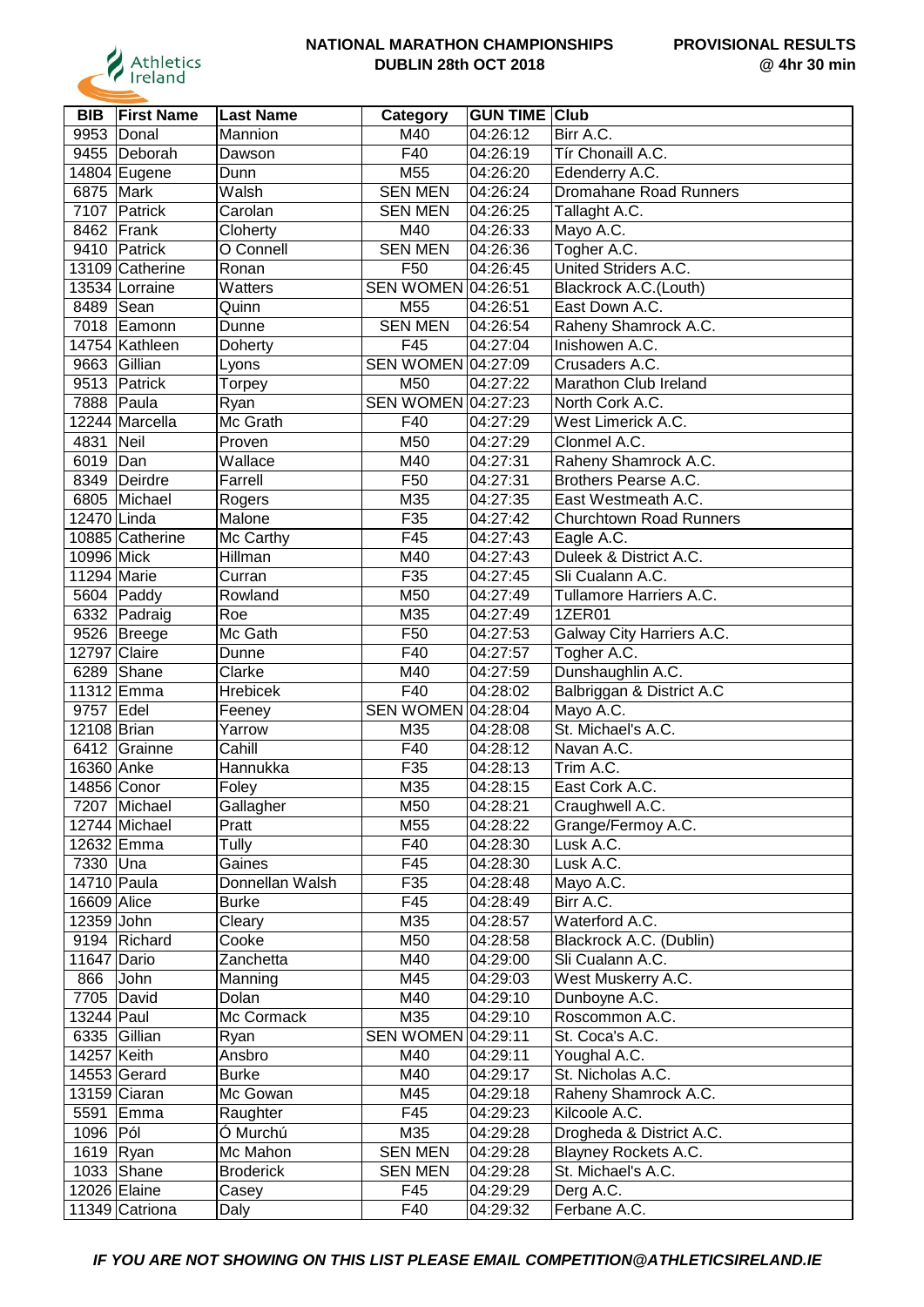**NATIONAL MARATHON CHAMPIONSHIPS**
**DUBLIN 28th OCT 2018**

**PROVISIONAL RESULTS**
**@ 4hr 30 min**

| BIB | First Name | Last Name | Category | GUN TIME | Club |
|---|---|---|---|---|---|
| 9953 | Donal | Mannion | M40 | 04:26:12 | Birr A.C. |
| 9455 | Deborah | Dawson | F40 | 04:26:19 | Tír Chonaill A.C. |
| 14804 | Eugene | Dunn | M55 | 04:26:20 | Edenderry A.C. |
| 6875 | Mark | Walsh | SEN MEN | 04:26:24 | Dromahane Road Runners |
| 7107 | Patrick | Carolan | SEN MEN | 04:26:25 | Tallaght A.C. |
| 8462 | Frank | Cloherty | M40 | 04:26:33 | Mayo A.C. |
| 9410 | Patrick | O Connell | SEN MEN | 04:26:36 | Togher A.C. |
| 13109 | Catherine | Ronan | F50 | 04:26:45 | United Striders A.C. |
| 13534 | Lorraine | Watters | SEN WOMEN | 04:26:51 | Blackrock A.C.(Louth) |
| 8489 | Sean | Quinn | M55 | 04:26:51 | East Down A.C. |
| 7018 | Eamonn | Dunne | SEN MEN | 04:26:54 | Raheny Shamrock A.C. |
| 14754 | Kathleen | Doherty | F45 | 04:27:04 | Inishowen A.C. |
| 9663 | Gillian | Lyons | SEN WOMEN | 04:27:09 | Crusaders A.C. |
| 9513 | Patrick | Torpey | M50 | 04:27:22 | Marathon Club Ireland |
| 7888 | Paula | Ryan | SEN WOMEN | 04:27:23 | North Cork A.C. |
| 12244 | Marcella | Mc Grath | F40 | 04:27:29 | West Limerick A.C. |
| 4831 | Neil | Proven | M50 | 04:27:29 | Clonmel A.C. |
| 6019 | Dan | Wallace | M40 | 04:27:31 | Raheny Shamrock A.C. |
| 8349 | Deirdre | Farrell | F50 | 04:27:31 | Brothers Pearse A.C. |
| 6805 | Michael | Rogers | M35 | 04:27:35 | East Westmeath A.C. |
| 12470 | Linda | Malone | F35 | 04:27:42 | Churchtown Road Runners |
| 10885 | Catherine | Mc Carthy | F45 | 04:27:43 | Eagle A.C. |
| 10996 | Mick | Hillman | M40 | 04:27:43 | Duleek & District A.C. |
| 11294 | Marie | Curran | F35 | 04:27:45 | Sli Cualann A.C. |
| 5604 | Paddy | Rowland | M50 | 04:27:49 | Tullamore Harriers A.C. |
| 6332 | Padraig | Roe | M35 | 04:27:49 | 1ZER01 |
| 9526 | Breege | Mc Gath | F50 | 04:27:53 | Galway City Harriers A.C. |
| 12797 | Claire | Dunne | F40 | 04:27:57 | Togher A.C. |
| 6289 | Shane | Clarke | M40 | 04:27:59 | Dunshaughlin A.C. |
| 11312 | Emma | Hrebicek | F40 | 04:28:02 | Balbriggan & District A.C |
| 9757 | Edel | Feeney | SEN WOMEN | 04:28:04 | Mayo A.C. |
| 12108 | Brian | Yarrow | M35 | 04:28:08 | St. Michael's A.C. |
| 6412 | Grainne | Cahill | F40 | 04:28:12 | Navan A.C. |
| 16360 | Anke | Hannukka | F35 | 04:28:13 | Trim A.C. |
| 14856 | Conor | Foley | M35 | 04:28:15 | East Cork A.C. |
| 7207 | Michael | Gallagher | M50 | 04:28:21 | Craughwell A.C. |
| 12744 | Michael | Pratt | M55 | 04:28:22 | Grange/Fermoy A.C. |
| 12632 | Emma | Tully | F40 | 04:28:30 | Lusk A.C. |
| 7330 | Una | Gaines | F45 | 04:28:30 | Lusk A.C. |
| 14710 | Paula | Donnellan Walsh | F35 | 04:28:48 | Mayo A.C. |
| 16609 | Alice | Burke | F45 | 04:28:49 | Birr A.C. |
| 12359 | John | Cleary | M35 | 04:28:57 | Waterford A.C. |
| 9194 | Richard | Cooke | M50 | 04:28:58 | Blackrock A.C. (Dublin) |
| 11647 | Dario | Zanchetta | M40 | 04:29:00 | Sli Cualann A.C. |
| 866 | John | Manning | M45 | 04:29:03 | West Muskerry A.C. |
| 7705 | David | Dolan | M40 | 04:29:10 | Dunboyne A.C. |
| 13244 | Paul | Mc Cormack | M35 | 04:29:10 | Roscommon A.C. |
| 6335 | Gillian | Ryan | SEN WOMEN | 04:29:11 | St. Coca's A.C. |
| 14257 | Keith | Ansbro | M40 | 04:29:11 | Youghal A.C. |
| 14553 | Gerard | Burke | M40 | 04:29:17 | St. Nicholas A.C. |
| 13159 | Ciaran | Mc Gowan | M45 | 04:29:18 | Raheny Shamrock A.C. |
| 5591 | Emma | Raughter | F45 | 04:29:23 | Kilcoole A.C. |
| 1096 | Pól | Ó Murchú | M35 | 04:29:28 | Drogheda & District A.C. |
| 1619 | Ryan | Mc Mahon | SEN MEN | 04:29:28 | Blayney Rockets A.C. |
| 1033 | Shane | Broderick | SEN MEN | 04:29:28 | St. Michael's A.C. |
| 12026 | Elaine | Casey | F45 | 04:29:29 | Derg A.C. |
| 11349 | Catriona | Daly | F40 | 04:29:32 | Ferbane A.C. |

***IF YOU ARE NOT SHOWING ON THIS LIST PLEASE EMAIL COMPETITION@ATHLETICSIRELAND.IE***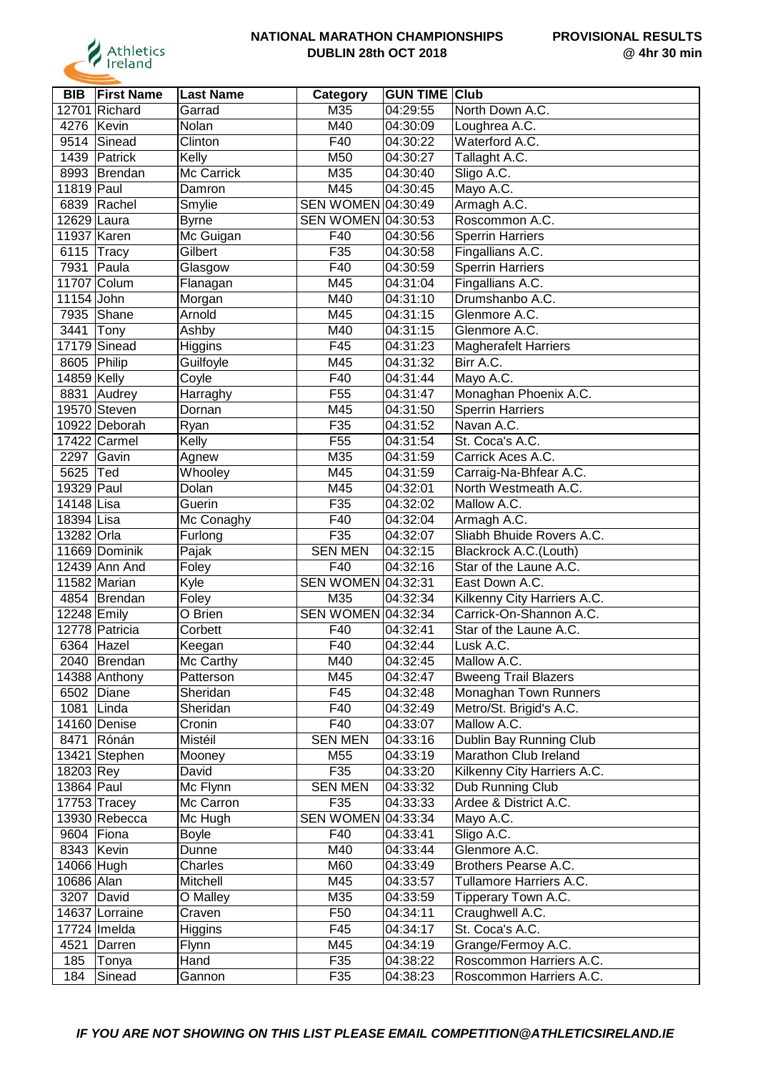**NATIONAL MARATHON CHAMPIONSHIPS**
**DUBLIN 28th OCT 2018**

**PROVISIONAL RESULTS**
**@ 4hr 30 min**

| BIB | First Name | Last Name | Category | GUN TIME | Club |
|---|---|---|---|---|---|
| 12701 | Richard | Garrad | M35 | 04:29:55 | North Down A.C. |
| 4276 | Kevin | Nolan | M40 | 04:30:09 | Loughrea A.C. |
| 9514 | Sinead | Clinton | F40 | 04:30:22 | Waterford A.C. |
| 1439 | Patrick | Kelly | M50 | 04:30:27 | Tallaght A.C. |
| 8993 | Brendan | Mc Carrick | M35 | 04:30:40 | Sligo A.C. |
| 11819 | Paul | Damron | M45 | 04:30:45 | Mayo A.C. |
| 6839 | Rachel | Smylie | SEN WOMEN | 04:30:49 | Armagh A.C. |
| 12629 | Laura | Byrne | SEN WOMEN | 04:30:53 | Roscommon A.C. |
| 11937 | Karen | Mc Guigan | F40 | 04:30:56 | Sperrin Harriers |
| 6115 | Tracy | Gilbert | F35 | 04:30:58 | Fingallians A.C. |
| 7931 | Paula | Glasgow | F40 | 04:30:59 | Sperrin Harriers |
| 11707 | Colum | Flanagan | M45 | 04:31:04 | Fingallians A.C. |
| 11154 | John | Morgan | M40 | 04:31:10 | Drumshanbo A.C. |
| 7935 | Shane | Arnold | M45 | 04:31:15 | Glenmore A.C. |
| 3441 | Tony | Ashby | M40 | 04:31:15 | Glenmore A.C. |
| 17179 | Sinead | Higgins | F45 | 04:31:23 | Magherafelt Harriers |
| 8605 | Philip | Guilfoyle | M45 | 04:31:32 | Birr A.C. |
| 14859 | Kelly | Coyle | F40 | 04:31:44 | Mayo A.C. |
| 8831 | Audrey | Harraghy | F55 | 04:31:47 | Monaghan Phoenix A.C. |
| 19570 | Steven | Dornan | M45 | 04:31:50 | Sperrin Harriers |
| 10922 | Deborah | Ryan | F35 | 04:31:52 | Navan A.C. |
| 17422 | Carmel | Kelly | F55 | 04:31:54 | St. Coca's A.C. |
| 2297 | Gavin | Agnew | M35 | 04:31:59 | Carrick Aces A.C. |
| 5625 | Ted | Whooley | M45 | 04:31:59 | Carraig-Na-Bhfear A.C. |
| 19329 | Paul | Dolan | M45 | 04:32:01 | North Westmeath A.C. |
| 14148 | Lisa | Guerin | F35 | 04:32:02 | Mallow A.C. |
| 18394 | Lisa | Mc Conaghy | F40 | 04:32:04 | Armagh A.C. |
| 13282 | Orla | Furlong | F35 | 04:32:07 | Sliabh Bhuide Rovers A.C. |
| 11669 | Dominik | Pajak | SEN MEN | 04:32:15 | Blackrock A.C.(Louth) |
| 12439 | Ann And | Foley | F40 | 04:32:16 | Star of the Laune A.C. |
| 11582 | Marian | Kyle | SEN WOMEN | 04:32:31 | East Down A.C. |
| 4854 | Brendan | Foley | M35 | 04:32:34 | Kilkenny City Harriers A.C. |
| 12248 | Emily | O Brien | SEN WOMEN | 04:32:34 | Carrick-On-Shannon A.C. |
| 12778 | Patricia | Corbett | F40 | 04:32:41 | Star of the Laune A.C. |
| 6364 | Hazel | Keegan | F40 | 04:32:44 | Lusk A.C. |
| 2040 | Brendan | Mc Carthy | M40 | 04:32:45 | Mallow A.C. |
| 14388 | Anthony | Patterson | M45 | 04:32:47 | Bweeng Trail Blazers |
| 6502 | Diane | Sheridan | F45 | 04:32:48 | Monaghan Town Runners |
| 1081 | Linda | Sheridan | F40 | 04:32:49 | Metro/St. Brigid's A.C. |
| 14160 | Denise | Cronin | F40 | 04:33:07 | Mallow A.C. |
| 8471 | Rónán | Mistéil | SEN MEN | 04:33:16 | Dublin Bay Running Club |
| 13421 | Stephen | Mooney | M55 | 04:33:19 | Marathon Club Ireland |
| 18203 | Rey | David | F35 | 04:33:20 | Kilkenny City Harriers A.C. |
| 13864 | Paul | Mc Flynn | SEN MEN | 04:33:32 | Dub Running Club |
| 17753 | Tracey | Mc Carron | F35 | 04:33:33 | Ardee & District A.C. |
| 13930 | Rebecca | Mc Hugh | SEN WOMEN | 04:33:34 | Mayo A.C. |
| 9604 | Fiona | Boyle | F40 | 04:33:41 | Sligo A.C. |
| 8343 | Kevin | Dunne | M40 | 04:33:44 | Glenmore A.C. |
| 14066 | Hugh | Charles | M60 | 04:33:49 | Brothers Pearse A.C. |
| 10686 | Alan | Mitchell | M45 | 04:33:57 | Tullamore Harriers A.C. |
| 3207 | David | O Malley | M35 | 04:33:59 | Tipperary Town A.C. |
| 14637 | Lorraine | Craven | F50 | 04:34:11 | Craughwell A.C. |
| 17724 | Imelda | Higgins | F45 | 04:34:17 | St. Coca's A.C. |
| 4521 | Darren | Flynn | M45 | 04:34:19 | Grange/Fermoy A.C. |
| 185 | Tonya | Hand | F35 | 04:38:22 | Roscommon Harriers A.C. |
| 184 | Sinead | Gannon | F35 | 04:38:23 | Roscommon Harriers A.C. |

***IF YOU ARE NOT SHOWING ON THIS LIST PLEASE EMAIL COMPETITION@ATHLETICSIRELAND.IE***